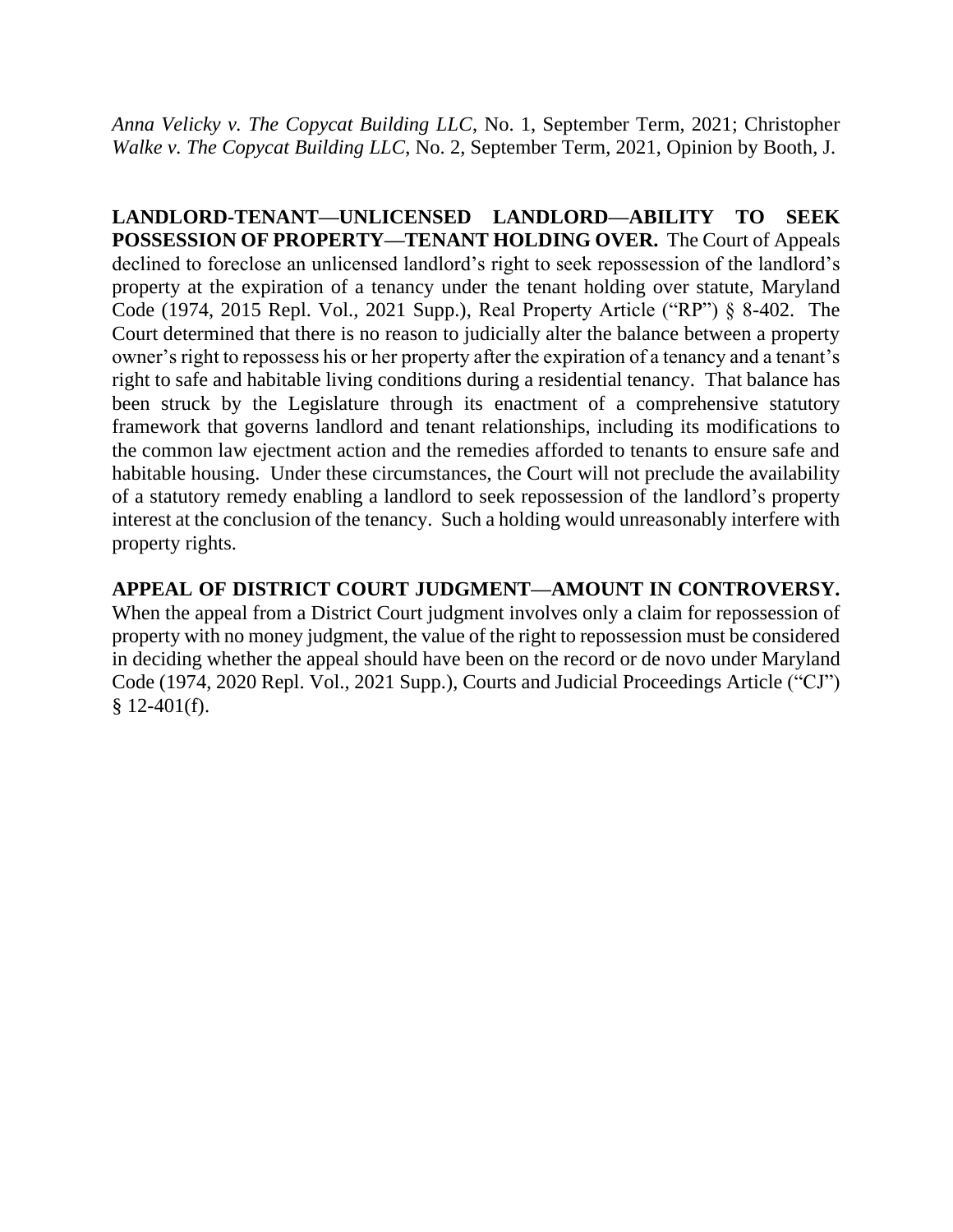*Anna Velicky v. The Copycat Building LLC*, No. 1, September Term, 2021; Christopher *Walke v. The Copycat Building LLC*, No. 2, September Term, 2021, Opinion by Booth, J.

**LANDLORD-TENANT—UNLICENSED LANDLORD—ABILITY TO SEEK POSSESSION OF PROPERTY—TENANT HOLDING OVER.** The Court of Appeals declined to foreclose an unlicensed landlord's right to seek repossession of the landlord's property at the expiration of a tenancy under the tenant holding over statute, Maryland Code (1974, 2015 Repl. Vol., 2021 Supp.), Real Property Article ("RP") § 8-402. The Court determined that there is no reason to judicially alter the balance between a property owner's right to repossess his or her property after the expiration of a tenancy and a tenant's right to safe and habitable living conditions during a residential tenancy. That balance has been struck by the Legislature through its enactment of a comprehensive statutory framework that governs landlord and tenant relationships, including its modifications to the common law ejectment action and the remedies afforded to tenants to ensure safe and habitable housing. Under these circumstances, the Court will not preclude the availability of a statutory remedy enabling a landlord to seek repossession of the landlord's property interest at the conclusion of the tenancy. Such a holding would unreasonably interfere with property rights.

**APPEAL OF DISTRICT COURT JUDGMENT—AMOUNT IN CONTROVERSY.** When the appeal from a District Court judgment involves only a claim for repossession of property with no money judgment, the value of the right to repossession must be considered in deciding whether the appeal should have been on the record or de novo under Maryland Code (1974, 2020 Repl. Vol., 2021 Supp.), Courts and Judicial Proceedings Article ("CJ") § 12-401(f).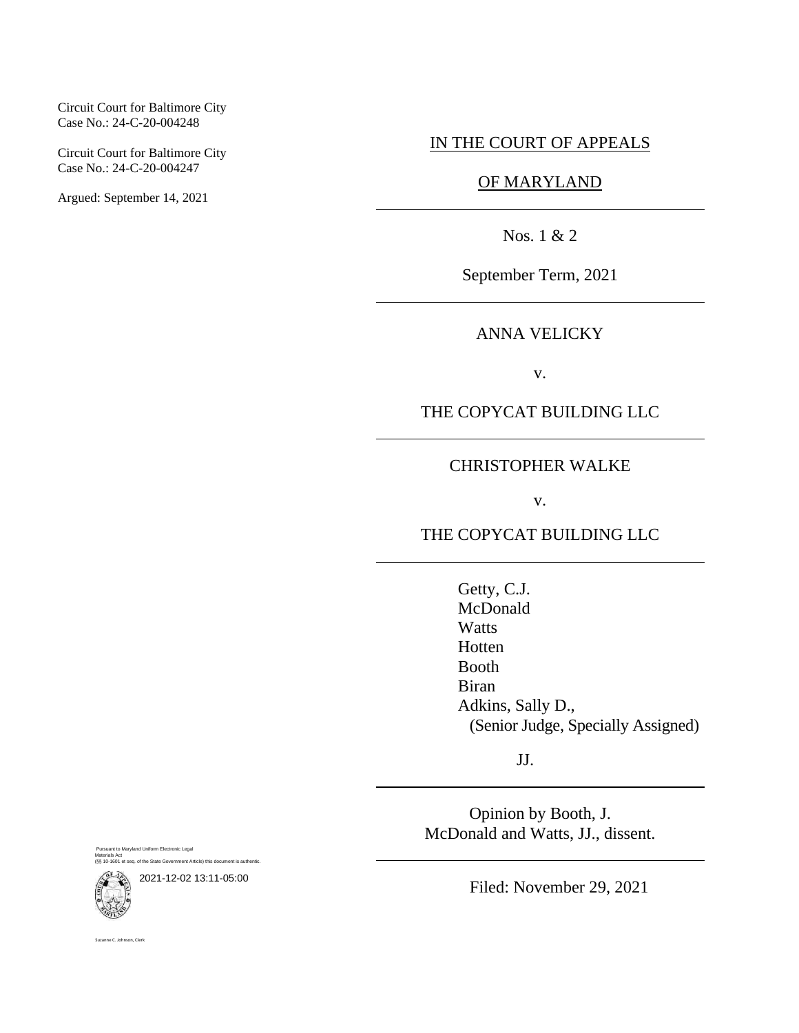Circuit Court for Baltimore City
Case No.: 24-C-20-004248

Circuit Court for Baltimore City
Case No.: 24-C-20-004247

Argued: September 14, 2021

IN THE COURT OF APPEALS

OF MARYLAND

Nos. 1 & 2

September Term, 2021

ANNA VELICKY

v.

THE COPYCAT BUILDING LLC

CHRISTOPHER WALKE

v.

THE COPYCAT BUILDING LLC

Getty, C.J.
McDonald
Watts
Hotten
Booth
Biran
Adkins, Sally D.,
(Senior Judge, Specially Assigned)

JJ.

Opinion by Booth, J.
McDonald and Watts, JJ., dissent.

Filed: November 29, 2021

Pursuant to Maryland Uniform Electronic Legal Materials Act
(§§ 10-1601 et seq. of the State Government Article) this document is authentic.

2021-12-02 13:11-05:00

Suzanne C. Johnson, Clerk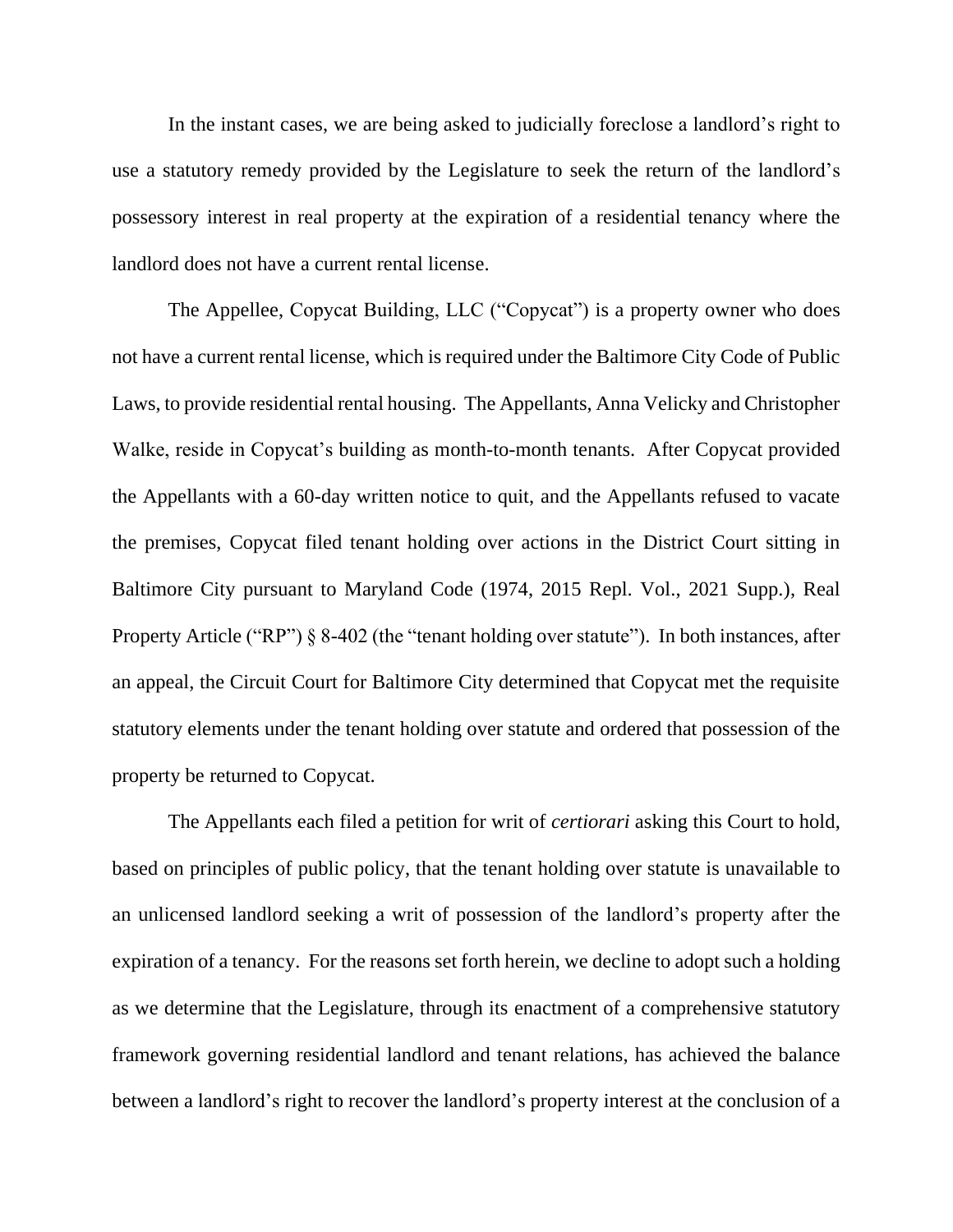In the instant cases, we are being asked to judicially foreclose a landlord's right to use a statutory remedy provided by the Legislature to seek the return of the landlord's possessory interest in real property at the expiration of a residential tenancy where the landlord does not have a current rental license.

The Appellee, Copycat Building, LLC ("Copycat") is a property owner who does not have a current rental license, which is required under the Baltimore City Code of Public Laws, to provide residential rental housing. The Appellants, Anna Velicky and Christopher Walke, reside in Copycat's building as month-to-month tenants. After Copycat provided the Appellants with a 60-day written notice to quit, and the Appellants refused to vacate the premises, Copycat filed tenant holding over actions in the District Court sitting in Baltimore City pursuant to Maryland Code (1974, 2015 Repl. Vol., 2021 Supp.), Real Property Article ("RP") § 8-402 (the "tenant holding over statute"). In both instances, after an appeal, the Circuit Court for Baltimore City determined that Copycat met the requisite statutory elements under the tenant holding over statute and ordered that possession of the property be returned to Copycat.

The Appellants each filed a petition for writ of *certiorari* asking this Court to hold, based on principles of public policy, that the tenant holding over statute is unavailable to an unlicensed landlord seeking a writ of possession of the landlord's property after the expiration of a tenancy. For the reasons set forth herein, we decline to adopt such a holding as we determine that the Legislature, through its enactment of a comprehensive statutory framework governing residential landlord and tenant relations, has achieved the balance between a landlord's right to recover the landlord's property interest at the conclusion of a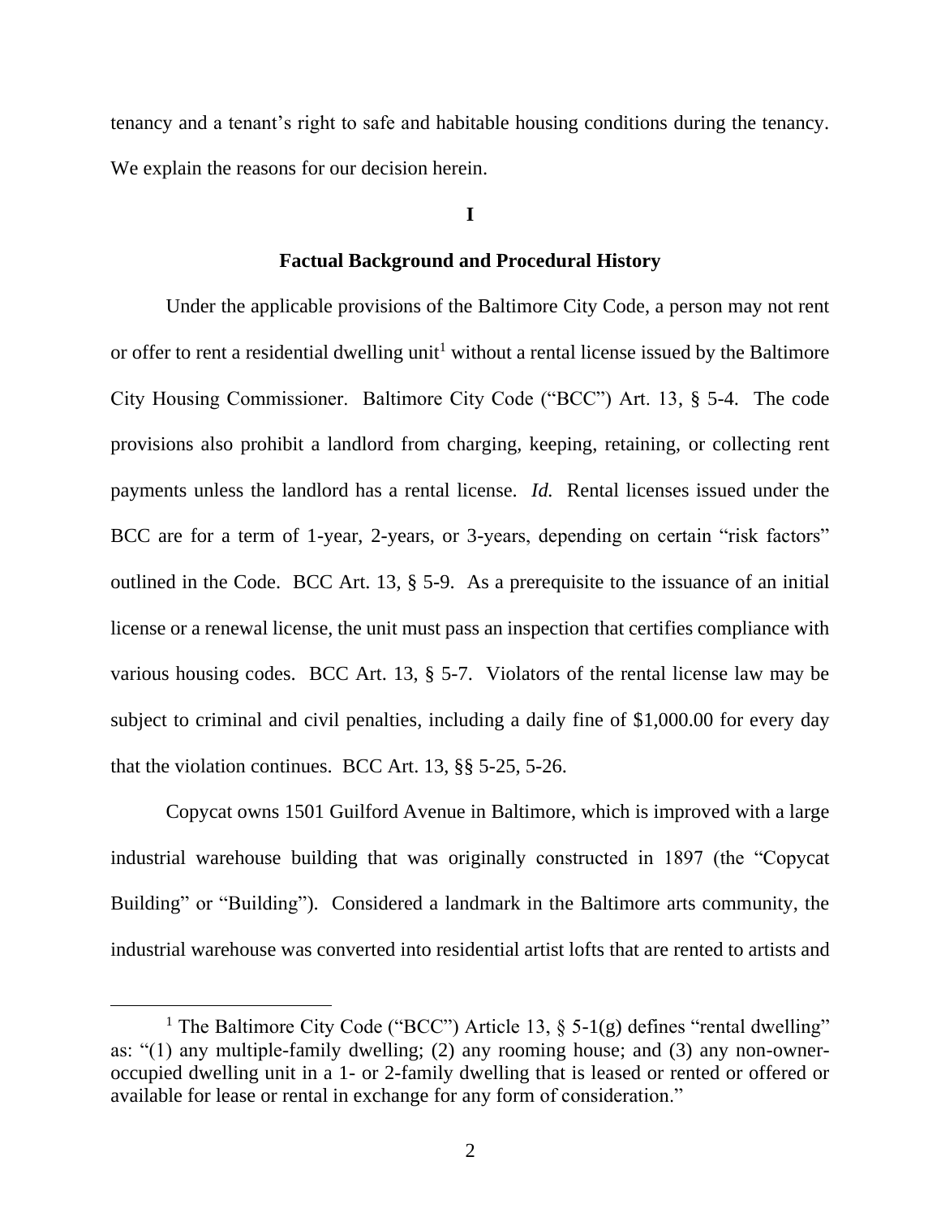tenancy and a tenant's right to safe and habitable housing conditions during the tenancy. We explain the reasons for our decision herein.

## I

### Factual Background and Procedural History

Under the applicable provisions of the Baltimore City Code, a person may not rent or offer to rent a residential dwelling unit[1] without a rental license issued by the Baltimore City Housing Commissioner. Baltimore City Code ("BCC") Art. 13, § 5-4. The code provisions also prohibit a landlord from charging, keeping, retaining, or collecting rent payments unless the landlord has a rental license. *Id.* Rental licenses issued under the BCC are for a term of 1-year, 2-years, or 3-years, depending on certain "risk factors" outlined in the Code. BCC Art. 13, § 5-9. As a prerequisite to the issuance of an initial license or a renewal license, the unit must pass an inspection that certifies compliance with various housing codes. BCC Art. 13, § 5-7. Violators of the rental license law may be subject to criminal and civil penalties, including a daily fine of $1,000.00 for every day that the violation continues. BCC Art. 13, §§ 5-25, 5-26.

Copycat owns 1501 Guilford Avenue in Baltimore, which is improved with a large industrial warehouse building that was originally constructed in 1897 (the "Copycat Building" or "Building"). Considered a landmark in the Baltimore arts community, the industrial warehouse was converted into residential artist lofts that are rented to artists and

[1] The Baltimore City Code ("BCC") Article 13, § 5-1(g) defines "rental dwelling" as: "(1) any multiple-family dwelling; (2) any rooming house; and (3) any non-owner-occupied dwelling unit in a 1- or 2-family dwelling that is leased or rented or offered or available for lease or rental in exchange for any form of consideration."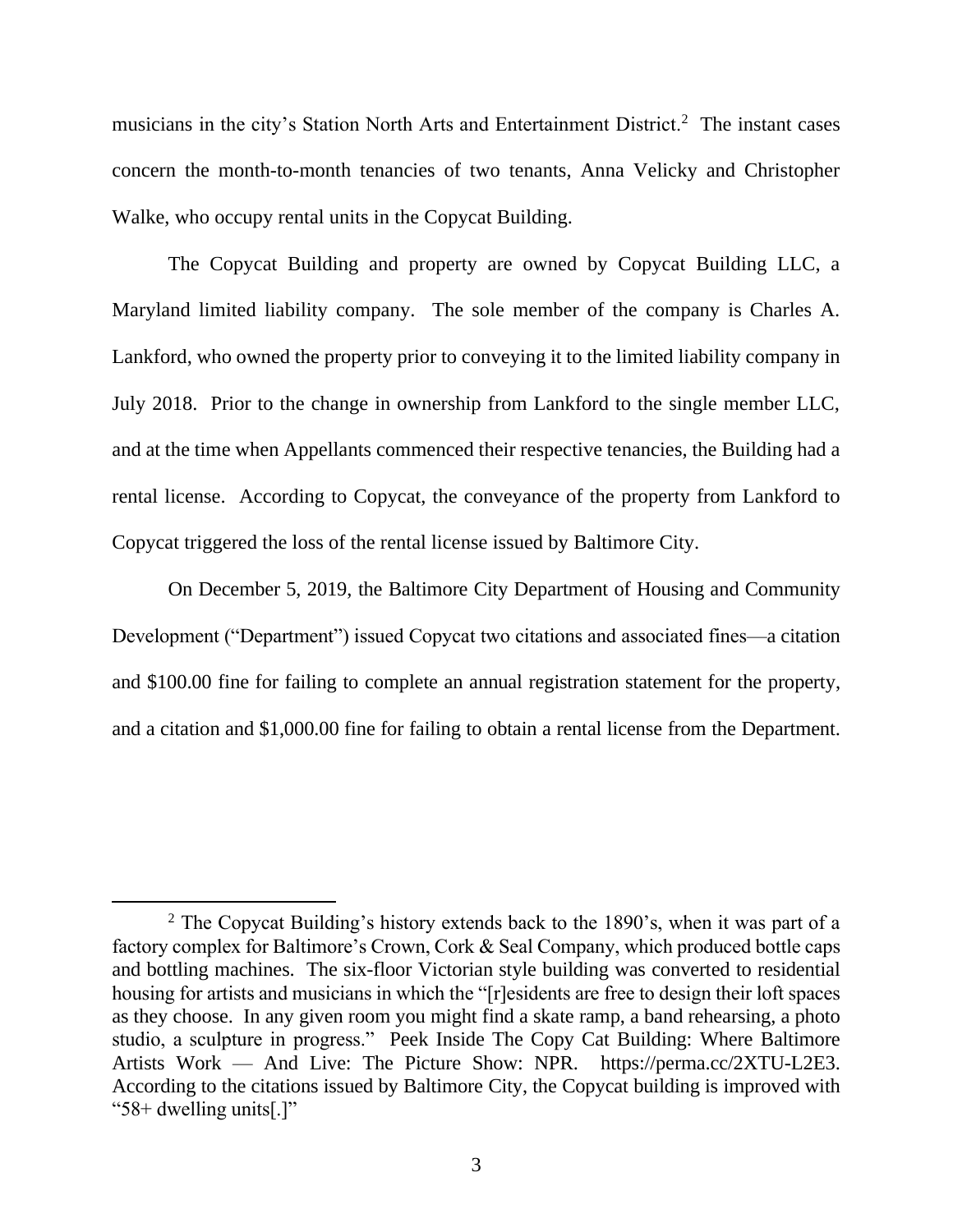musicians in the city's Station North Arts and Entertainment District.[2] The instant cases concern the month-to-month tenancies of two tenants, Anna Velicky and Christopher Walke, who occupy rental units in the Copycat Building.

The Copycat Building and property are owned by Copycat Building LLC, a Maryland limited liability company. The sole member of the company is Charles A. Lankford, who owned the property prior to conveying it to the limited liability company in July 2018. Prior to the change in ownership from Lankford to the single member LLC, and at the time when Appellants commenced their respective tenancies, the Building had a rental license. According to Copycat, the conveyance of the property from Lankford to Copycat triggered the loss of the rental license issued by Baltimore City.

On December 5, 2019, the Baltimore City Department of Housing and Community Development ("Department") issued Copycat two citations and associated fines—a citation and $100.00 fine for failing to complete an annual registration statement for the property, and a citation and $1,000.00 fine for failing to obtain a rental license from the Department.

[2] The Copycat Building's history extends back to the 1890's, when it was part of a factory complex for Baltimore's Crown, Cork & Seal Company, which produced bottle caps and bottling machines. The six-floor Victorian style building was converted to residential housing for artists and musicians in which the "[r]esidents are free to design their loft spaces as they choose. In any given room you might find a skate ramp, a band rehearsing, a photo studio, a sculpture in progress." Peek Inside The Copy Cat Building: Where Baltimore Artists Work — And Live: The Picture Show: NPR. https://perma.cc/2XTU-L2E3. According to the citations issued by Baltimore City, the Copycat building is improved with "58+ dwelling units[.]"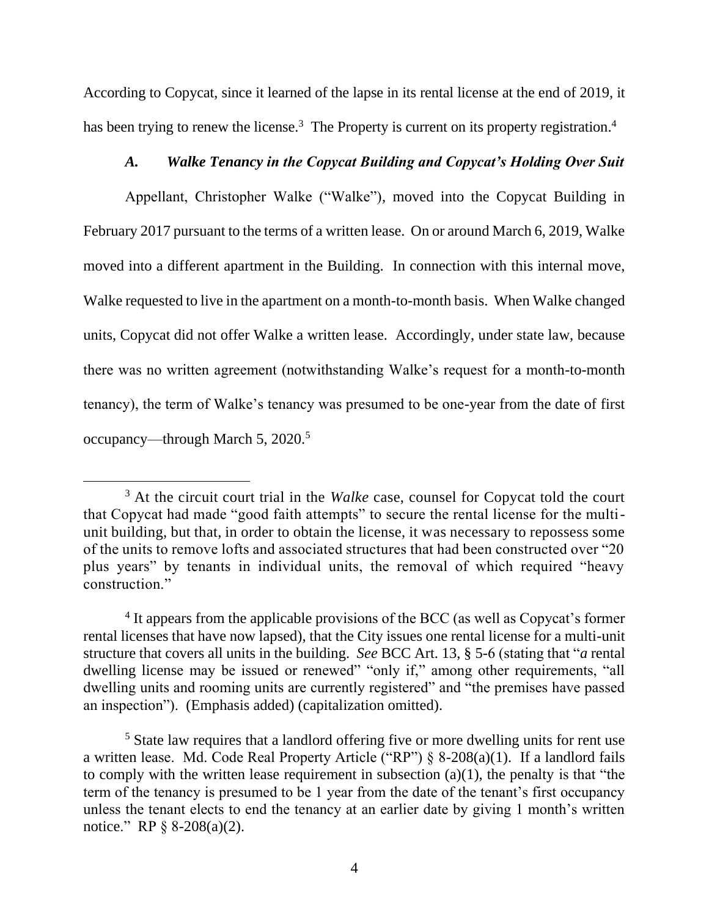According to Copycat, since it learned of the lapse in its rental license at the end of 2019, it has been trying to renew the license.[3] The Property is current on its property registration.[4]

### *A. Walke Tenancy in the Copycat Building and Copycat's Holding Over Suit*

Appellant, Christopher Walke ("Walke"), moved into the Copycat Building in February 2017 pursuant to the terms of a written lease. On or around March 6, 2019, Walke moved into a different apartment in the Building. In connection with this internal move, Walke requested to live in the apartment on a month-to-month basis. When Walke changed units, Copycat did not offer Walke a written lease. Accordingly, under state law, because there was no written agreement (notwithstanding Walke's request for a month-to-month tenancy), the term of Walke's tenancy was presumed to be one-year from the date of first occupancy—through March 5, 2020.[5]

---

[3] At the circuit court trial in the *Walke* case, counsel for Copycat told the court that Copycat had made "good faith attempts" to secure the rental license for the multi-unit building, but that, in order to obtain the license, it was necessary to repossess some of the units to remove lofts and associated structures that had been constructed over "20 plus years" by tenants in individual units, the removal of which required "heavy construction."

[4] It appears from the applicable provisions of the BCC (as well as Copycat's former rental licenses that have now lapsed), that the City issues one rental license for a multi-unit structure that covers all units in the building. *See* BCC Art. 13, § 5-6 (stating that "*a* rental dwelling license may be issued or renewed" "only if," among other requirements, "all dwelling units and rooming units are currently registered" and "the premises have passed an inspection"). (Emphasis added) (capitalization omitted).

[5] State law requires that a landlord offering five or more dwelling units for rent use a written lease. Md. Code Real Property Article ("RP") § 8-208(a)(1). If a landlord fails to comply with the written lease requirement in subsection (a)(1), the penalty is that "the term of the tenancy is presumed to be 1 year from the date of the tenant's first occupancy unless the tenant elects to end the tenancy at an earlier date by giving 1 month's written notice." RP § 8-208(a)(2).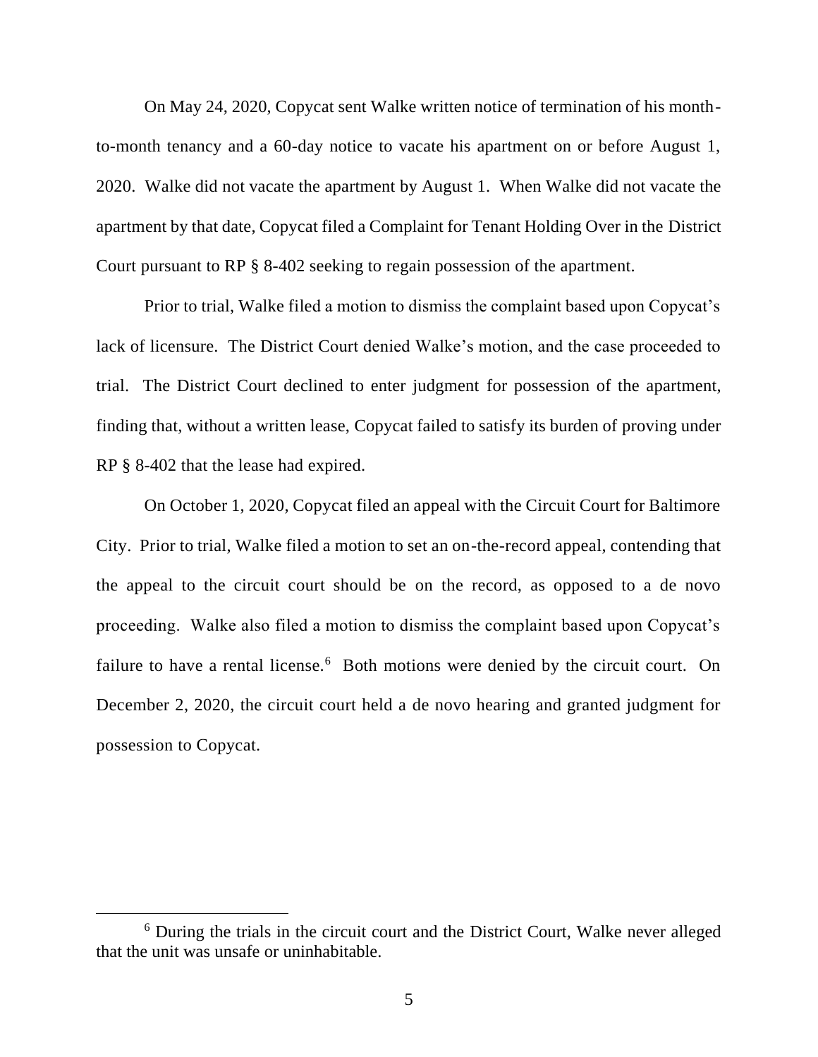On May 24, 2020, Copycat sent Walke written notice of termination of his month-to-month tenancy and a 60-day notice to vacate his apartment on or before August 1, 2020. Walke did not vacate the apartment by August 1. When Walke did not vacate the apartment by that date, Copycat filed a Complaint for Tenant Holding Over in the District Court pursuant to RP § 8-402 seeking to regain possession of the apartment.

Prior to trial, Walke filed a motion to dismiss the complaint based upon Copycat's lack of licensure. The District Court denied Walke's motion, and the case proceeded to trial. The District Court declined to enter judgment for possession of the apartment, finding that, without a written lease, Copycat failed to satisfy its burden of proving under RP § 8-402 that the lease had expired.

On October 1, 2020, Copycat filed an appeal with the Circuit Court for Baltimore City. Prior to trial, Walke filed a motion to set an on-the-record appeal, contending that the appeal to the circuit court should be on the record, as opposed to a de novo proceeding. Walke also filed a motion to dismiss the complaint based upon Copycat's failure to have a rental license.[6] Both motions were denied by the circuit court. On December 2, 2020, the circuit court held a de novo hearing and granted judgment for possession to Copycat.

[6] During the trials in the circuit court and the District Court, Walke never alleged that the unit was unsafe or uninhabitable.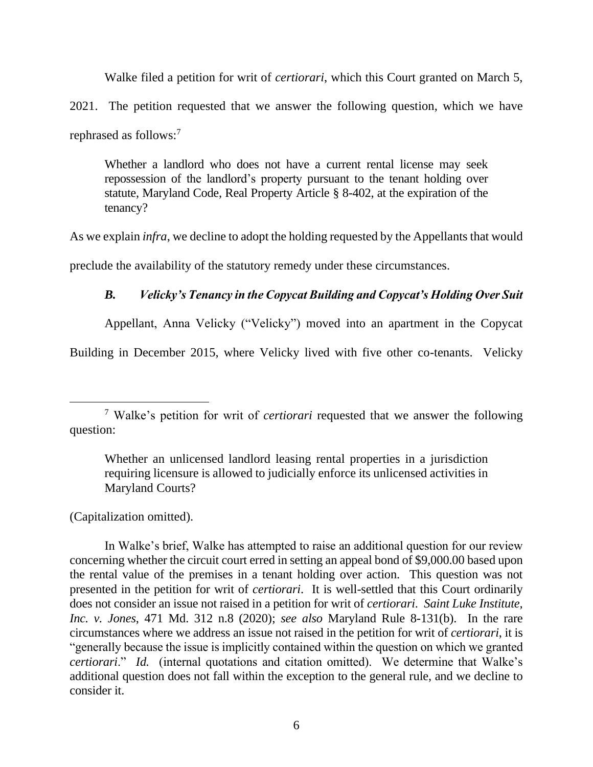Walke filed a petition for writ of *certiorari*, which this Court granted on March 5, 2021. The petition requested that we answer the following question, which we have rephrased as follows:[7]

> Whether a landlord who does not have a current rental license may seek repossession of the landlord's property pursuant to the tenant holding over statute, Maryland Code, Real Property Article § 8-402, at the expiration of the tenancy?

As we explain *infra*, we decline to adopt the holding requested by the Appellants that would preclude the availability of the statutory remedy under these circumstances.

### *B. Velicky's Tenancy in the Copycat Building and Copycat's Holding Over Suit*

Appellant, Anna Velicky ("Velicky") moved into an apartment in the Copycat Building in December 2015, where Velicky lived with five other co-tenants. Velicky

---

[7] Walke's petition for writ of *certiorari* requested that we answer the following question:

> Whether an unlicensed landlord leasing rental properties in a jurisdiction requiring licensure is allowed to judicially enforce its unlicensed activities in Maryland Courts?

(Capitalization omitted).

In Walke's brief, Walke has attempted to raise an additional question for our review concerning whether the circuit court erred in setting an appeal bond of $9,000.00 based upon the rental value of the premises in a tenant holding over action. This question was not presented in the petition for writ of *certiorari*. It is well-settled that this Court ordinarily does not consider an issue not raised in a petition for writ of *certiorari*. *Saint Luke Institute, Inc. v. Jones*, 471 Md. 312 n.8 (2020); *see also* Maryland Rule 8-131(b). In the rare circumstances where we address an issue not raised in the petition for writ of *certiorari*, it is "generally because the issue is implicitly contained within the question on which we granted *certiorari*." *Id.* (internal quotations and citation omitted). We determine that Walke's additional question does not fall within the exception to the general rule, and we decline to consider it.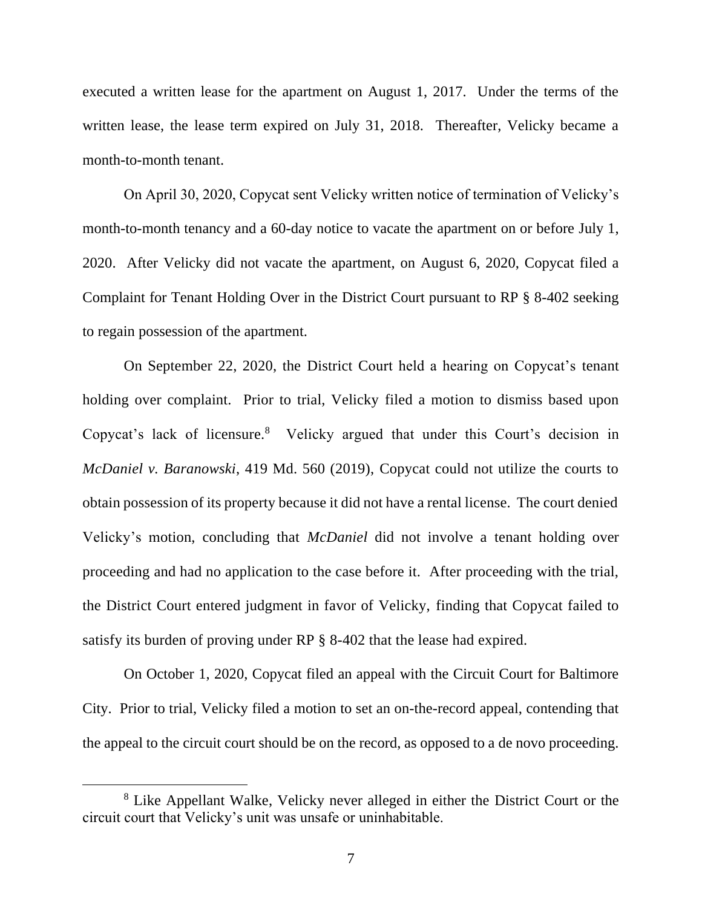executed a written lease for the apartment on August 1, 2017. Under the terms of the written lease, the lease term expired on July 31, 2018. Thereafter, Velicky became a month-to-month tenant.

On April 30, 2020, Copycat sent Velicky written notice of termination of Velicky's month-to-month tenancy and a 60-day notice to vacate the apartment on or before July 1, 2020. After Velicky did not vacate the apartment, on August 6, 2020, Copycat filed a Complaint for Tenant Holding Over in the District Court pursuant to RP § 8-402 seeking to regain possession of the apartment.

On September 22, 2020, the District Court held a hearing on Copycat's tenant holding over complaint. Prior to trial, Velicky filed a motion to dismiss based upon Copycat's lack of licensure.[8] Velicky argued that under this Court's decision in *McDaniel v. Baranowski*, 419 Md. 560 (2019), Copycat could not utilize the courts to obtain possession of its property because it did not have a rental license. The court denied Velicky's motion, concluding that *McDaniel* did not involve a tenant holding over proceeding and had no application to the case before it. After proceeding with the trial, the District Court entered judgment in favor of Velicky, finding that Copycat failed to satisfy its burden of proving under RP § 8-402 that the lease had expired.

On October 1, 2020, Copycat filed an appeal with the Circuit Court for Baltimore City. Prior to trial, Velicky filed a motion to set an on-the-record appeal, contending that the appeal to the circuit court should be on the record, as opposed to a de novo proceeding.

[8] Like Appellant Walke, Velicky never alleged in either the District Court or the circuit court that Velicky's unit was unsafe or uninhabitable.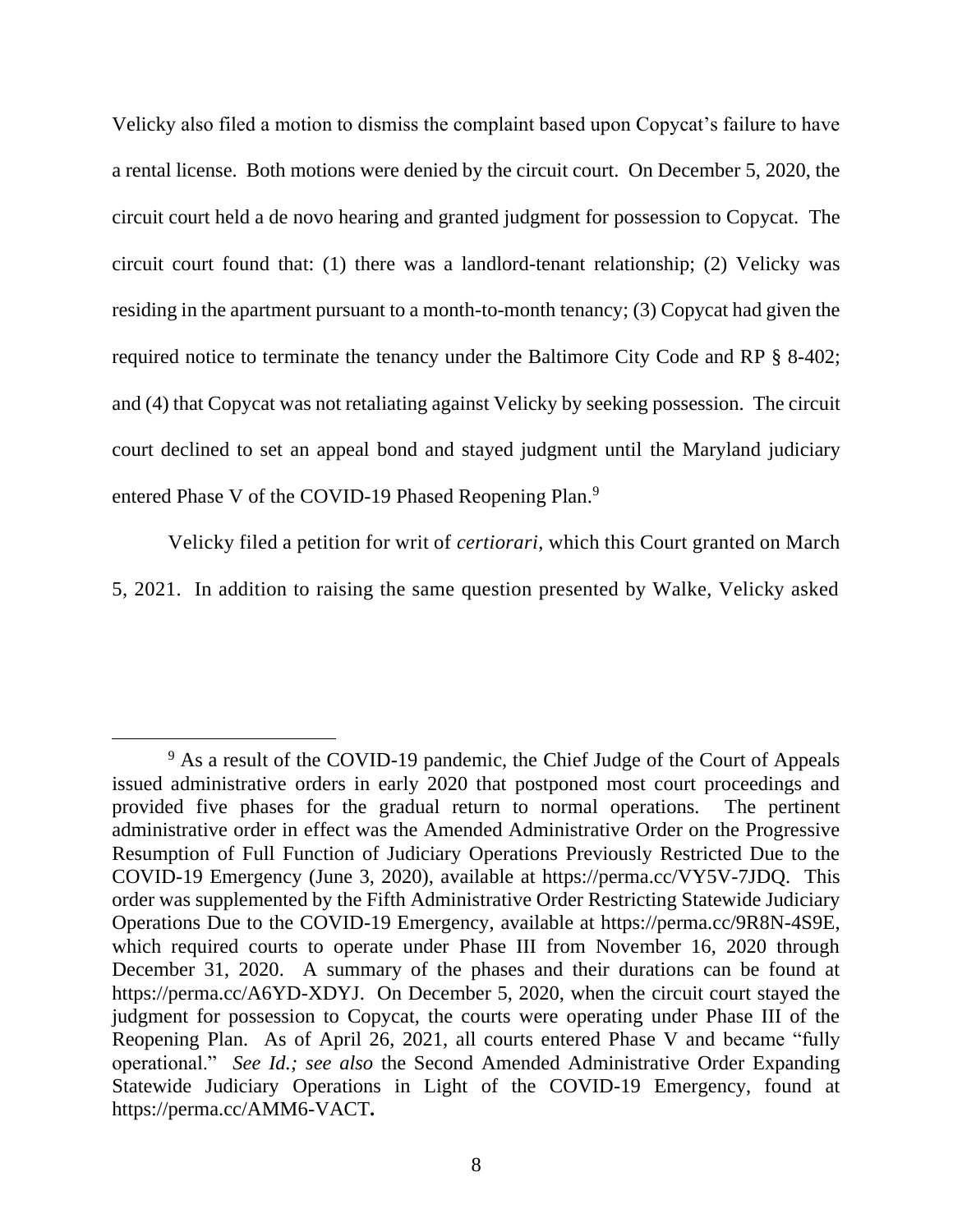Velicky also filed a motion to dismiss the complaint based upon Copycat's failure to have a rental license. Both motions were denied by the circuit court. On December 5, 2020, the circuit court held a de novo hearing and granted judgment for possession to Copycat. The circuit court found that: (1) there was a landlord-tenant relationship; (2) Velicky was residing in the apartment pursuant to a month-to-month tenancy; (3) Copycat had given the required notice to terminate the tenancy under the Baltimore City Code and RP § 8-402; and (4) that Copycat was not retaliating against Velicky by seeking possession. The circuit court declined to set an appeal bond and stayed judgment until the Maryland judiciary entered Phase V of the COVID-19 Phased Reopening Plan.[9]

Velicky filed a petition for writ of *certiorari*, which this Court granted on March 5, 2021. In addition to raising the same question presented by Walke, Velicky asked

---

[9] As a result of the COVID-19 pandemic, the Chief Judge of the Court of Appeals issued administrative orders in early 2020 that postponed most court proceedings and provided five phases for the gradual return to normal operations. The pertinent administrative order in effect was the Amended Administrative Order on the Progressive Resumption of Full Function of Judiciary Operations Previously Restricted Due to the COVID-19 Emergency (June 3, 2020), available at https://perma.cc/VY5V-7JDQ. This order was supplemented by the Fifth Administrative Order Restricting Statewide Judiciary Operations Due to the COVID-19 Emergency, available at https://perma.cc/9R8N-4S9E, which required courts to operate under Phase III from November 16, 2020 through December 31, 2020. A summary of the phases and their durations can be found at https://perma.cc/A6YD-XDYJ. On December 5, 2020, when the circuit court stayed the judgment for possession to Copycat, the courts were operating under Phase III of the Reopening Plan. As of April 26, 2021, all courts entered Phase V and became "fully operational." *See Id.; see also* the Second Amended Administrative Order Expanding Statewide Judiciary Operations in Light of the COVID-19 Emergency, found at https://perma.cc/AMM6-VACT**.**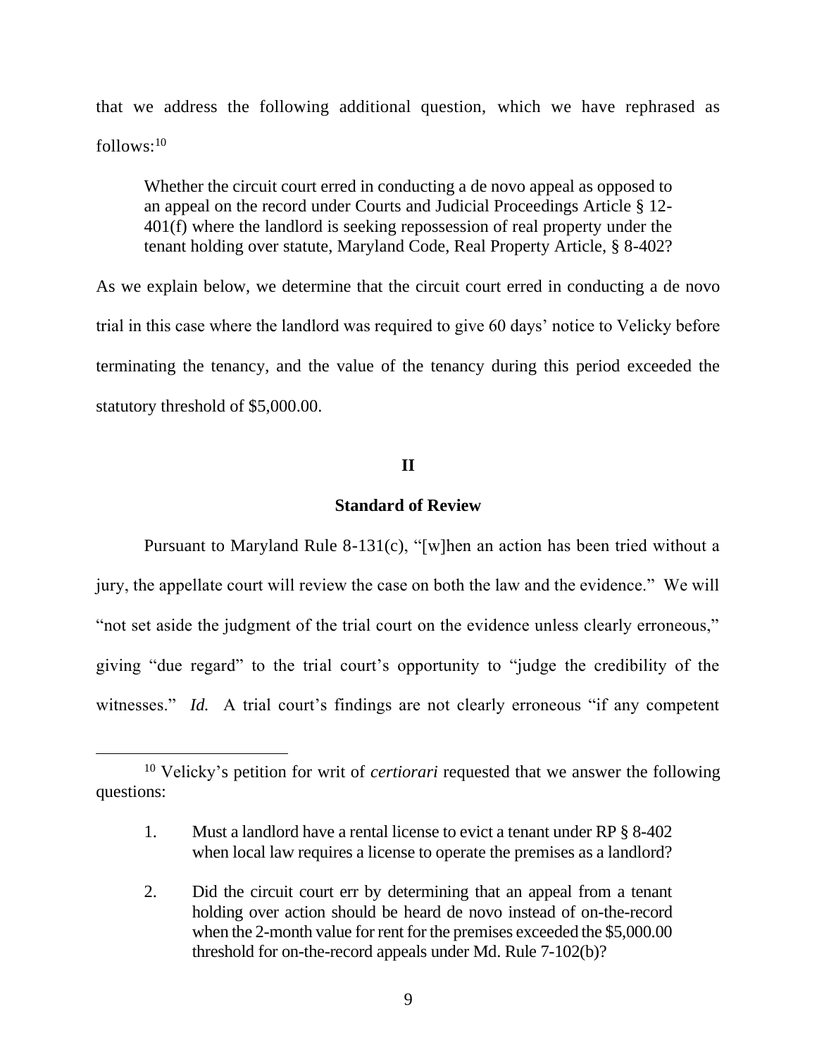that we address the following additional question, which we have rephrased as follows:[10]

> Whether the circuit court erred in conducting a de novo appeal as opposed to an appeal on the record under Courts and Judicial Proceedings Article § 12-401(f) where the landlord is seeking repossession of real property under the tenant holding over statute, Maryland Code, Real Property Article, § 8-402?

As we explain below, we determine that the circuit court erred in conducting a de novo trial in this case where the landlord was required to give 60 days' notice to Velicky before terminating the tenancy, and the value of the tenancy during this period exceeded the statutory threshold of $5,000.00.

## II

### Standard of Review

Pursuant to Maryland Rule 8-131(c), "[w]hen an action has been tried without a jury, the appellate court will review the case on both the law and the evidence." We will "not set aside the judgment of the trial court on the evidence unless clearly erroneous," giving "due regard" to the trial court's opportunity to "judge the credibility of the witnesses." *Id.* A trial court's findings are not clearly erroneous "if any competent

---

[10] Velicky's petition for writ of *certiorari* requested that we answer the following questions:

> 1. Must a landlord have a rental license to evict a tenant under RP § 8-402 when local law requires a license to operate the premises as a landlord?
>
> 2. Did the circuit court err by determining that an appeal from a tenant holding over action should be heard de novo instead of on-the-record when the 2-month value for rent for the premises exceeded the $5,000.00 threshold for on-the-record appeals under Md. Rule 7-102(b)?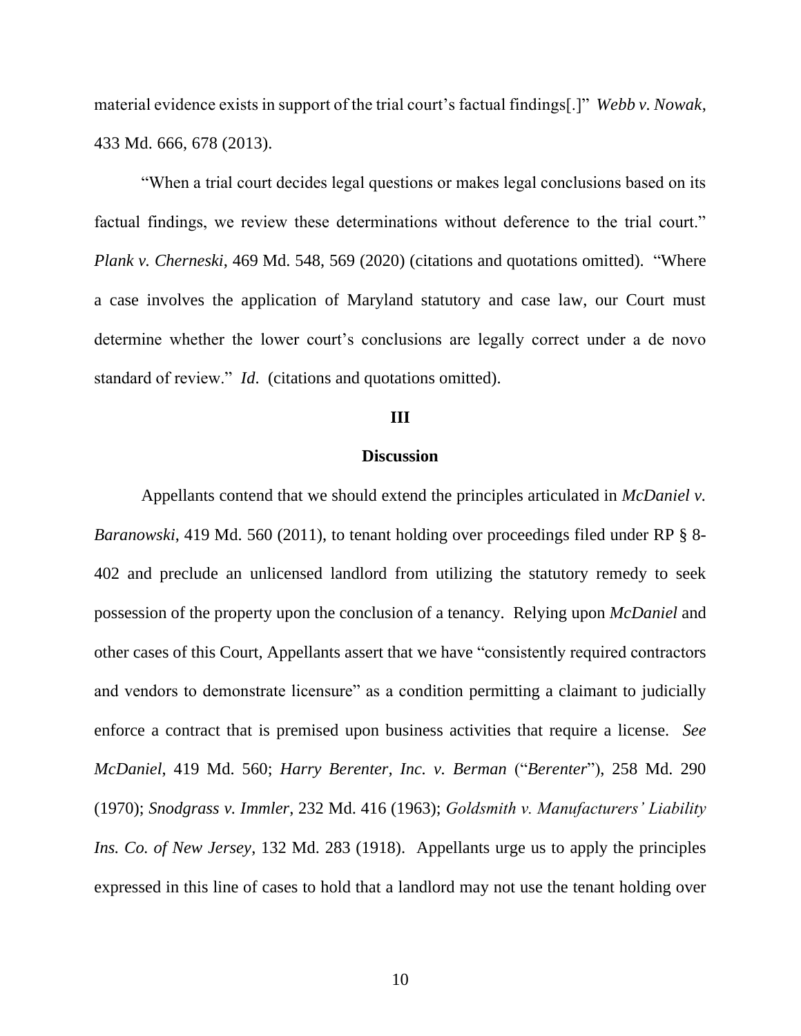material evidence exists in support of the trial court's factual findings[.]" *Webb v. Nowak*, 433 Md. 666, 678 (2013).

"When a trial court decides legal questions or makes legal conclusions based on its factual findings, we review these determinations without deference to the trial court." *Plank v. Cherneski*, 469 Md. 548, 569 (2020) (citations and quotations omitted). "Where a case involves the application of Maryland statutory and case law, our Court must determine whether the lower court's conclusions are legally correct under a de novo standard of review." *Id*. (citations and quotations omitted).

## III

## Discussion

Appellants contend that we should extend the principles articulated in *McDaniel v. Baranowski*, 419 Md. 560 (2011), to tenant holding over proceedings filed under RP § 8-402 and preclude an unlicensed landlord from utilizing the statutory remedy to seek possession of the property upon the conclusion of a tenancy. Relying upon *McDaniel* and other cases of this Court, Appellants assert that we have "consistently required contractors and vendors to demonstrate licensure" as a condition permitting a claimant to judicially enforce a contract that is premised upon business activities that require a license. *See McDaniel*, 419 Md. 560; *Harry Berenter, Inc. v. Berman* ("*Berenter*"), 258 Md. 290 (1970); *Snodgrass v. Immler*, 232 Md. 416 (1963); *Goldsmith v. Manufacturers' Liability Ins. Co. of New Jersey*, 132 Md. 283 (1918). Appellants urge us to apply the principles expressed in this line of cases to hold that a landlord may not use the tenant holding over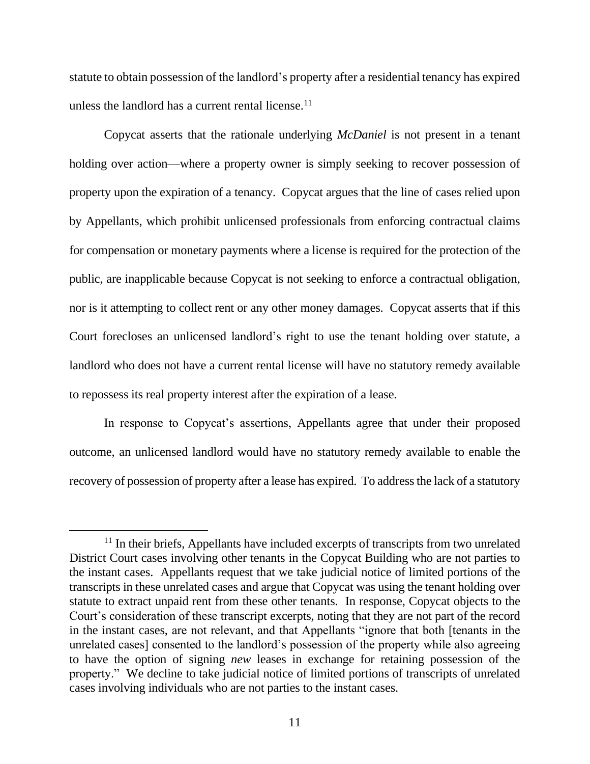statute to obtain possession of the landlord's property after a residential tenancy has expired unless the landlord has a current rental license.[11]

Copycat asserts that the rationale underlying *McDaniel* is not present in a tenant holding over action—where a property owner is simply seeking to recover possession of property upon the expiration of a tenancy. Copycat argues that the line of cases relied upon by Appellants, which prohibit unlicensed professionals from enforcing contractual claims for compensation or monetary payments where a license is required for the protection of the public, are inapplicable because Copycat is not seeking to enforce a contractual obligation, nor is it attempting to collect rent or any other money damages. Copycat asserts that if this Court forecloses an unlicensed landlord's right to use the tenant holding over statute, a landlord who does not have a current rental license will have no statutory remedy available to repossess its real property interest after the expiration of a lease.

In response to Copycat's assertions, Appellants agree that under their proposed outcome, an unlicensed landlord would have no statutory remedy available to enable the recovery of possession of property after a lease has expired. To address the lack of a statutory

[11] In their briefs, Appellants have included excerpts of transcripts from two unrelated District Court cases involving other tenants in the Copycat Building who are not parties to the instant cases. Appellants request that we take judicial notice of limited portions of the transcripts in these unrelated cases and argue that Copycat was using the tenant holding over statute to extract unpaid rent from these other tenants. In response, Copycat objects to the Court's consideration of these transcript excerpts, noting that they are not part of the record in the instant cases, are not relevant, and that Appellants "ignore that both [tenants in the unrelated cases] consented to the landlord's possession of the property while also agreeing to have the option of signing *new* leases in exchange for retaining possession of the property." We decline to take judicial notice of limited portions of transcripts of unrelated cases involving individuals who are not parties to the instant cases.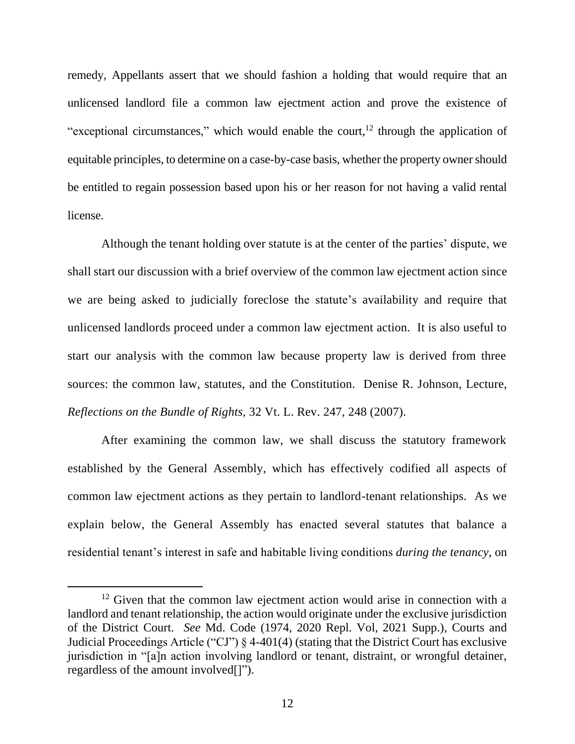remedy, Appellants assert that we should fashion a holding that would require that an unlicensed landlord file a common law ejectment action and prove the existence of "exceptional circumstances," which would enable the court,[12] through the application of equitable principles, to determine on a case-by-case basis, whether the property owner should be entitled to regain possession based upon his or her reason for not having a valid rental license.

Although the tenant holding over statute is at the center of the parties' dispute, we shall start our discussion with a brief overview of the common law ejectment action since we are being asked to judicially foreclose the statute's availability and require that unlicensed landlords proceed under a common law ejectment action. It is also useful to start our analysis with the common law because property law is derived from three sources: the common law, statutes, and the Constitution. Denise R. Johnson, Lecture, *Reflections on the Bundle of Rights*, 32 Vt. L. Rev. 247, 248 (2007).

After examining the common law, we shall discuss the statutory framework established by the General Assembly, which has effectively codified all aspects of common law ejectment actions as they pertain to landlord-tenant relationships. As we explain below, the General Assembly has enacted several statutes that balance a residential tenant's interest in safe and habitable living conditions *during the tenancy*, on

---

[12] Given that the common law ejectment action would arise in connection with a landlord and tenant relationship, the action would originate under the exclusive jurisdiction of the District Court. *See* Md. Code (1974, 2020 Repl. Vol, 2021 Supp.), Courts and Judicial Proceedings Article ("CJ") § 4-401(4) (stating that the District Court has exclusive jurisdiction in "[a]n action involving landlord or tenant, distraint, or wrongful detainer, regardless of the amount involved[]").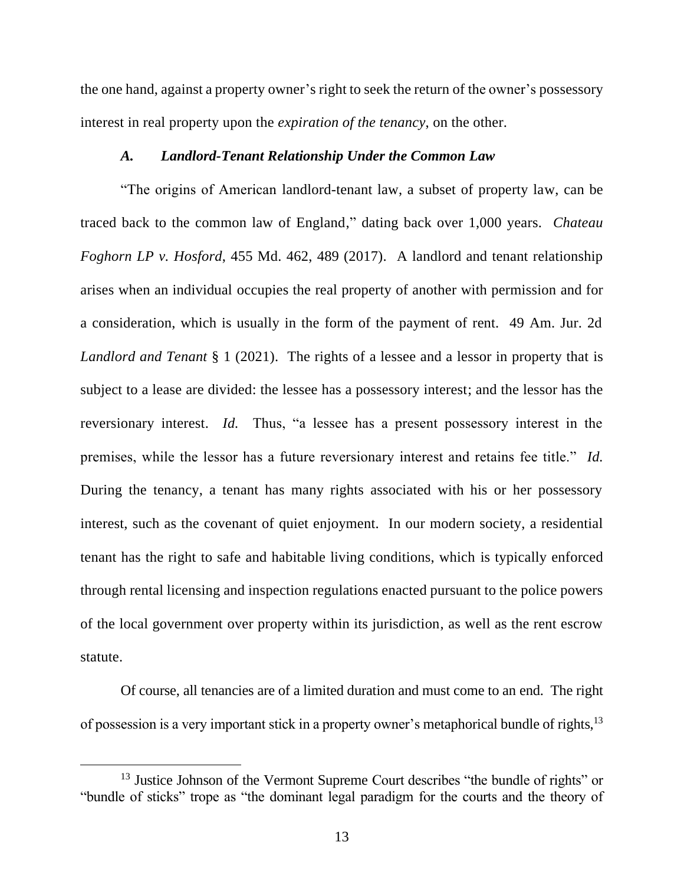the one hand, against a property owner's right to seek the return of the owner's possessory interest in real property upon the *expiration of the tenancy*, on the other.

### *A. Landlord-Tenant Relationship Under the Common Law*

"The origins of American landlord-tenant law, a subset of property law, can be traced back to the common law of England," dating back over 1,000 years. *Chateau Foghorn LP v. Hosford*, 455 Md. 462, 489 (2017). A landlord and tenant relationship arises when an individual occupies the real property of another with permission and for a consideration, which is usually in the form of the payment of rent. 49 Am. Jur. 2d *Landlord and Tenant* § 1 (2021). The rights of a lessee and a lessor in property that is subject to a lease are divided: the lessee has a possessory interest; and the lessor has the reversionary interest. *Id.* Thus, "a lessee has a present possessory interest in the premises, while the lessor has a future reversionary interest and retains fee title." *Id.* During the tenancy, a tenant has many rights associated with his or her possessory interest, such as the covenant of quiet enjoyment. In our modern society, a residential tenant has the right to safe and habitable living conditions, which is typically enforced through rental licensing and inspection regulations enacted pursuant to the police powers of the local government over property within its jurisdiction, as well as the rent escrow statute.

Of course, all tenancies are of a limited duration and must come to an end. The right of possession is a very important stick in a property owner's metaphorical bundle of rights,[13]

---

[13] Justice Johnson of the Vermont Supreme Court describes "the bundle of rights" or "bundle of sticks" trope as "the dominant legal paradigm for the courts and the theory of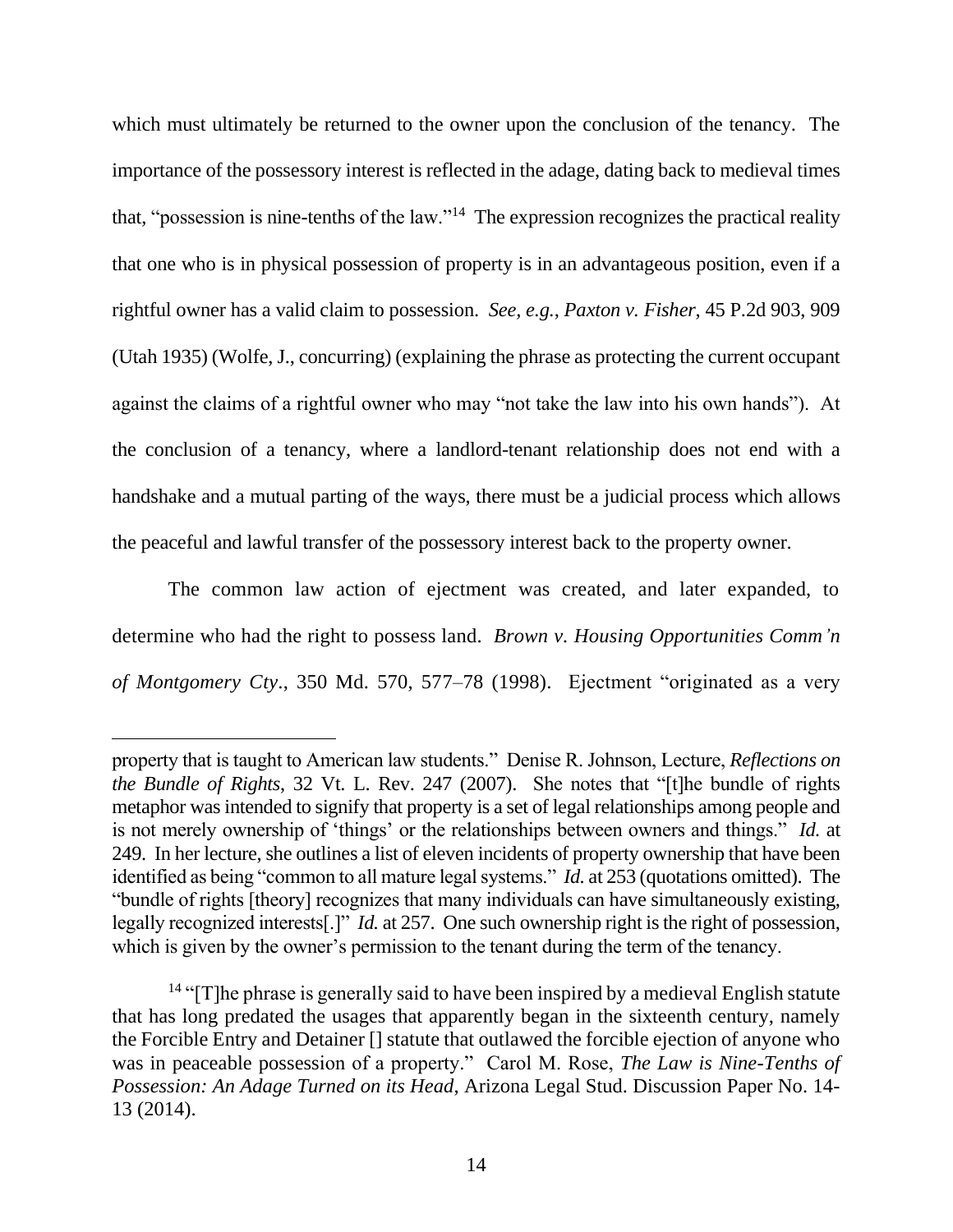which must ultimately be returned to the owner upon the conclusion of the tenancy. The importance of the possessory interest is reflected in the adage, dating back to medieval times that, "possession is nine-tenths of the law."[14] The expression recognizes the practical reality that one who is in physical possession of property is in an advantageous position, even if a rightful owner has a valid claim to possession. *See, e.g.*, *Paxton v. Fisher*, 45 P.2d 903, 909 (Utah 1935) (Wolfe, J., concurring) (explaining the phrase as protecting the current occupant against the claims of a rightful owner who may "not take the law into his own hands"). At the conclusion of a tenancy, where a landlord-tenant relationship does not end with a handshake and a mutual parting of the ways, there must be a judicial process which allows the peaceful and lawful transfer of the possessory interest back to the property owner.

The common law action of ejectment was created, and later expanded, to determine who had the right to possess land. *Brown v. Housing Opportunities Comm'n of Montgomery Cty.*, 350 Md. 570, 577–78 (1998). Ejectment "originated as a very

---

property that is taught to American law students." Denise R. Johnson, Lecture, *Reflections on the Bundle of Rights*, 32 Vt. L. Rev. 247 (2007). She notes that "[t]he bundle of rights metaphor was intended to signify that property is a set of legal relationships among people and is not merely ownership of 'things' or the relationships between owners and things." *Id.* at 249. In her lecture, she outlines a list of eleven incidents of property ownership that have been identified as being "common to all mature legal systems." *Id.* at 253 (quotations omitted). The "bundle of rights [theory] recognizes that many individuals can have simultaneously existing, legally recognized interests[.]" *Id.* at 257. One such ownership right is the right of possession, which is given by the owner's permission to the tenant during the term of the tenancy.

[14] "[T]he phrase is generally said to have been inspired by a medieval English statute that has long predated the usages that apparently began in the sixteenth century, namely the Forcible Entry and Detainer [] statute that outlawed the forcible ejection of anyone who was in peaceable possession of a property." Carol M. Rose, *The Law is Nine-Tenths of Possession: An Adage Turned on its Head,* Arizona Legal Stud. Discussion Paper No. 14-13 (2014).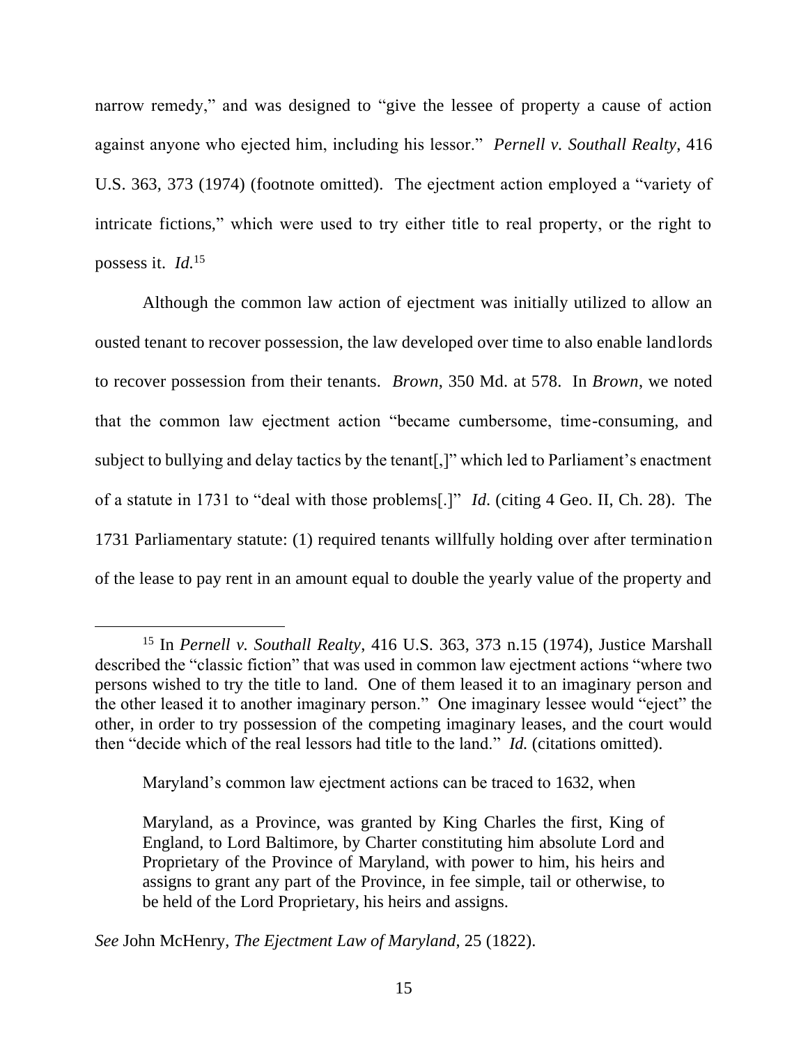narrow remedy," and was designed to "give the lessee of property a cause of action against anyone who ejected him, including his lessor." *Pernell v. Southall Realty*, 416 U.S. 363, 373 (1974) (footnote omitted). The ejectment action employed a "variety of intricate fictions," which were used to try either title to real property, or the right to possess it. *Id.*[15]

Although the common law action of ejectment was initially utilized to allow an ousted tenant to recover possession, the law developed over time to also enable landlords to recover possession from their tenants. *Brown*, 350 Md. at 578. In *Brown*, we noted that the common law ejectment action "became cumbersome, time-consuming, and subject to bullying and delay tactics by the tenant[,]" which led to Parliament's enactment of a statute in 1731 to "deal with those problems[.]" *Id.* (citing 4 Geo. II, Ch. 28). The 1731 Parliamentary statute: (1) required tenants willfully holding over after termination of the lease to pay rent in an amount equal to double the yearly value of the property and

---

[15] In *Pernell v. Southall Realty*, 416 U.S. 363, 373 n.15 (1974), Justice Marshall described the "classic fiction" that was used in common law ejectment actions "where two persons wished to try the title to land. One of them leased it to an imaginary person and the other leased it to another imaginary person." One imaginary lessee would "eject" the other, in order to try possession of the competing imaginary leases, and the court would then "decide which of the real lessors had title to the land." *Id.* (citations omitted).

Maryland's common law ejectment actions can be traced to 1632, when

> Maryland, as a Province, was granted by King Charles the first, King of England, to Lord Baltimore, by Charter constituting him absolute Lord and Proprietary of the Province of Maryland, with power to him, his heirs and assigns to grant any part of the Province, in fee simple, tail or otherwise, to be held of the Lord Proprietary, his heirs and assigns.

*See* John McHenry, *The Ejectment Law of Maryland*, 25 (1822).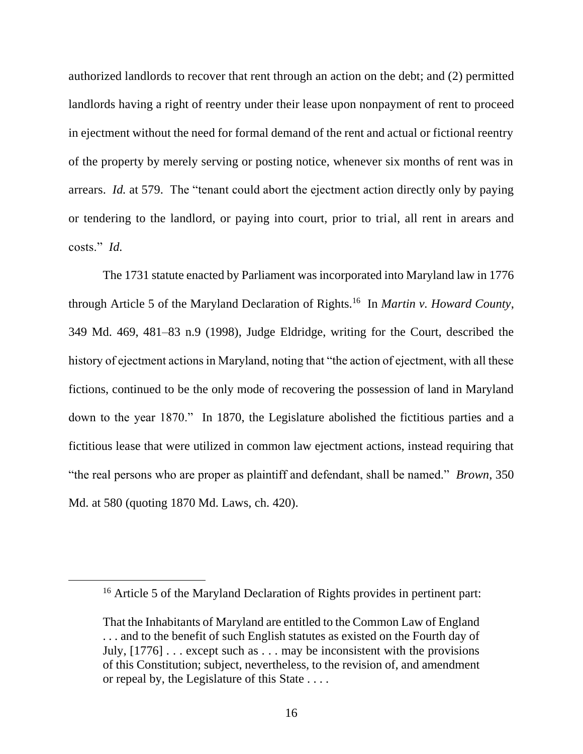authorized landlords to recover that rent through an action on the debt; and (2) permitted landlords having a right of reentry under their lease upon nonpayment of rent to proceed in ejectment without the need for formal demand of the rent and actual or fictional reentry of the property by merely serving or posting notice, whenever six months of rent was in arrears. *Id.* at 579. The "tenant could abort the ejectment action directly only by paying or tendering to the landlord, or paying into court, prior to trial, all rent in arears and costs." *Id.*

The 1731 statute enacted by Parliament was incorporated into Maryland law in 1776 through Article 5 of the Maryland Declaration of Rights.[16] In *Martin v. Howard County*, 349 Md. 469, 481–83 n.9 (1998), Judge Eldridge, writing for the Court, described the history of ejectment actions in Maryland, noting that "the action of ejectment, with all these fictions, continued to be the only mode of recovering the possession of land in Maryland down to the year 1870." In 1870, the Legislature abolished the fictitious parties and a fictitious lease that were utilized in common law ejectment actions, instead requiring that "the real persons who are proper as plaintiff and defendant, shall be named." *Brown*, 350 Md. at 580 (quoting 1870 Md. Laws, ch. 420).

---

[16] Article 5 of the Maryland Declaration of Rights provides in pertinent part:

> That the Inhabitants of Maryland are entitled to the Common Law of England . . . and to the benefit of such English statutes as existed on the Fourth day of July, [1776] . . . except such as . . . may be inconsistent with the provisions of this Constitution; subject, nevertheless, to the revision of, and amendment or repeal by, the Legislature of this State . . . .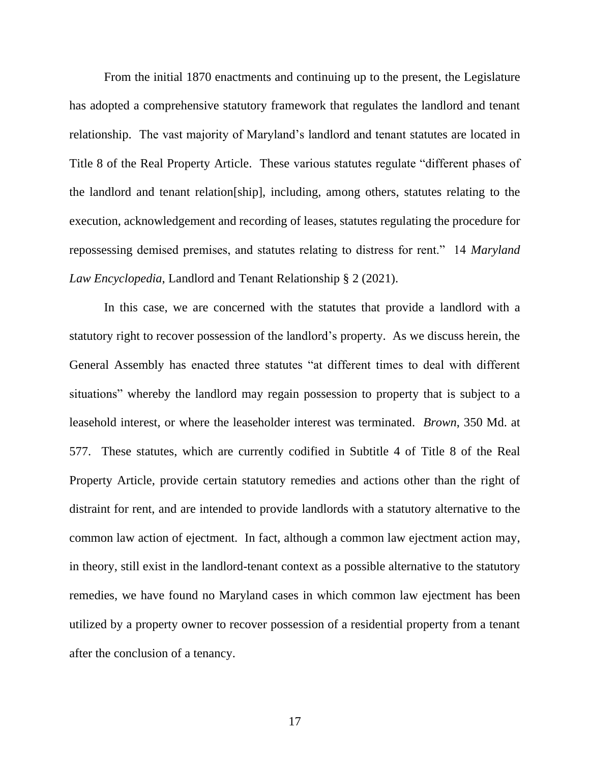From the initial 1870 enactments and continuing up to the present, the Legislature has adopted a comprehensive statutory framework that regulates the landlord and tenant relationship. The vast majority of Maryland's landlord and tenant statutes are located in Title 8 of the Real Property Article. These various statutes regulate "different phases of the landlord and tenant relation[ship], including, among others, statutes relating to the execution, acknowledgement and recording of leases, statutes regulating the procedure for repossessing demised premises, and statutes relating to distress for rent." 14 *Maryland Law Encyclopedia*, Landlord and Tenant Relationship § 2 (2021).

In this case, we are concerned with the statutes that provide a landlord with a statutory right to recover possession of the landlord's property. As we discuss herein, the General Assembly has enacted three statutes "at different times to deal with different situations" whereby the landlord may regain possession to property that is subject to a leasehold interest, or where the leaseholder interest was terminated. *Brown*, 350 Md. at 577. These statutes, which are currently codified in Subtitle 4 of Title 8 of the Real Property Article, provide certain statutory remedies and actions other than the right of distraint for rent, and are intended to provide landlords with a statutory alternative to the common law action of ejectment. In fact, although a common law ejectment action may, in theory, still exist in the landlord-tenant context as a possible alternative to the statutory remedies, we have found no Maryland cases in which common law ejectment has been utilized by a property owner to recover possession of a residential property from a tenant after the conclusion of a tenancy.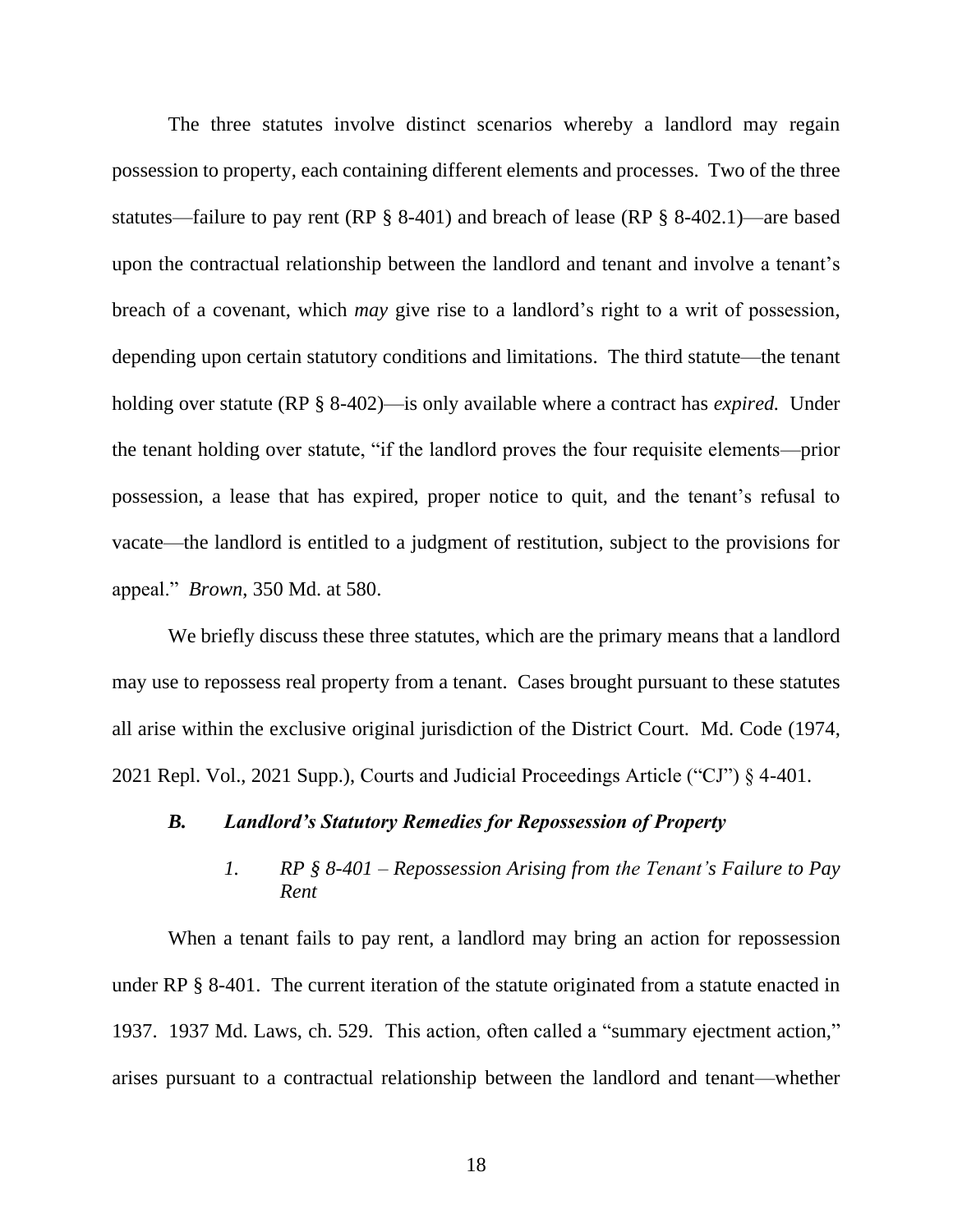The three statutes involve distinct scenarios whereby a landlord may regain possession to property, each containing different elements and processes. Two of the three statutes—failure to pay rent (RP § 8-401) and breach of lease (RP § 8-402.1)—are based upon the contractual relationship between the landlord and tenant and involve a tenant's breach of a covenant, which *may* give rise to a landlord's right to a writ of possession, depending upon certain statutory conditions and limitations. The third statute—the tenant holding over statute (RP § 8-402)—is only available where a contract has *expired.* Under the tenant holding over statute, "if the landlord proves the four requisite elements—prior possession, a lease that has expired, proper notice to quit, and the tenant's refusal to vacate—the landlord is entitled to a judgment of restitution, subject to the provisions for appeal." *Brown*, 350 Md. at 580.

We briefly discuss these three statutes, which are the primary means that a landlord may use to repossess real property from a tenant. Cases brought pursuant to these statutes all arise within the exclusive original jurisdiction of the District Court. Md. Code (1974, 2021 Repl. Vol., 2021 Supp.), Courts and Judicial Proceedings Article ("CJ") § 4-401.

### *B. Landlord's Statutory Remedies for Repossession of Property*

#### *1. RP § 8-401 – Repossession Arising from the Tenant's Failure to Pay Rent*

When a tenant fails to pay rent, a landlord may bring an action for repossession under RP § 8-401. The current iteration of the statute originated from a statute enacted in 1937. 1937 Md. Laws, ch. 529. This action, often called a "summary ejectment action," arises pursuant to a contractual relationship between the landlord and tenant—whether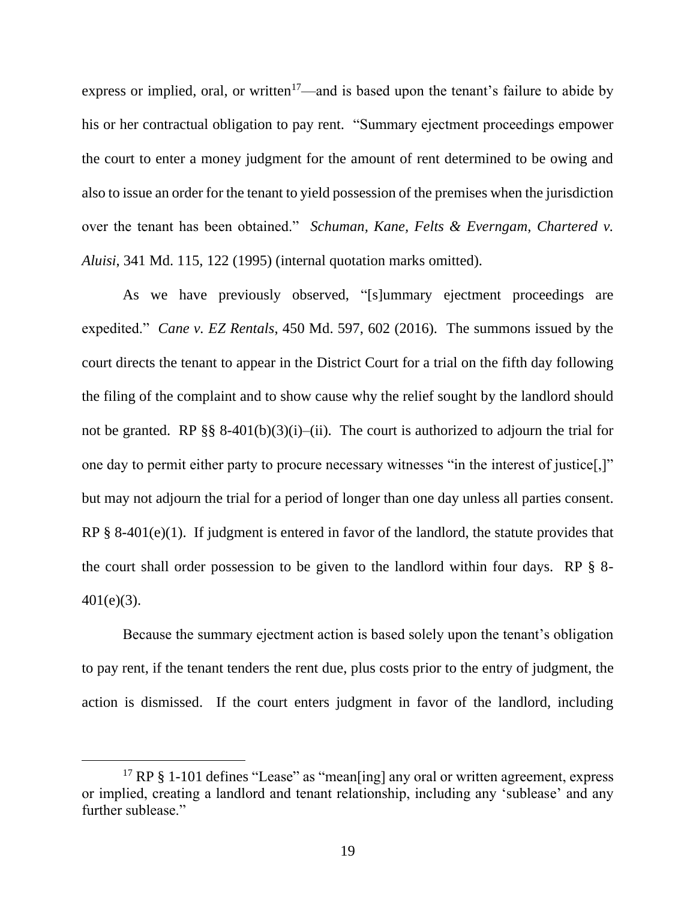express or implied, oral, or written[17]—and is based upon the tenant's failure to abide by his or her contractual obligation to pay rent. "Summary ejectment proceedings empower the court to enter a money judgment for the amount of rent determined to be owing and also to issue an order for the tenant to yield possession of the premises when the jurisdiction over the tenant has been obtained." *Schuman, Kane, Felts & Everngam, Chartered v. Aluisi*, 341 Md. 115, 122 (1995) (internal quotation marks omitted).

As we have previously observed, "[s]ummary ejectment proceedings are expedited." *Cane v. EZ Rentals*, 450 Md. 597, 602 (2016). The summons issued by the court directs the tenant to appear in the District Court for a trial on the fifth day following the filing of the complaint and to show cause why the relief sought by the landlord should not be granted. RP §§ 8-401(b)(3)(i)–(ii). The court is authorized to adjourn the trial for one day to permit either party to procure necessary witnesses "in the interest of justice[,]" but may not adjourn the trial for a period of longer than one day unless all parties consent. RP § 8-401(e)(1). If judgment is entered in favor of the landlord, the statute provides that the court shall order possession to be given to the landlord within four days. RP § 8-401(e)(3).

Because the summary ejectment action is based solely upon the tenant's obligation to pay rent, if the tenant tenders the rent due, plus costs prior to the entry of judgment, the action is dismissed. If the court enters judgment in favor of the landlord, including

---

[17] RP § 1-101 defines "Lease" as "mean[ing] any oral or written agreement, express or implied, creating a landlord and tenant relationship, including any 'sublease' and any further sublease."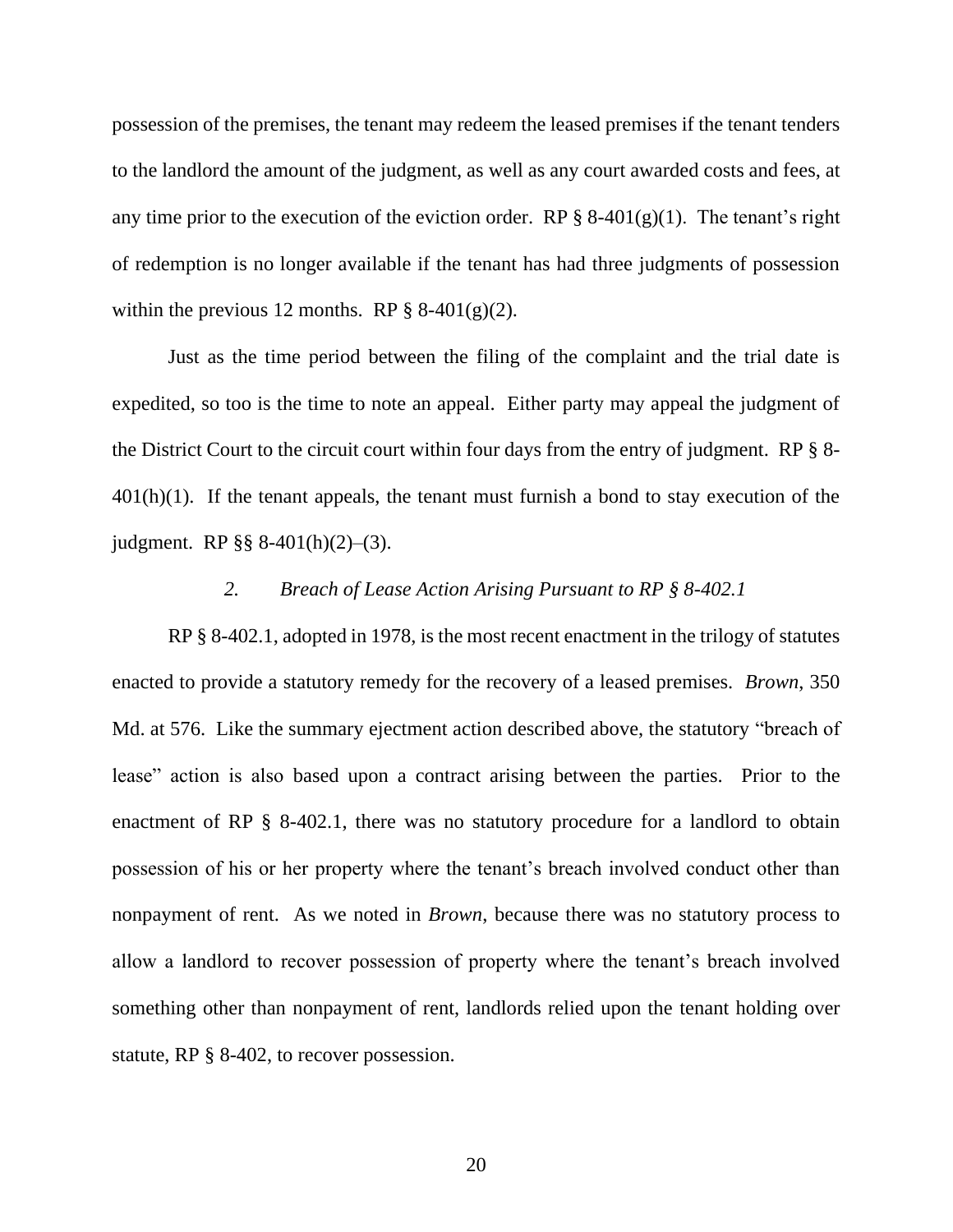possession of the premises, the tenant may redeem the leased premises if the tenant tenders to the landlord the amount of the judgment, as well as any court awarded costs and fees, at any time prior to the execution of the eviction order. RP § 8-401(g)(1). The tenant's right of redemption is no longer available if the tenant has had three judgments of possession within the previous 12 months. RP § 8-401(g)(2).

Just as the time period between the filing of the complaint and the trial date is expedited, so too is the time to note an appeal. Either party may appeal the judgment of the District Court to the circuit court within four days from the entry of judgment. RP § 8-401(h)(1). If the tenant appeals, the tenant must furnish a bond to stay execution of the judgment. RP §§ 8-401(h)(2)–(3).

### *2. Breach of Lease Action Arising Pursuant to RP § 8-402.1*

RP § 8-402.1, adopted in 1978, is the most recent enactment in the trilogy of statutes enacted to provide a statutory remedy for the recovery of a leased premises. *Brown*, 350 Md. at 576. Like the summary ejectment action described above, the statutory "breach of lease" action is also based upon a contract arising between the parties. Prior to the enactment of RP § 8-402.1, there was no statutory procedure for a landlord to obtain possession of his or her property where the tenant's breach involved conduct other than nonpayment of rent. As we noted in *Brown*, because there was no statutory process to allow a landlord to recover possession of property where the tenant's breach involved something other than nonpayment of rent, landlords relied upon the tenant holding over statute, RP § 8-402, to recover possession.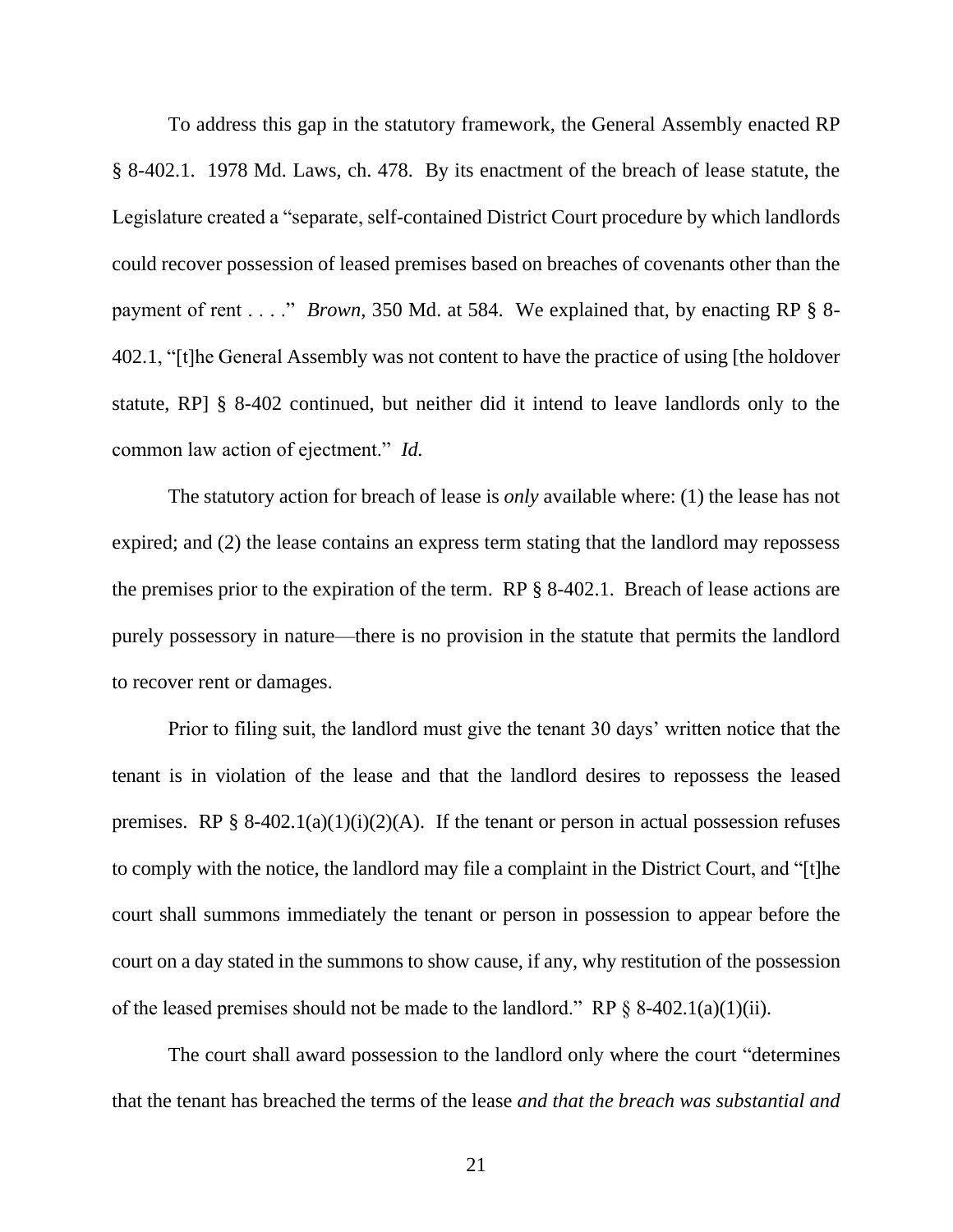To address this gap in the statutory framework, the General Assembly enacted RP § 8-402.1. 1978 Md. Laws, ch. 478. By its enactment of the breach of lease statute, the Legislature created a "separate, self-contained District Court procedure by which landlords could recover possession of leased premises based on breaches of covenants other than the payment of rent . . . ." *Brown*, 350 Md. at 584. We explained that, by enacting RP § 8-402.1, "[t]he General Assembly was not content to have the practice of using [the holdover statute, RP] § 8-402 continued, but neither did it intend to leave landlords only to the common law action of ejectment." *Id.*

The statutory action for breach of lease is *only* available where: (1) the lease has not expired; and (2) the lease contains an express term stating that the landlord may repossess the premises prior to the expiration of the term. RP § 8-402.1. Breach of lease actions are purely possessory in nature—there is no provision in the statute that permits the landlord to recover rent or damages.

Prior to filing suit, the landlord must give the tenant 30 days' written notice that the tenant is in violation of the lease and that the landlord desires to repossess the leased premises. RP § 8-402.1(a)(1)(i)(2)(A). If the tenant or person in actual possession refuses to comply with the notice, the landlord may file a complaint in the District Court, and "[t]he court shall summons immediately the tenant or person in possession to appear before the court on a day stated in the summons to show cause, if any, why restitution of the possession of the leased premises should not be made to the landlord." RP § 8-402.1(a)(1)(ii).

The court shall award possession to the landlord only where the court "determines that the tenant has breached the terms of the lease *and that the breach was substantial and*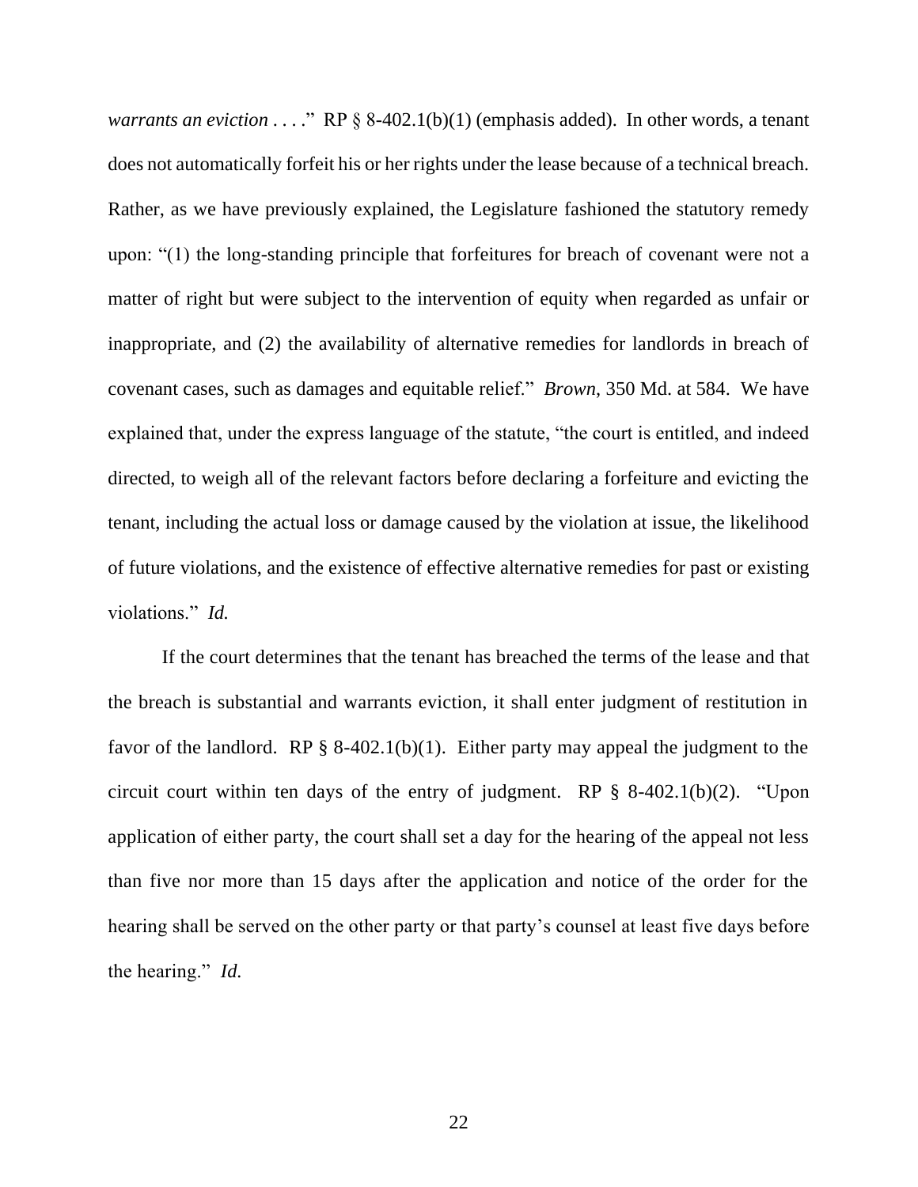*warrants an eviction* . . . ." RP § 8-402.1(b)(1) (emphasis added). In other words, a tenant does not automatically forfeit his or her rights under the lease because of a technical breach. Rather, as we have previously explained, the Legislature fashioned the statutory remedy upon: "(1) the long-standing principle that forfeitures for breach of covenant were not a matter of right but were subject to the intervention of equity when regarded as unfair or inappropriate, and (2) the availability of alternative remedies for landlords in breach of covenant cases, such as damages and equitable relief." *Brown*, 350 Md. at 584. We have explained that, under the express language of the statute, "the court is entitled, and indeed directed, to weigh all of the relevant factors before declaring a forfeiture and evicting the tenant, including the actual loss or damage caused by the violation at issue, the likelihood of future violations, and the existence of effective alternative remedies for past or existing violations." *Id.*

If the court determines that the tenant has breached the terms of the lease and that the breach is substantial and warrants eviction, it shall enter judgment of restitution in favor of the landlord. RP § 8-402.1(b)(1). Either party may appeal the judgment to the circuit court within ten days of the entry of judgment. RP § 8-402.1(b)(2). "Upon application of either party, the court shall set a day for the hearing of the appeal not less than five nor more than 15 days after the application and notice of the order for the hearing shall be served on the other party or that party's counsel at least five days before the hearing." *Id.*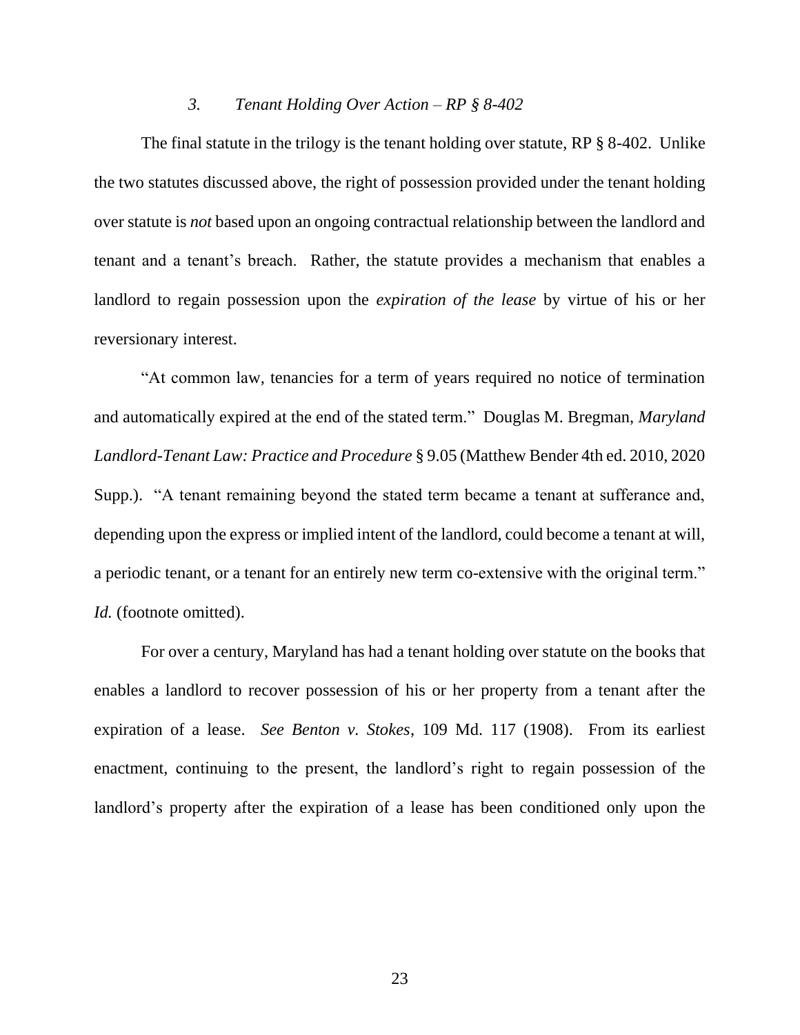### *3. Tenant Holding Over Action – RP § 8-402*

The final statute in the trilogy is the tenant holding over statute, RP § 8-402. Unlike the two statutes discussed above, the right of possession provided under the tenant holding over statute is *not* based upon an ongoing contractual relationship between the landlord and tenant and a tenant's breach. Rather, the statute provides a mechanism that enables a landlord to regain possession upon the *expiration of the lease* by virtue of his or her reversionary interest.

"At common law, tenancies for a term of years required no notice of termination and automatically expired at the end of the stated term." Douglas M. Bregman, *Maryland Landlord-Tenant Law: Practice and Procedure* § 9.05 (Matthew Bender 4th ed. 2010, 2020 Supp.). "A tenant remaining beyond the stated term became a tenant at sufferance and, depending upon the express or implied intent of the landlord, could become a tenant at will, a periodic tenant, or a tenant for an entirely new term co-extensive with the original term." *Id.* (footnote omitted).

For over a century, Maryland has had a tenant holding over statute on the books that enables a landlord to recover possession of his or her property from a tenant after the expiration of a lease. *See Benton v. Stokes*, 109 Md. 117 (1908). From its earliest enactment, continuing to the present, the landlord's right to regain possession of the landlord's property after the expiration of a lease has been conditioned only upon the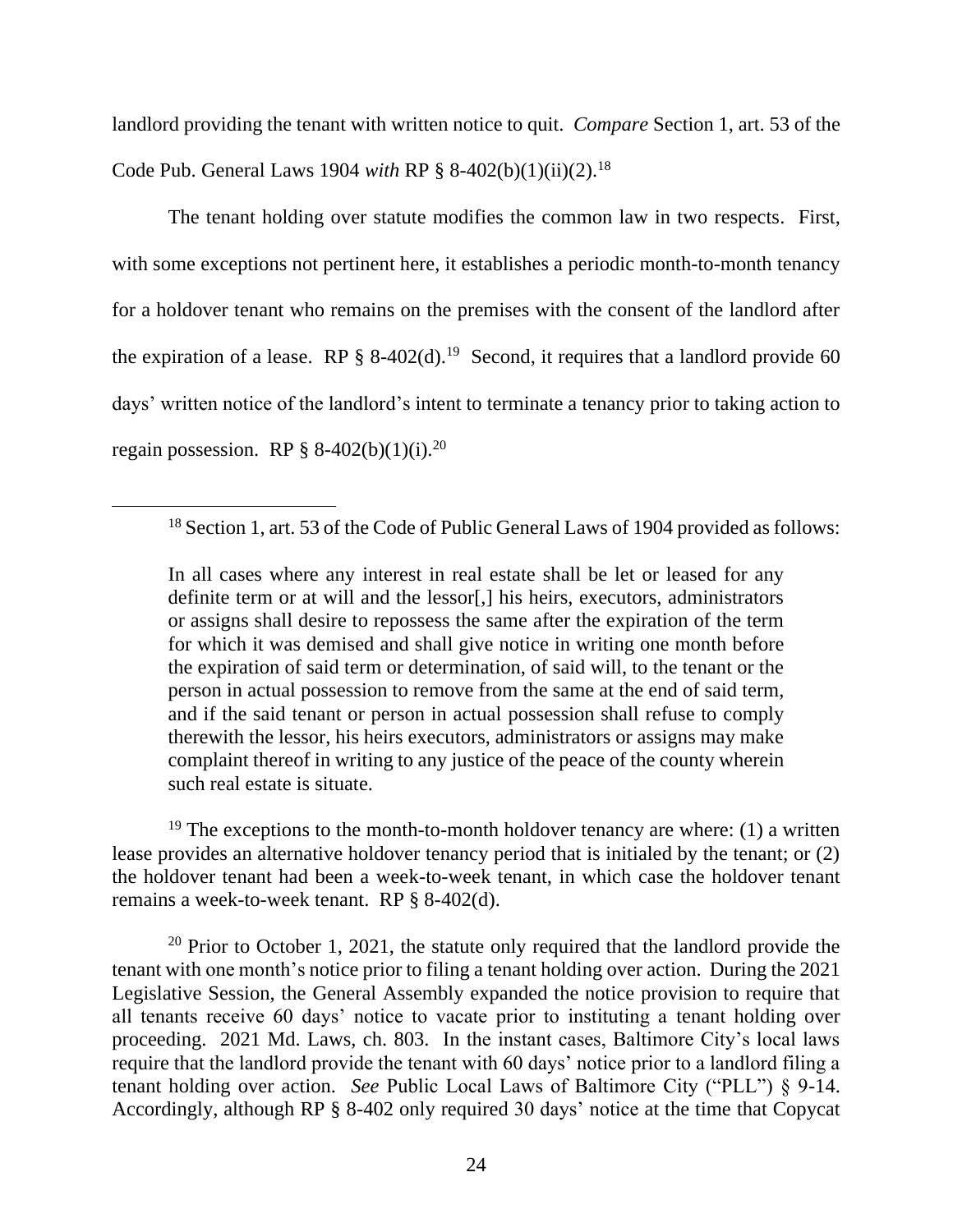landlord providing the tenant with written notice to quit. *Compare* Section 1, art. 53 of the Code Pub. General Laws 1904 *with* RP § 8-402(b)(1)(ii)(2).[18]

The tenant holding over statute modifies the common law in two respects. First, with some exceptions not pertinent here, it establishes a periodic month-to-month tenancy for a holdover tenant who remains on the premises with the consent of the landlord after the expiration of a lease. RP § 8-402(d).[19] Second, it requires that a landlord provide 60 days' written notice of the landlord's intent to terminate a tenancy prior to taking action to regain possession. RP § 8-402(b)(1)(i).[20]

---

[18] Section 1, art. 53 of the Code of Public General Laws of 1904 provided as follows:

> In all cases where any interest in real estate shall be let or leased for any definite term or at will and the lessor[,] his heirs, executors, administrators or assigns shall desire to repossess the same after the expiration of the term for which it was demised and shall give notice in writing one month before the expiration of said term or determination, of said will, to the tenant or the person in actual possession to remove from the same at the end of said term, and if the said tenant or person in actual possession shall refuse to comply therewith the lessor, his heirs executors, administrators or assigns may make complaint thereof in writing to any justice of the peace of the county wherein such real estate is situate.

[19] The exceptions to the month-to-month holdover tenancy are where: (1) a written lease provides an alternative holdover tenancy period that is initialed by the tenant; or (2) the holdover tenant had been a week-to-week tenant, in which case the holdover tenant remains a week-to-week tenant. RP § 8-402(d).

[20] Prior to October 1, 2021, the statute only required that the landlord provide the tenant with one month's notice prior to filing a tenant holding over action. During the 2021 Legislative Session, the General Assembly expanded the notice provision to require that all tenants receive 60 days' notice to vacate prior to instituting a tenant holding over proceeding. 2021 Md. Laws, ch. 803. In the instant cases, Baltimore City's local laws require that the landlord provide the tenant with 60 days' notice prior to a landlord filing a tenant holding over action. *See* Public Local Laws of Baltimore City ("PLL") § 9-14. Accordingly, although RP § 8-402 only required 30 days' notice at the time that Copycat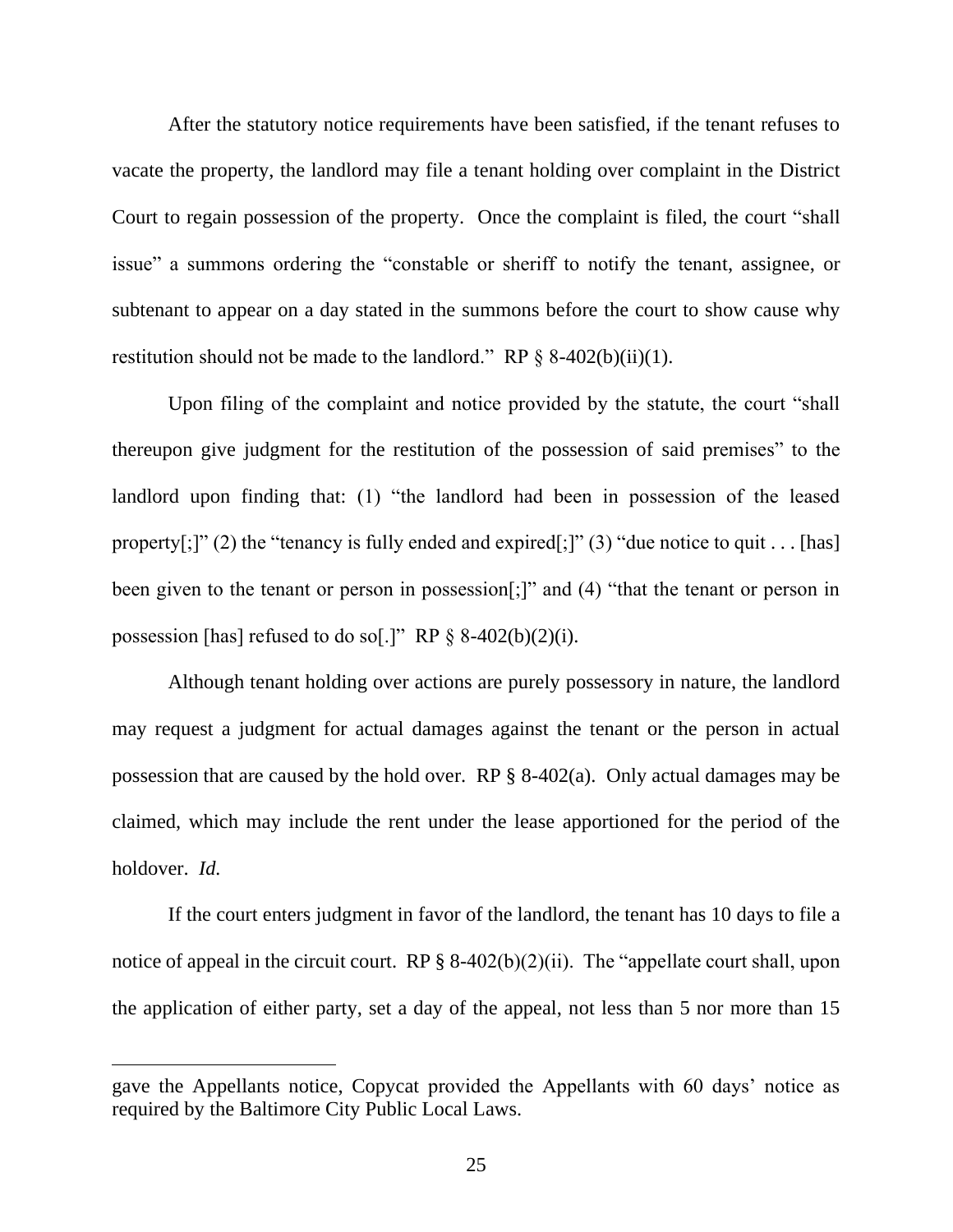After the statutory notice requirements have been satisfied, if the tenant refuses to vacate the property, the landlord may file a tenant holding over complaint in the District Court to regain possession of the property. Once the complaint is filed, the court "shall issue" a summons ordering the "constable or sheriff to notify the tenant, assignee, or subtenant to appear on a day stated in the summons before the court to show cause why restitution should not be made to the landlord." RP § 8-402(b)(ii)(1).

Upon filing of the complaint and notice provided by the statute, the court "shall thereupon give judgment for the restitution of the possession of said premises" to the landlord upon finding that: (1) "the landlord had been in possession of the leased property[;]" (2) the "tenancy is fully ended and expired[;]" (3) "due notice to quit . . . [has] been given to the tenant or person in possession[;]" and (4) "that the tenant or person in possession [has] refused to do so[.]" RP § 8-402(b)(2)(i).

Although tenant holding over actions are purely possessory in nature, the landlord may request a judgment for actual damages against the tenant or the person in actual possession that are caused by the hold over. RP § 8-402(a). Only actual damages may be claimed, which may include the rent under the lease apportioned for the period of the holdover. *Id.*

If the court enters judgment in favor of the landlord, the tenant has 10 days to file a notice of appeal in the circuit court. RP § 8-402(b)(2)(ii). The "appellate court shall, upon the application of either party, set a day of the appeal, not less than 5 nor more than 15

---

gave the Appellants notice, Copycat provided the Appellants with 60 days' notice as required by the Baltimore City Public Local Laws.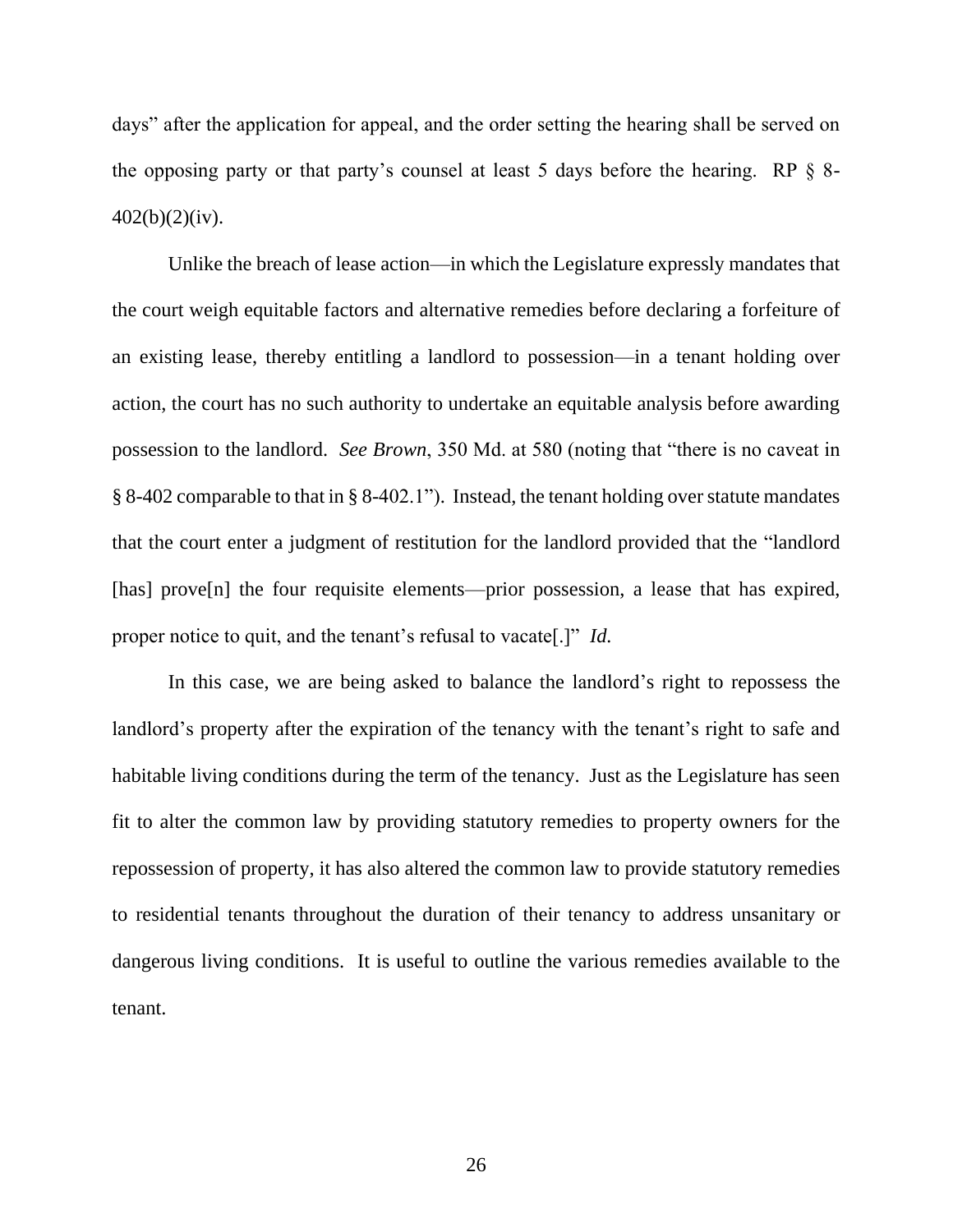days" after the application for appeal, and the order setting the hearing shall be served on the opposing party or that party's counsel at least 5 days before the hearing. RP § 8-402(b)(2)(iv).

Unlike the breach of lease action—in which the Legislature expressly mandates that the court weigh equitable factors and alternative remedies before declaring a forfeiture of an existing lease, thereby entitling a landlord to possession—in a tenant holding over action, the court has no such authority to undertake an equitable analysis before awarding possession to the landlord. *See Brown*, 350 Md. at 580 (noting that "there is no caveat in § 8-402 comparable to that in § 8-402.1"). Instead, the tenant holding over statute mandates that the court enter a judgment of restitution for the landlord provided that the "landlord [has] prove[n] the four requisite elements—prior possession, a lease that has expired, proper notice to quit, and the tenant's refusal to vacate[.]" *Id.*

In this case, we are being asked to balance the landlord's right to repossess the landlord's property after the expiration of the tenancy with the tenant's right to safe and habitable living conditions during the term of the tenancy. Just as the Legislature has seen fit to alter the common law by providing statutory remedies to property owners for the repossession of property, it has also altered the common law to provide statutory remedies to residential tenants throughout the duration of their tenancy to address unsanitary or dangerous living conditions. It is useful to outline the various remedies available to the tenant.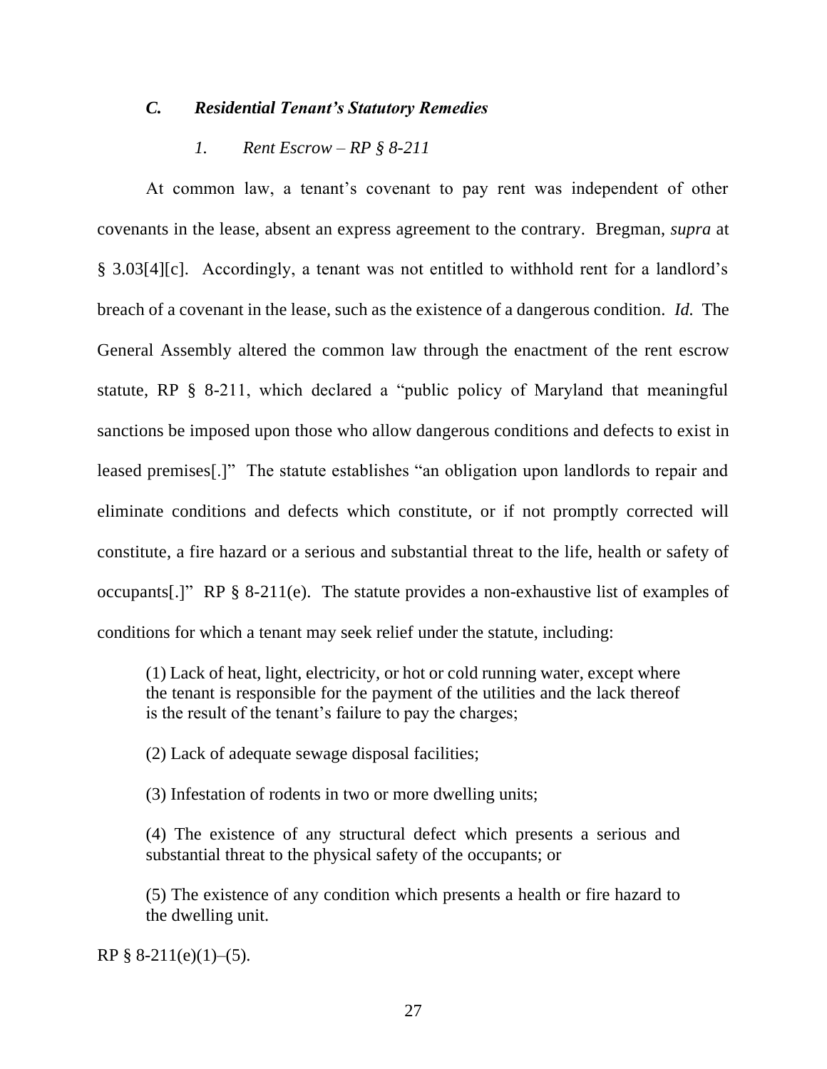### *C. Residential Tenant's Statutory Remedies*

#### *1. Rent Escrow – RP § 8-211*

At common law, a tenant's covenant to pay rent was independent of other covenants in the lease, absent an express agreement to the contrary. Bregman, *supra* at § 3.03[4][c]. Accordingly, a tenant was not entitled to withhold rent for a landlord's breach of a covenant in the lease, such as the existence of a dangerous condition. *Id.* The General Assembly altered the common law through the enactment of the rent escrow statute, RP § 8-211, which declared a "public policy of Maryland that meaningful sanctions be imposed upon those who allow dangerous conditions and defects to exist in leased premises[.]" The statute establishes "an obligation upon landlords to repair and eliminate conditions and defects which constitute, or if not promptly corrected will constitute, a fire hazard or a serious and substantial threat to the life, health or safety of occupants[.]" RP § 8-211(e). The statute provides a non-exhaustive list of examples of conditions for which a tenant may seek relief under the statute, including:

> (1) Lack of heat, light, electricity, or hot or cold running water, except where the tenant is responsible for the payment of the utilities and the lack thereof is the result of the tenant's failure to pay the charges;
>
> (2) Lack of adequate sewage disposal facilities;
>
> (3) Infestation of rodents in two or more dwelling units;
>
> (4) The existence of any structural defect which presents a serious and substantial threat to the physical safety of the occupants; or
>
> (5) The existence of any condition which presents a health or fire hazard to the dwelling unit.

RP § 8-211(e)(1)–(5).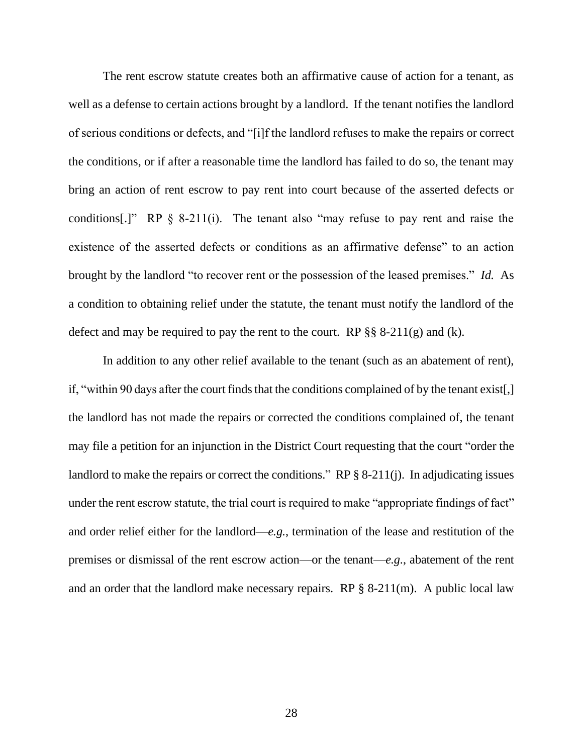The rent escrow statute creates both an affirmative cause of action for a tenant, as well as a defense to certain actions brought by a landlord. If the tenant notifies the landlord of serious conditions or defects, and "[i]f the landlord refuses to make the repairs or correct the conditions, or if after a reasonable time the landlord has failed to do so, the tenant may bring an action of rent escrow to pay rent into court because of the asserted defects or conditions[.]" RP § 8-211(i). The tenant also "may refuse to pay rent and raise the existence of the asserted defects or conditions as an affirmative defense" to an action brought by the landlord "to recover rent or the possession of the leased premises." *Id.* As a condition to obtaining relief under the statute, the tenant must notify the landlord of the defect and may be required to pay the rent to the court. RP §§ 8-211(g) and (k).

In addition to any other relief available to the tenant (such as an abatement of rent), if, "within 90 days after the court finds that the conditions complained of by the tenant exist[,] the landlord has not made the repairs or corrected the conditions complained of, the tenant may file a petition for an injunction in the District Court requesting that the court "order the landlord to make the repairs or correct the conditions." RP § 8-211(j). In adjudicating issues under the rent escrow statute, the trial court is required to make "appropriate findings of fact" and order relief either for the landlord—*e.g.*, termination of the lease and restitution of the premises or dismissal of the rent escrow action—or the tenant—*e.g.*, abatement of the rent and an order that the landlord make necessary repairs. RP § 8-211(m). A public local law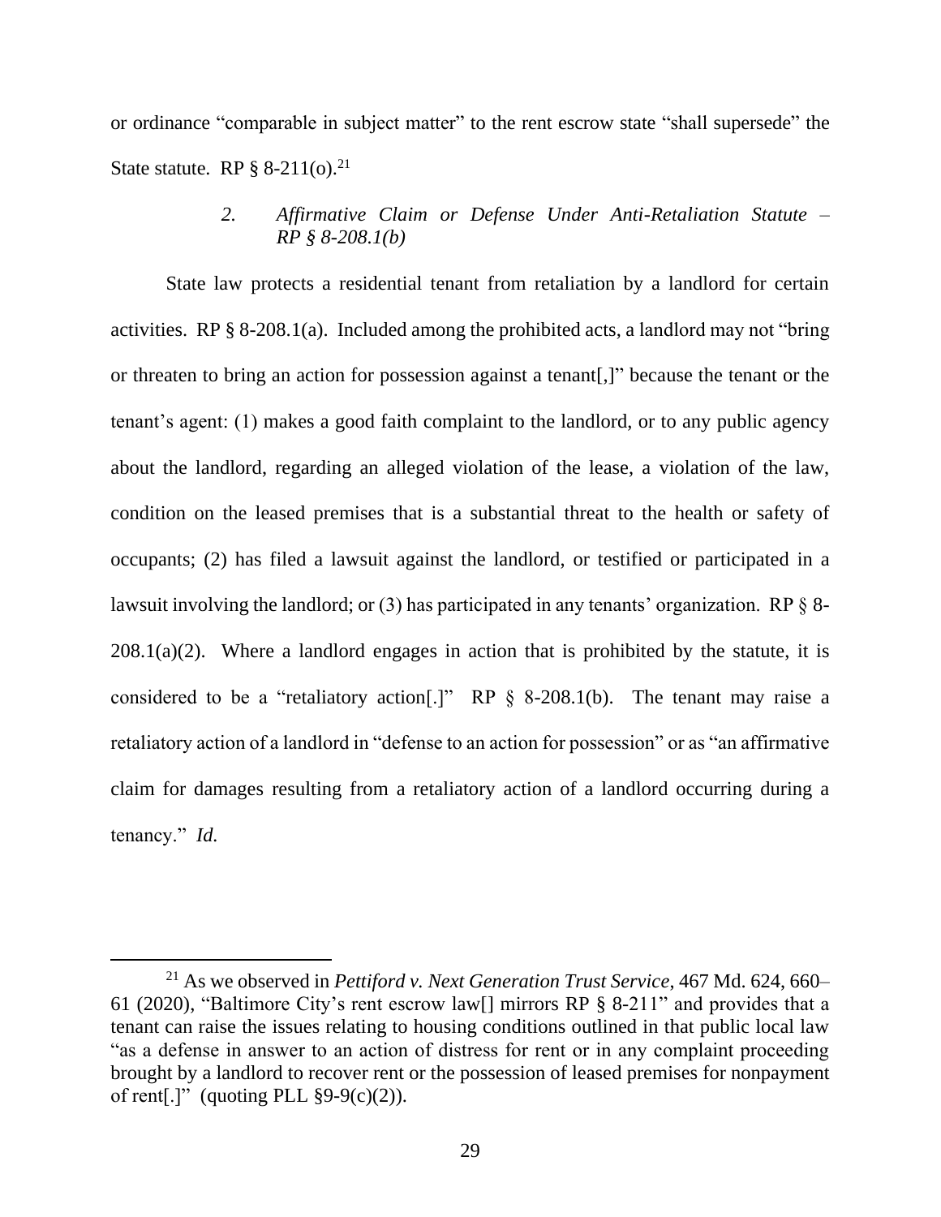or ordinance "comparable in subject matter" to the rent escrow state "shall supersede" the State statute. RP § 8-211(o).[21]

### *2. Affirmative Claim or Defense Under Anti-Retaliation Statute – RP § 8-208.1(b)*

State law protects a residential tenant from retaliation by a landlord for certain activities. RP § 8-208.1(a). Included among the prohibited acts, a landlord may not "bring or threaten to bring an action for possession against a tenant[,]" because the tenant or the tenant's agent: (1) makes a good faith complaint to the landlord, or to any public agency about the landlord, regarding an alleged violation of the lease, a violation of the law, condition on the leased premises that is a substantial threat to the health or safety of occupants; (2) has filed a lawsuit against the landlord, or testified or participated in a lawsuit involving the landlord; or (3) has participated in any tenants' organization. RP § 8-208.1(a)(2). Where a landlord engages in action that is prohibited by the statute, it is considered to be a "retaliatory action[.]" RP § 8-208.1(b). The tenant may raise a retaliatory action of a landlord in "defense to an action for possession" or as "an affirmative claim for damages resulting from a retaliatory action of a landlord occurring during a tenancy." *Id.*

---

[21] As we observed in *Pettiford v. Next Generation Trust Service*, 467 Md. 624, 660–61 (2020), "Baltimore City's rent escrow law[] mirrors RP § 8-211" and provides that a tenant can raise the issues relating to housing conditions outlined in that public local law "as a defense in answer to an action of distress for rent or in any complaint proceeding brought by a landlord to recover rent or the possession of leased premises for nonpayment of rent[.]" (quoting PLL §9-9(c)(2)).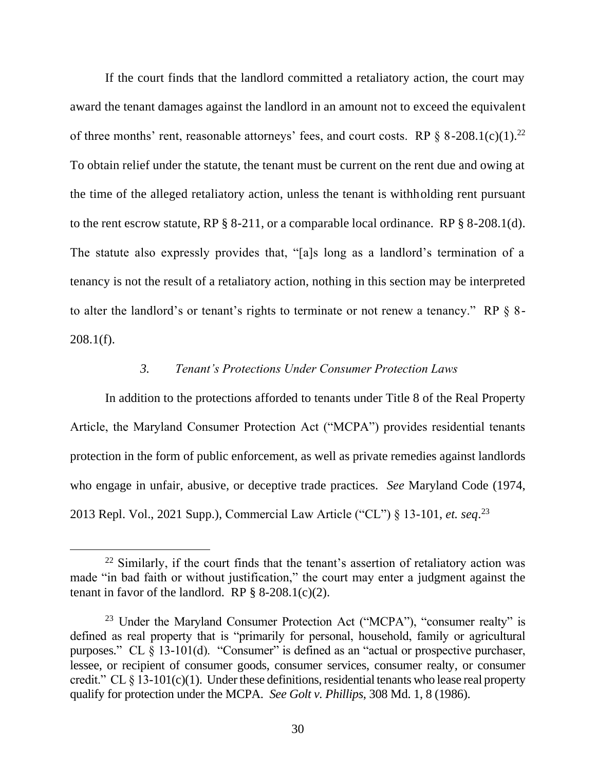If the court finds that the landlord committed a retaliatory action, the court may award the tenant damages against the landlord in an amount not to exceed the equivalent of three months' rent, reasonable attorneys' fees, and court costs. RP § 8-208.1(c)(1).[22] To obtain relief under the statute, the tenant must be current on the rent due and owing at the time of the alleged retaliatory action, unless the tenant is withholding rent pursuant to the rent escrow statute, RP § 8-211, or a comparable local ordinance. RP § 8-208.1(d). The statute also expressly provides that, "[a]s long as a landlord's termination of a tenancy is not the result of a retaliatory action, nothing in this section may be interpreted to alter the landlord's or tenant's rights to terminate or not renew a tenancy." RP § 8-208.1(f).

### *3. Tenant's Protections Under Consumer Protection Laws*

In addition to the protections afforded to tenants under Title 8 of the Real Property Article, the Maryland Consumer Protection Act ("MCPA") provides residential tenants protection in the form of public enforcement, as well as private remedies against landlords who engage in unfair, abusive, or deceptive trade practices. *See* Maryland Code (1974, 2013 Repl. Vol., 2021 Supp.), Commercial Law Article ("CL") § 13-101, *et. seq*.[23]

---

[22] Similarly, if the court finds that the tenant's assertion of retaliatory action was made "in bad faith or without justification," the court may enter a judgment against the tenant in favor of the landlord. RP § 8-208.1(c)(2).

[23] Under the Maryland Consumer Protection Act ("MCPA"), "consumer realty" is defined as real property that is "primarily for personal, household, family or agricultural purposes." CL § 13-101(d). "Consumer" is defined as an "actual or prospective purchaser, lessee, or recipient of consumer goods, consumer services, consumer realty, or consumer credit." CL § 13-101(c)(1). Under these definitions, residential tenants who lease real property qualify for protection under the MCPA. *See Golt v. Phillips*, 308 Md. 1, 8 (1986).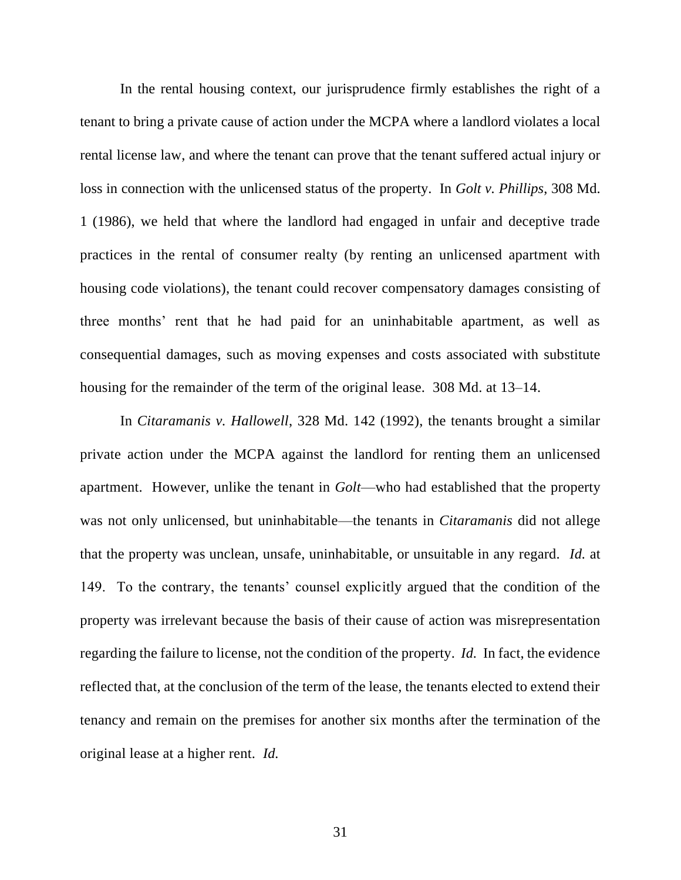In the rental housing context, our jurisprudence firmly establishes the right of a tenant to bring a private cause of action under the MCPA where a landlord violates a local rental license law, and where the tenant can prove that the tenant suffered actual injury or loss in connection with the unlicensed status of the property. In *Golt v. Phillips*, 308 Md. 1 (1986), we held that where the landlord had engaged in unfair and deceptive trade practices in the rental of consumer realty (by renting an unlicensed apartment with housing code violations), the tenant could recover compensatory damages consisting of three months' rent that he had paid for an uninhabitable apartment, as well as consequential damages, such as moving expenses and costs associated with substitute housing for the remainder of the term of the original lease. 308 Md. at 13–14.

In *Citaramanis v. Hallowell*, 328 Md. 142 (1992), the tenants brought a similar private action under the MCPA against the landlord for renting them an unlicensed apartment. However, unlike the tenant in *Golt*—who had established that the property was not only unlicensed, but uninhabitable—the tenants in *Citaramanis* did not allege that the property was unclean, unsafe, uninhabitable, or unsuitable in any regard. *Id.* at 149. To the contrary, the tenants' counsel explicitly argued that the condition of the property was irrelevant because the basis of their cause of action was misrepresentation regarding the failure to license, not the condition of the property. *Id.* In fact, the evidence reflected that, at the conclusion of the term of the lease, the tenants elected to extend their tenancy and remain on the premises for another six months after the termination of the original lease at a higher rent. *Id.*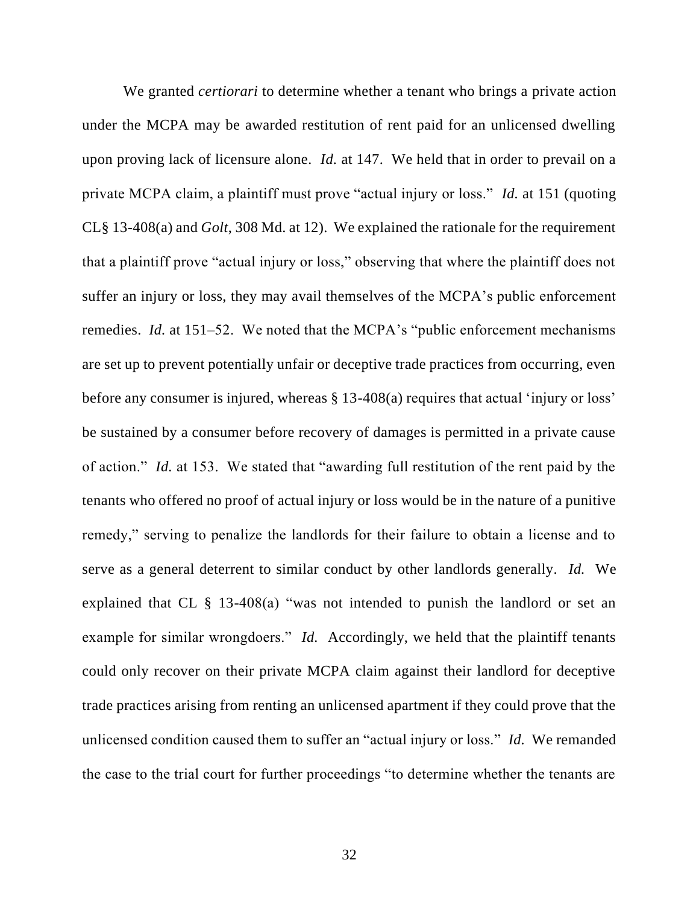We granted *certiorari* to determine whether a tenant who brings a private action under the MCPA may be awarded restitution of rent paid for an unlicensed dwelling upon proving lack of licensure alone. *Id.* at 147. We held that in order to prevail on a private MCPA claim, a plaintiff must prove "actual injury or loss." *Id.* at 151 (quoting CL§ 13-408(a) and *Golt*, 308 Md. at 12). We explained the rationale for the requirement that a plaintiff prove "actual injury or loss," observing that where the plaintiff does not suffer an injury or loss, they may avail themselves of the MCPA's public enforcement remedies. *Id.* at 151–52. We noted that the MCPA's "public enforcement mechanisms are set up to prevent potentially unfair or deceptive trade practices from occurring, even before any consumer is injured, whereas § 13-408(a) requires that actual 'injury or loss' be sustained by a consumer before recovery of damages is permitted in a private cause of action." *Id.* at 153. We stated that "awarding full restitution of the rent paid by the tenants who offered no proof of actual injury or loss would be in the nature of a punitive remedy," serving to penalize the landlords for their failure to obtain a license and to serve as a general deterrent to similar conduct by other landlords generally. *Id.* We explained that CL § 13-408(a) "was not intended to punish the landlord or set an example for similar wrongdoers." *Id.* Accordingly, we held that the plaintiff tenants could only recover on their private MCPA claim against their landlord for deceptive trade practices arising from renting an unlicensed apartment if they could prove that the unlicensed condition caused them to suffer an "actual injury or loss." *Id.* We remanded the case to the trial court for further proceedings "to determine whether the tenants are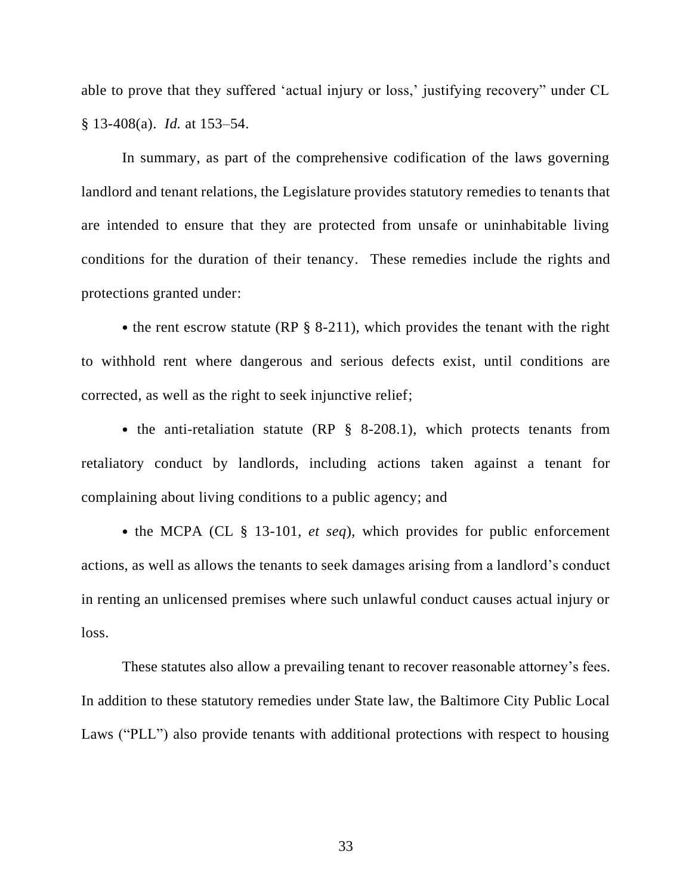able to prove that they suffered 'actual injury or loss,' justifying recovery" under CL § 13-408(a). *Id.* at 153–54.

In summary, as part of the comprehensive codification of the laws governing landlord and tenant relations, the Legislature provides statutory remedies to tenants that are intended to ensure that they are protected from unsafe or uninhabitable living conditions for the duration of their tenancy. These remedies include the rights and protections granted under:

- the rent escrow statute (RP § 8-211), which provides the tenant with the right to withhold rent where dangerous and serious defects exist, until conditions are corrected, as well as the right to seek injunctive relief;

- the anti-retaliation statute (RP § 8-208.1), which protects tenants from retaliatory conduct by landlords, including actions taken against a tenant for complaining about living conditions to a public agency; and

- the MCPA (CL § 13-101, *et seq*), which provides for public enforcement actions, as well as allows the tenants to seek damages arising from a landlord's conduct in renting an unlicensed premises where such unlawful conduct causes actual injury or loss.

These statutes also allow a prevailing tenant to recover reasonable attorney's fees. In addition to these statutory remedies under State law, the Baltimore City Public Local Laws ("PLL") also provide tenants with additional protections with respect to housing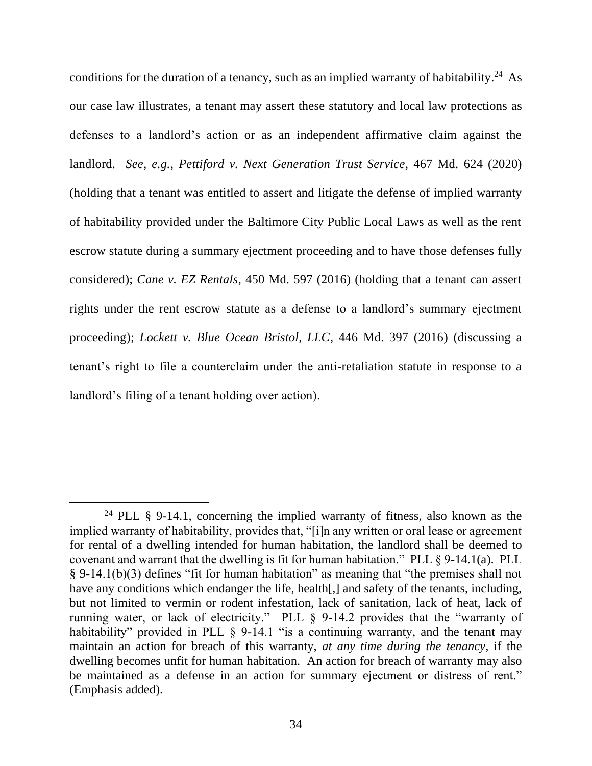conditions for the duration of a tenancy, such as an implied warranty of habitability.[24] As our case law illustrates, a tenant may assert these statutory and local law protections as defenses to a landlord's action or as an independent affirmative claim against the landlord. *See, e.g.*, *Pettiford v. Next Generation Trust Service*, 467 Md. 624 (2020) (holding that a tenant was entitled to assert and litigate the defense of implied warranty of habitability provided under the Baltimore City Public Local Laws as well as the rent escrow statute during a summary ejectment proceeding and to have those defenses fully considered); *Cane v. EZ Rentals*, 450 Md. 597 (2016) (holding that a tenant can assert rights under the rent escrow statute as a defense to a landlord's summary ejectment proceeding); *Lockett v. Blue Ocean Bristol, LLC*, 446 Md. 397 (2016) (discussing a tenant's right to file a counterclaim under the anti-retaliation statute in response to a landlord's filing of a tenant holding over action).

---

[24] PLL § 9-14.1, concerning the implied warranty of fitness, also known as the implied warranty of habitability, provides that, "[i]n any written or oral lease or agreement for rental of a dwelling intended for human habitation, the landlord shall be deemed to covenant and warrant that the dwelling is fit for human habitation." PLL § 9-14.1(a). PLL § 9-14.1(b)(3) defines "fit for human habitation" as meaning that "the premises shall not have any conditions which endanger the life, health[,] and safety of the tenants, including, but not limited to vermin or rodent infestation, lack of sanitation, lack of heat, lack of running water, or lack of electricity." PLL § 9-14.2 provides that the "warranty of habitability" provided in PLL § 9-14.1 "is a continuing warranty, and the tenant may maintain an action for breach of this warranty, *at any time during the tenancy*, if the dwelling becomes unfit for human habitation. An action for breach of warranty may also be maintained as a defense in an action for summary ejectment or distress of rent." (Emphasis added).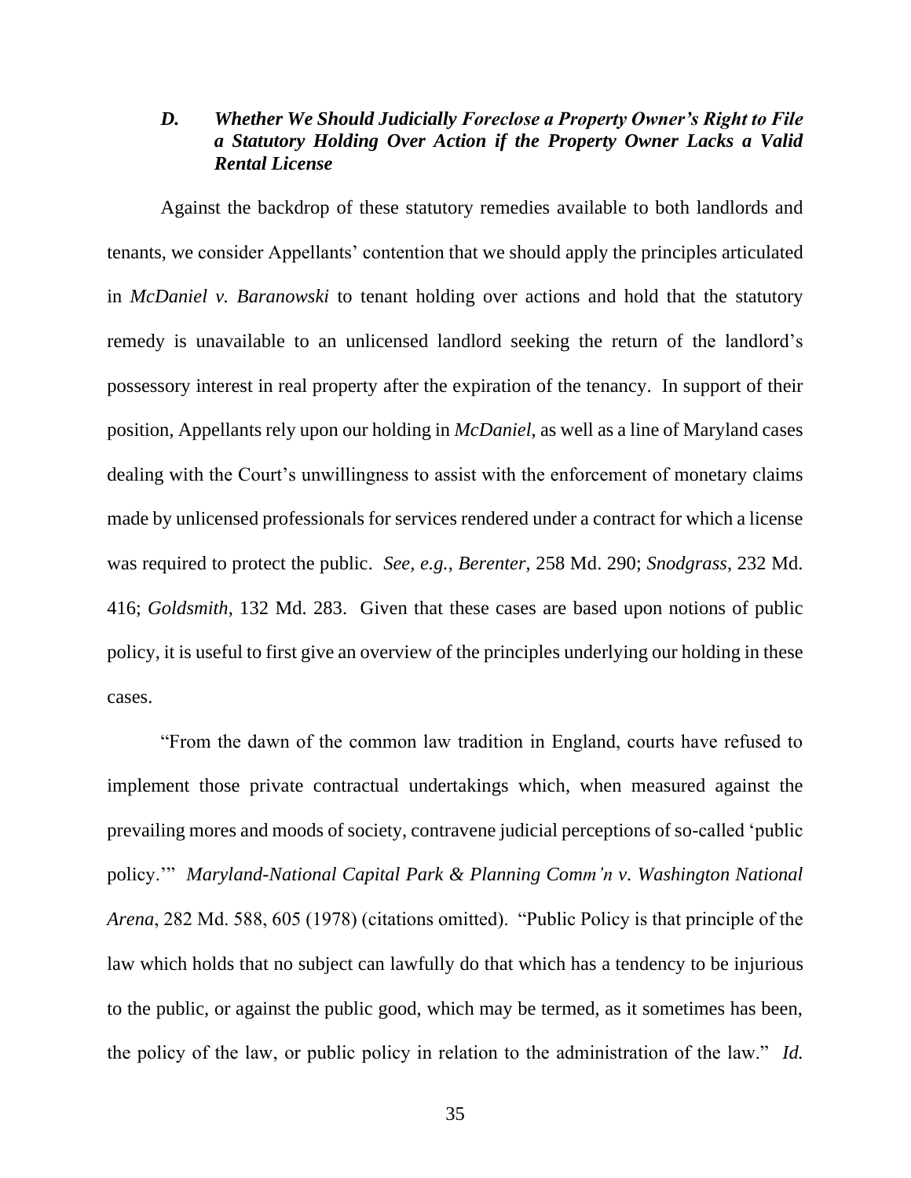### *D. Whether We Should Judicially Foreclose a Property Owner's Right to File a Statutory Holding Over Action if the Property Owner Lacks a Valid Rental License*

Against the backdrop of these statutory remedies available to both landlords and tenants, we consider Appellants' contention that we should apply the principles articulated in *McDaniel v. Baranowski* to tenant holding over actions and hold that the statutory remedy is unavailable to an unlicensed landlord seeking the return of the landlord's possessory interest in real property after the expiration of the tenancy. In support of their position, Appellants rely upon our holding in *McDaniel*, as well as a line of Maryland cases dealing with the Court's unwillingness to assist with the enforcement of monetary claims made by unlicensed professionals for services rendered under a contract for which a license was required to protect the public. *See, e.g.*, *Berenter*, 258 Md. 290; *Snodgrass*, 232 Md. 416; *Goldsmith*, 132 Md. 283. Given that these cases are based upon notions of public policy, it is useful to first give an overview of the principles underlying our holding in these cases.

"From the dawn of the common law tradition in England, courts have refused to implement those private contractual undertakings which, when measured against the prevailing mores and moods of society, contravene judicial perceptions of so-called 'public policy.'" *Maryland-National Capital Park & Planning Comm'n v. Washington National Arena*, 282 Md. 588, 605 (1978) (citations omitted). "Public Policy is that principle of the law which holds that no subject can lawfully do that which has a tendency to be injurious to the public, or against the public good, which may be termed, as it sometimes has been, the policy of the law, or public policy in relation to the administration of the law." *Id.*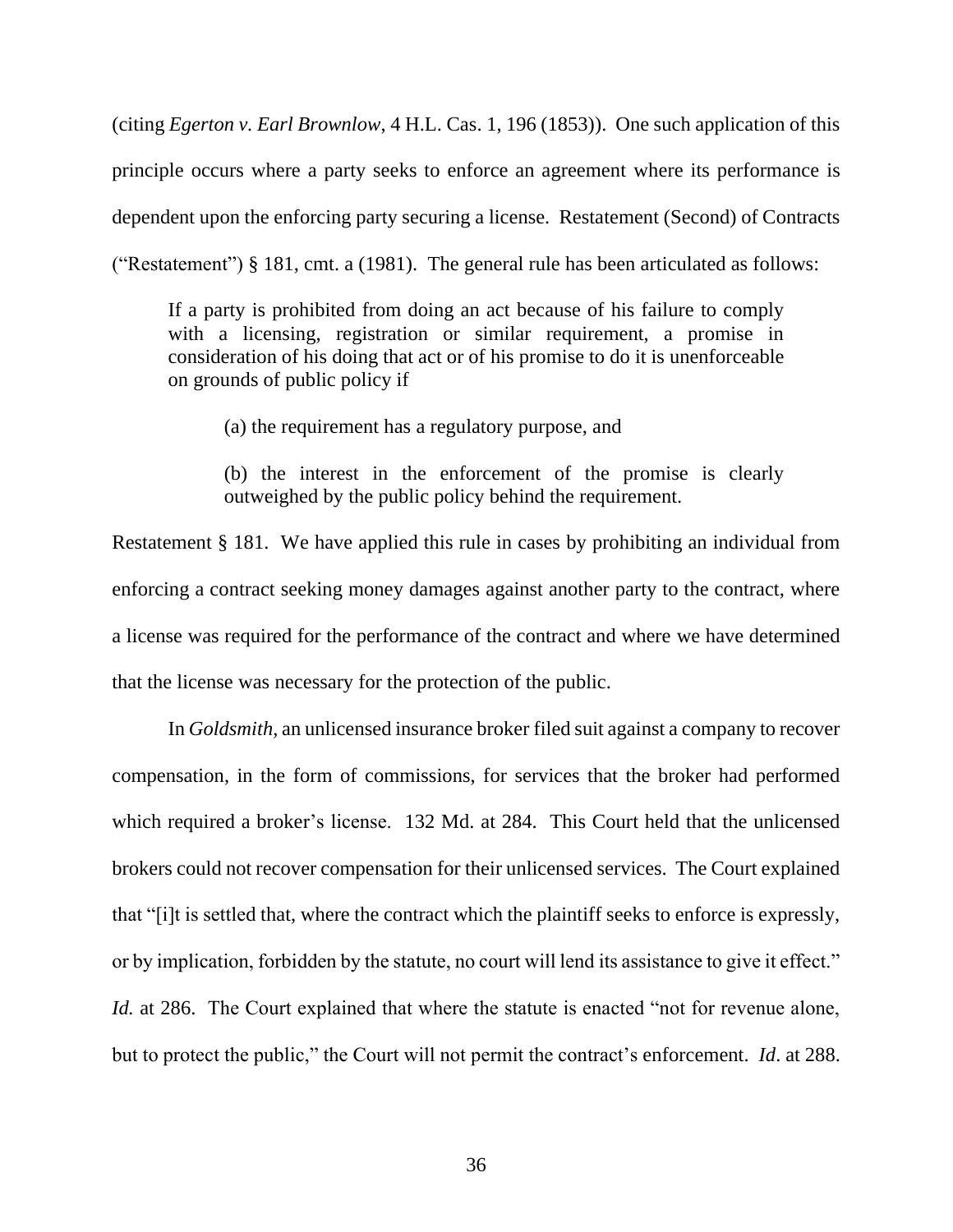(citing *Egerton v. Earl Brownlow*, 4 H.L. Cas. 1, 196 (1853)). One such application of this principle occurs where a party seeks to enforce an agreement where its performance is dependent upon the enforcing party securing a license. Restatement (Second) of Contracts ("Restatement") § 181, cmt. a (1981). The general rule has been articulated as follows:

> If a party is prohibited from doing an act because of his failure to comply with a licensing, registration or similar requirement, a promise in consideration of his doing that act or of his promise to do it is unenforceable on grounds of public policy if
>
> > (a) the requirement has a regulatory purpose, and
> >
> > (b) the interest in the enforcement of the promise is clearly outweighed by the public policy behind the requirement.

Restatement § 181. We have applied this rule in cases by prohibiting an individual from enforcing a contract seeking money damages against another party to the contract, where a license was required for the performance of the contract and where we have determined that the license was necessary for the protection of the public.

In *Goldsmith*, an unlicensed insurance broker filed suit against a company to recover compensation, in the form of commissions, for services that the broker had performed which required a broker's license. 132 Md. at 284. This Court held that the unlicensed brokers could not recover compensation for their unlicensed services. The Court explained that "[i]t is settled that, where the contract which the plaintiff seeks to enforce is expressly, or by implication, forbidden by the statute, no court will lend its assistance to give it effect." *Id.* at 286. The Court explained that where the statute is enacted "not for revenue alone, but to protect the public," the Court will not permit the contract's enforcement. *Id*. at 288.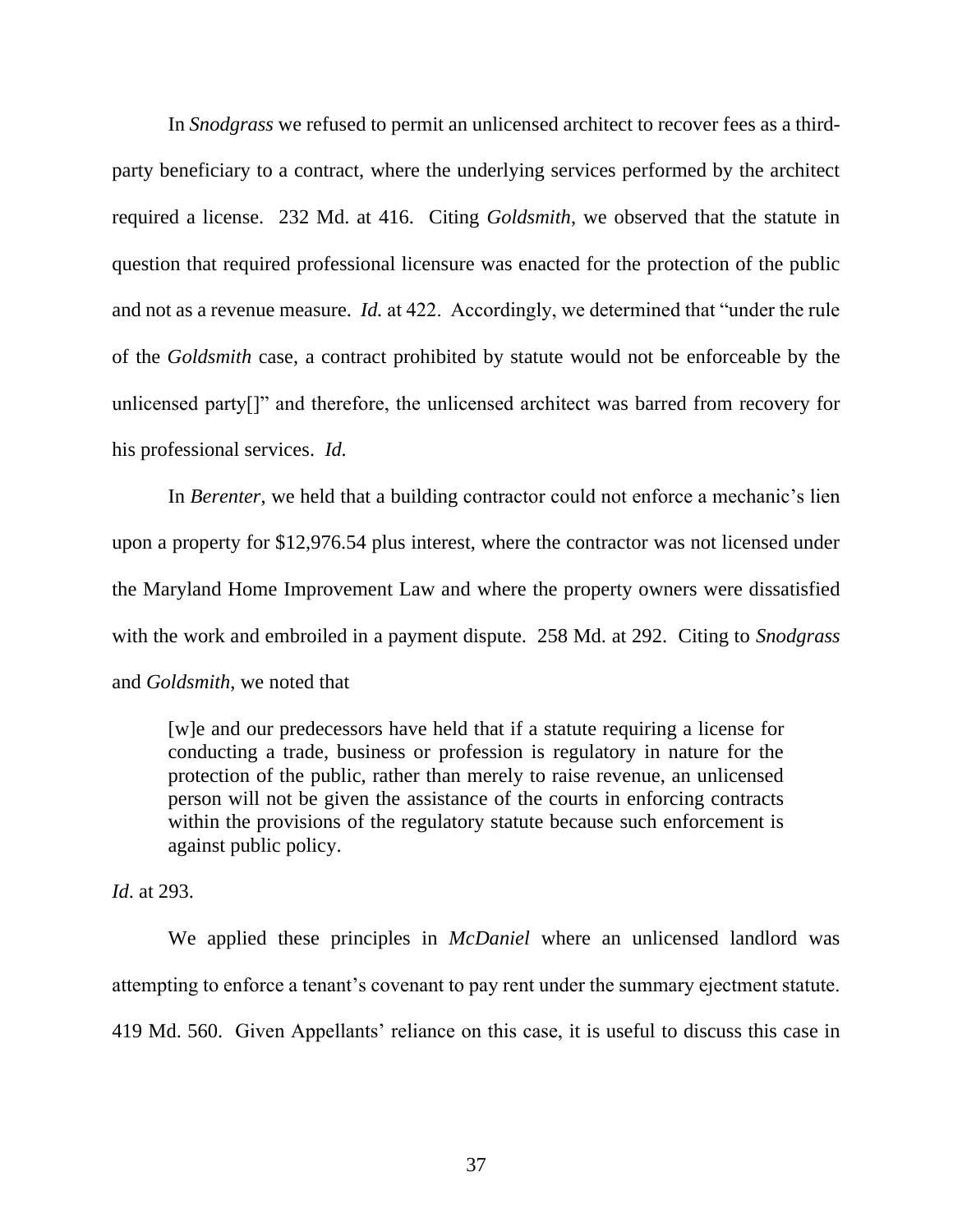In *Snodgrass* we refused to permit an unlicensed architect to recover fees as a third-party beneficiary to a contract, where the underlying services performed by the architect required a license. 232 Md. at 416. Citing *Goldsmith*, we observed that the statute in question that required professional licensure was enacted for the protection of the public and not as a revenue measure. *Id.* at 422. Accordingly, we determined that "under the rule of the *Goldsmith* case, a contract prohibited by statute would not be enforceable by the unlicensed party[]" and therefore, the unlicensed architect was barred from recovery for his professional services. *Id.*

In *Berenter*, we held that a building contractor could not enforce a mechanic's lien upon a property for $12,976.54 plus interest, where the contractor was not licensed under the Maryland Home Improvement Law and where the property owners were dissatisfied with the work and embroiled in a payment dispute. 258 Md. at 292. Citing to *Snodgrass* and *Goldsmith*, we noted that

> [w]e and our predecessors have held that if a statute requiring a license for conducting a trade, business or profession is regulatory in nature for the protection of the public, rather than merely to raise revenue, an unlicensed person will not be given the assistance of the courts in enforcing contracts within the provisions of the regulatory statute because such enforcement is against public policy.

*Id*. at 293.

We applied these principles in *McDaniel* where an unlicensed landlord was attempting to enforce a tenant's covenant to pay rent under the summary ejectment statute. 419 Md. 560. Given Appellants' reliance on this case, it is useful to discuss this case in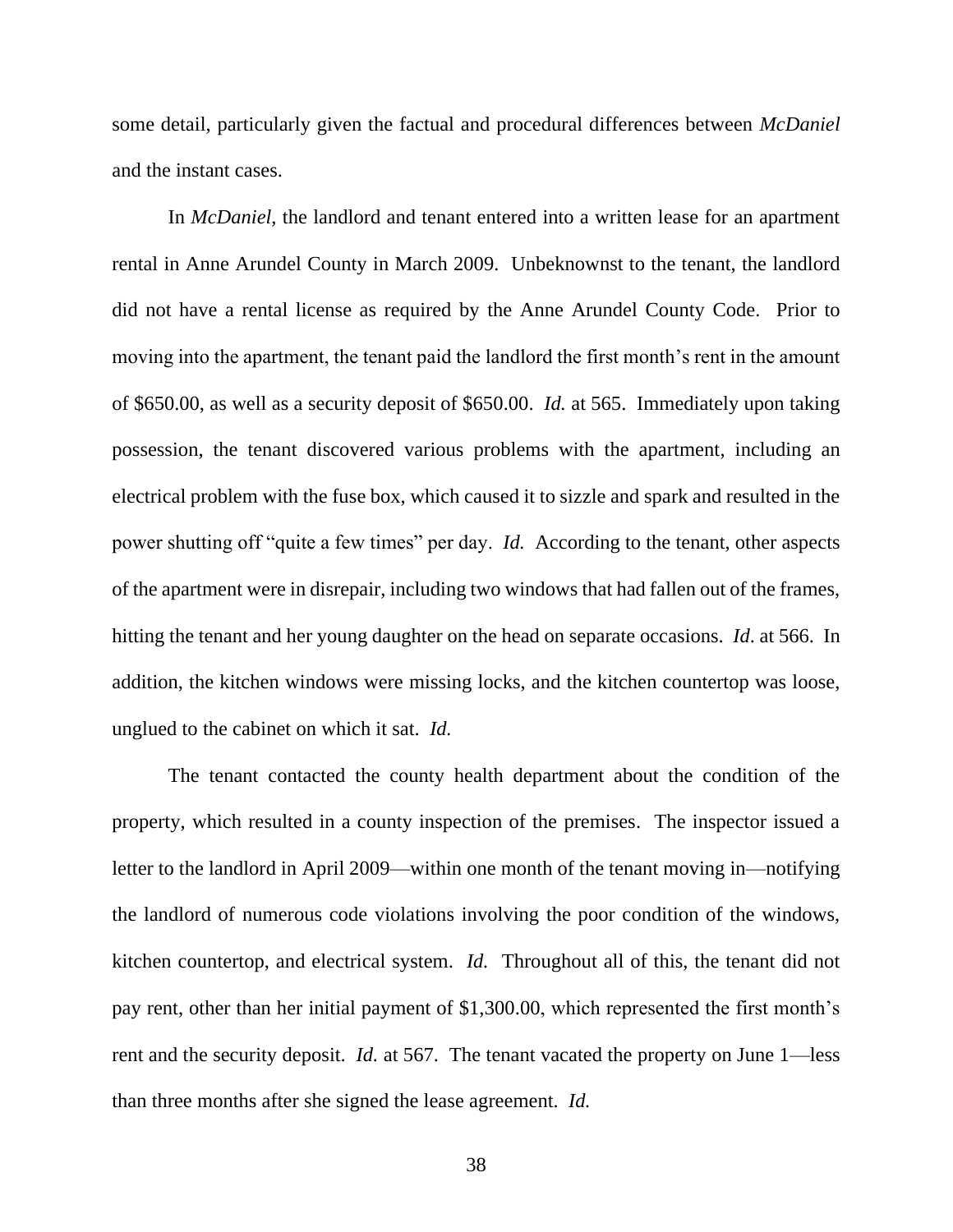some detail, particularly given the factual and procedural differences between *McDaniel* and the instant cases.

In *McDaniel*, the landlord and tenant entered into a written lease for an apartment rental in Anne Arundel County in March 2009. Unbeknownst to the tenant, the landlord did not have a rental license as required by the Anne Arundel County Code. Prior to moving into the apartment, the tenant paid the landlord the first month's rent in the amount of $650.00, as well as a security deposit of $650.00. *Id.* at 565. Immediately upon taking possession, the tenant discovered various problems with the apartment, including an electrical problem with the fuse box, which caused it to sizzle and spark and resulted in the power shutting off "quite a few times" per day. *Id.* According to the tenant, other aspects of the apartment were in disrepair, including two windows that had fallen out of the frames, hitting the tenant and her young daughter on the head on separate occasions. *Id*. at 566. In addition, the kitchen windows were missing locks, and the kitchen countertop was loose, unglued to the cabinet on which it sat. *Id.*

The tenant contacted the county health department about the condition of the property, which resulted in a county inspection of the premises. The inspector issued a letter to the landlord in April 2009—within one month of the tenant moving in—notifying the landlord of numerous code violations involving the poor condition of the windows, kitchen countertop, and electrical system. *Id.* Throughout all of this, the tenant did not pay rent, other than her initial payment of $1,300.00, which represented the first month's rent and the security deposit. *Id.* at 567. The tenant vacated the property on June 1—less than three months after she signed the lease agreement. *Id.*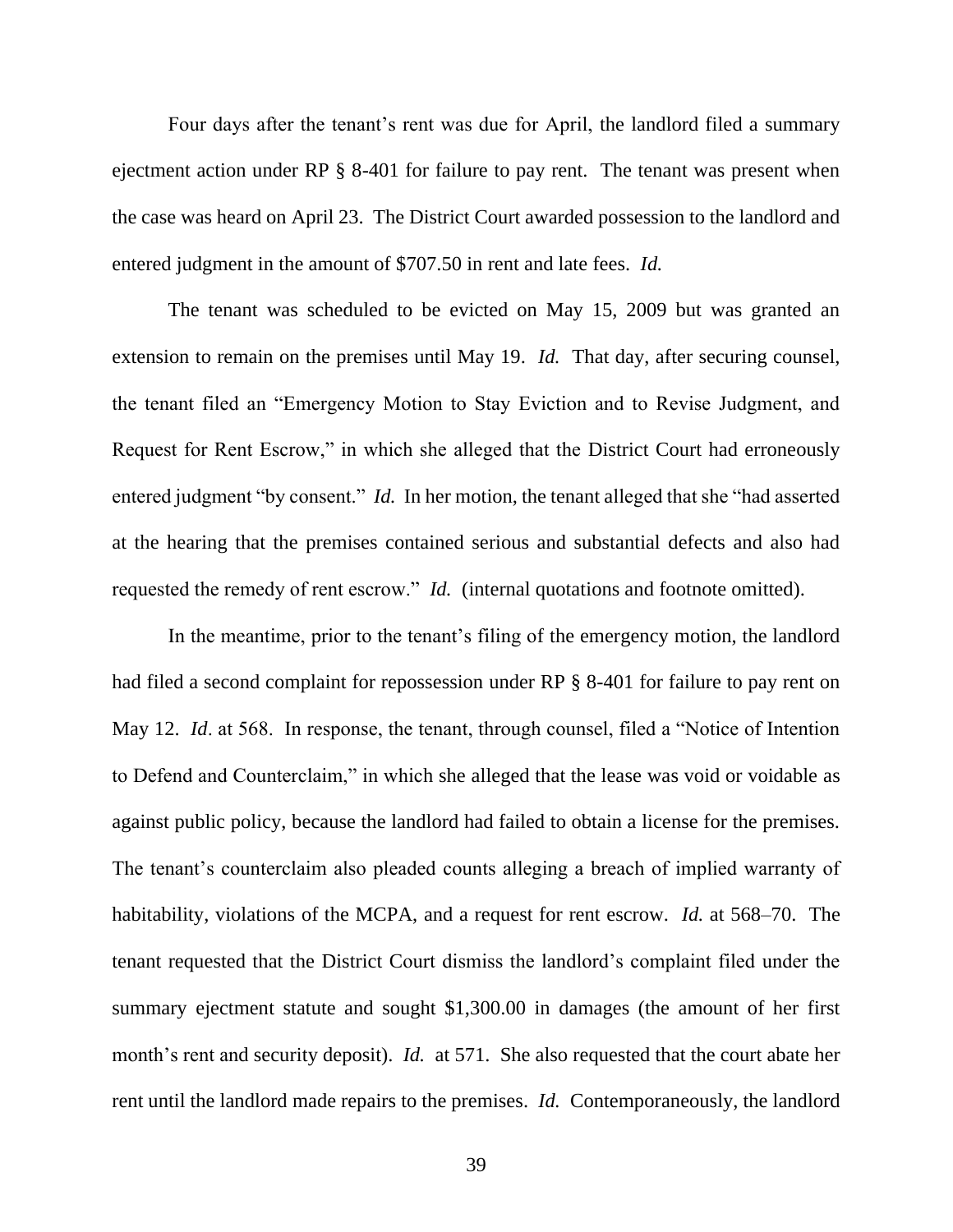Four days after the tenant's rent was due for April, the landlord filed a summary ejectment action under RP § 8-401 for failure to pay rent. The tenant was present when the case was heard on April 23. The District Court awarded possession to the landlord and entered judgment in the amount of $707.50 in rent and late fees. *Id.*

The tenant was scheduled to be evicted on May 15, 2009 but was granted an extension to remain on the premises until May 19. *Id.* That day, after securing counsel, the tenant filed an "Emergency Motion to Stay Eviction and to Revise Judgment, and Request for Rent Escrow," in which she alleged that the District Court had erroneously entered judgment "by consent." *Id.* In her motion, the tenant alleged that she "had asserted at the hearing that the premises contained serious and substantial defects and also had requested the remedy of rent escrow." *Id.* (internal quotations and footnote omitted).

In the meantime, prior to the tenant's filing of the emergency motion, the landlord had filed a second complaint for repossession under RP § 8-401 for failure to pay rent on May 12. *Id*. at 568. In response, the tenant, through counsel, filed a "Notice of Intention to Defend and Counterclaim," in which she alleged that the lease was void or voidable as against public policy, because the landlord had failed to obtain a license for the premises. The tenant's counterclaim also pleaded counts alleging a breach of implied warranty of habitability, violations of the MCPA, and a request for rent escrow. *Id.* at 568–70. The tenant requested that the District Court dismiss the landlord's complaint filed under the summary ejectment statute and sought $1,300.00 in damages (the amount of her first month's rent and security deposit). *Id.* at 571. She also requested that the court abate her rent until the landlord made repairs to the premises. *Id.* Contemporaneously, the landlord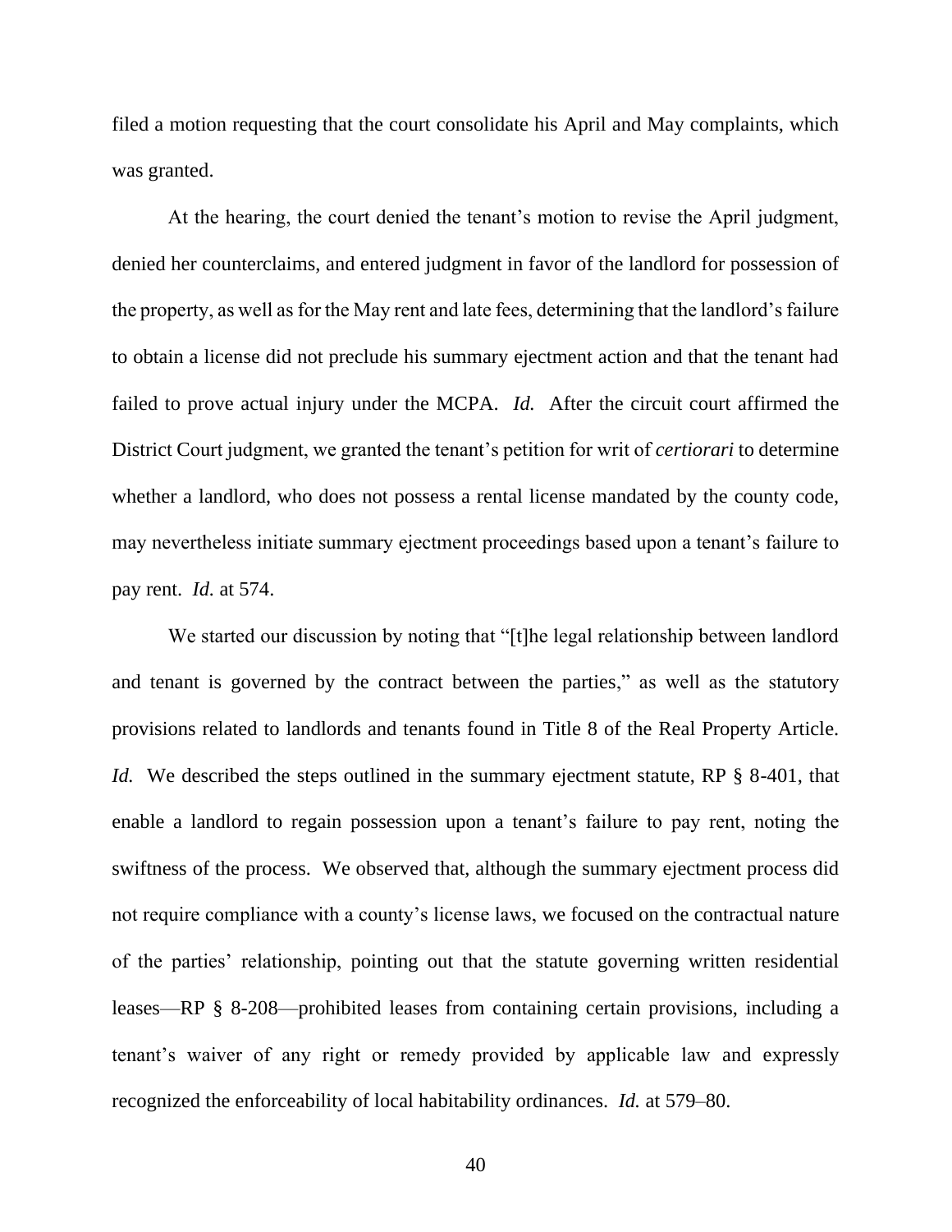filed a motion requesting that the court consolidate his April and May complaints, which was granted.

At the hearing, the court denied the tenant's motion to revise the April judgment, denied her counterclaims, and entered judgment in favor of the landlord for possession of the property, as well as for the May rent and late fees, determining that the landlord's failure to obtain a license did not preclude his summary ejectment action and that the tenant had failed to prove actual injury under the MCPA. *Id.* After the circuit court affirmed the District Court judgment, we granted the tenant's petition for writ of *certiorari* to determine whether a landlord, who does not possess a rental license mandated by the county code, may nevertheless initiate summary ejectment proceedings based upon a tenant's failure to pay rent. *Id.* at 574.

We started our discussion by noting that "[t]he legal relationship between landlord and tenant is governed by the contract between the parties," as well as the statutory provisions related to landlords and tenants found in Title 8 of the Real Property Article. *Id.* We described the steps outlined in the summary ejectment statute, RP § 8-401, that enable a landlord to regain possession upon a tenant's failure to pay rent, noting the swiftness of the process. We observed that, although the summary ejectment process did not require compliance with a county's license laws, we focused on the contractual nature of the parties' relationship, pointing out that the statute governing written residential leases—RP § 8-208—prohibited leases from containing certain provisions, including a tenant's waiver of any right or remedy provided by applicable law and expressly recognized the enforceability of local habitability ordinances. *Id.* at 579–80.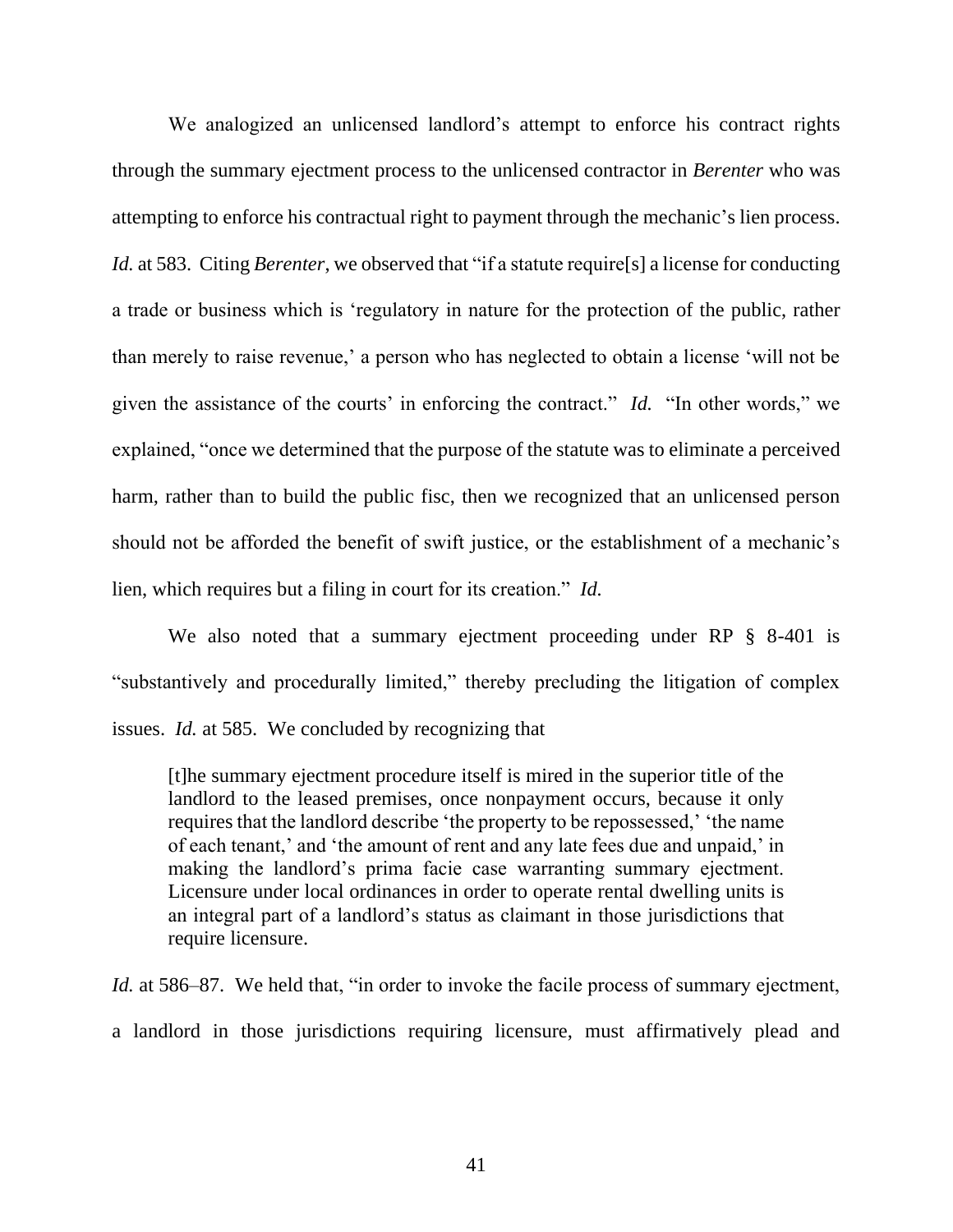We analogized an unlicensed landlord's attempt to enforce his contract rights through the summary ejectment process to the unlicensed contractor in *Berenter* who was attempting to enforce his contractual right to payment through the mechanic's lien process. *Id.* at 583. Citing *Berenter*, we observed that "if a statute require[s] a license for conducting a trade or business which is 'regulatory in nature for the protection of the public, rather than merely to raise revenue,' a person who has neglected to obtain a license 'will not be given the assistance of the courts' in enforcing the contract." *Id.* "In other words," we explained, "once we determined that the purpose of the statute was to eliminate a perceived harm, rather than to build the public fisc, then we recognized that an unlicensed person should not be afforded the benefit of swift justice, or the establishment of a mechanic's lien, which requires but a filing in court for its creation." *Id.*

We also noted that a summary ejectment proceeding under RP § 8-401 is "substantively and procedurally limited," thereby precluding the litigation of complex issues. *Id.* at 585. We concluded by recognizing that

> [t]he summary ejectment procedure itself is mired in the superior title of the landlord to the leased premises, once nonpayment occurs, because it only requires that the landlord describe 'the property to be repossessed,' 'the name of each tenant,' and 'the amount of rent and any late fees due and unpaid,' in making the landlord's prima facie case warranting summary ejectment. Licensure under local ordinances in order to operate rental dwelling units is an integral part of a landlord's status as claimant in those jurisdictions that require licensure.

*Id.* at 586–87. We held that, "in order to invoke the facile process of summary ejectment, a landlord in those jurisdictions requiring licensure, must affirmatively plead and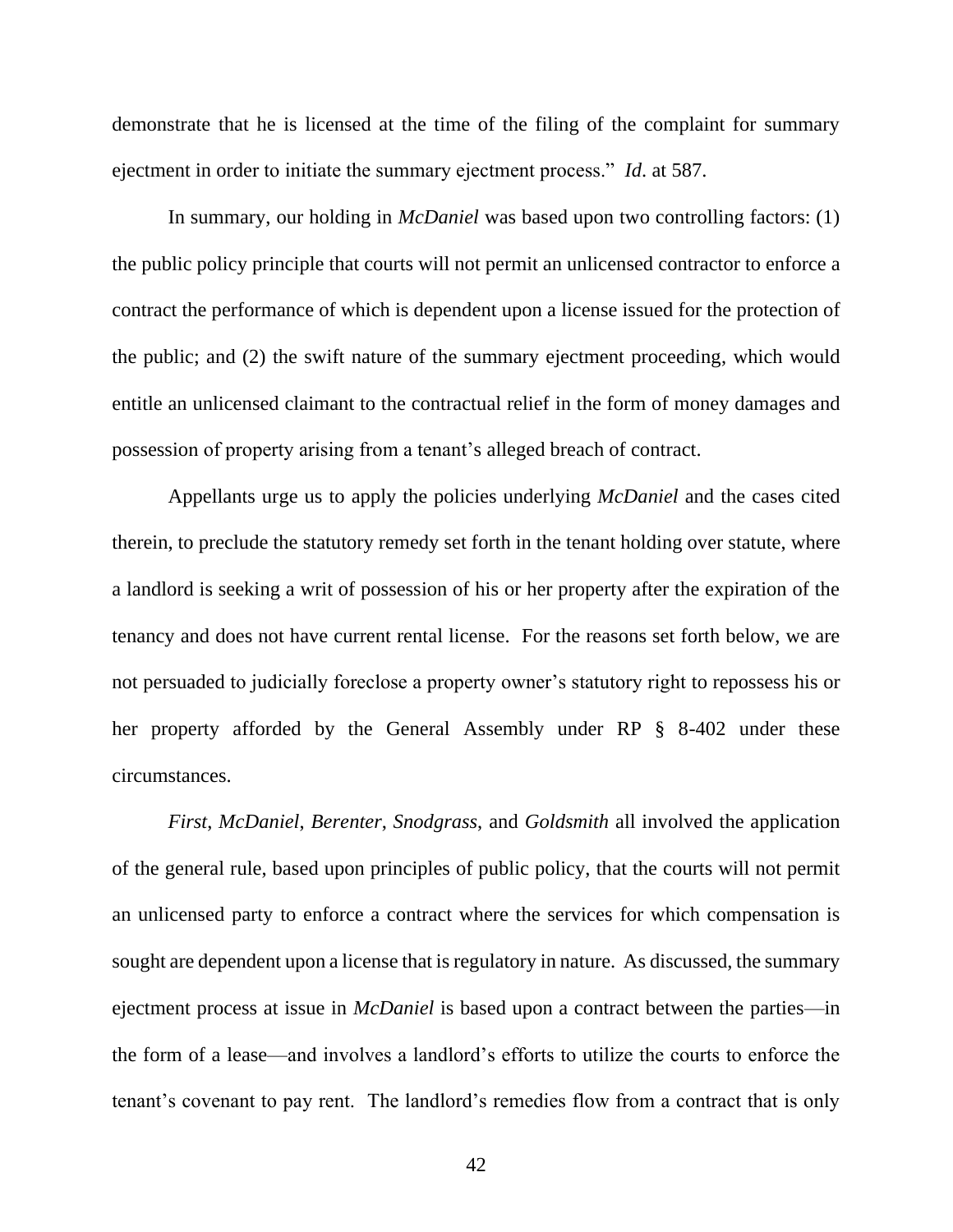demonstrate that he is licensed at the time of the filing of the complaint for summary ejectment in order to initiate the summary ejectment process." *Id*. at 587.

In summary, our holding in *McDaniel* was based upon two controlling factors: (1) the public policy principle that courts will not permit an unlicensed contractor to enforce a contract the performance of which is dependent upon a license issued for the protection of the public; and (2) the swift nature of the summary ejectment proceeding, which would entitle an unlicensed claimant to the contractual relief in the form of money damages and possession of property arising from a tenant's alleged breach of contract.

Appellants urge us to apply the policies underlying *McDaniel* and the cases cited therein, to preclude the statutory remedy set forth in the tenant holding over statute, where a landlord is seeking a writ of possession of his or her property after the expiration of the tenancy and does not have current rental license. For the reasons set forth below, we are not persuaded to judicially foreclose a property owner's statutory right to repossess his or her property afforded by the General Assembly under RP § 8-402 under these circumstances.

*First*, *McDaniel*, *Berenter*, *Snodgrass,* and *Goldsmith* all involved the application of the general rule, based upon principles of public policy, that the courts will not permit an unlicensed party to enforce a contract where the services for which compensation is sought are dependent upon a license that is regulatory in nature. As discussed, the summary ejectment process at issue in *McDaniel* is based upon a contract between the parties—in the form of a lease—and involves a landlord's efforts to utilize the courts to enforce the tenant's covenant to pay rent. The landlord's remedies flow from a contract that is only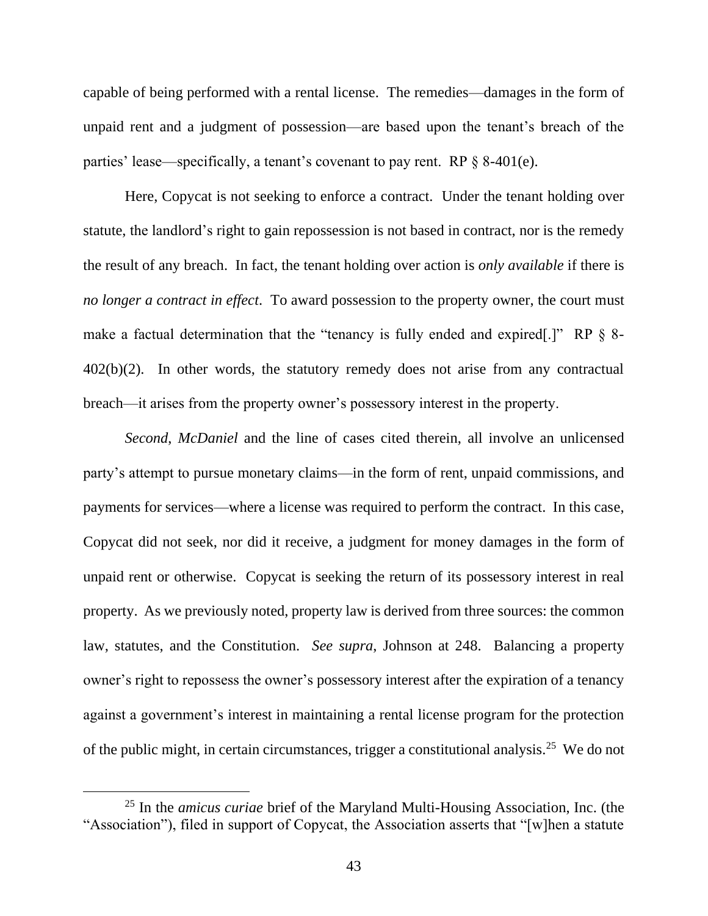capable of being performed with a rental license. The remedies—damages in the form of unpaid rent and a judgment of possession—are based upon the tenant's breach of the parties' lease—specifically, a tenant's covenant to pay rent. RP § 8-401(e).

Here, Copycat is not seeking to enforce a contract. Under the tenant holding over statute, the landlord's right to gain repossession is not based in contract, nor is the remedy the result of any breach. In fact, the tenant holding over action is *only available* if there is *no longer a contract in effect*. To award possession to the property owner, the court must make a factual determination that the "tenancy is fully ended and expired[.]" RP § 8-402(b)(2). In other words, the statutory remedy does not arise from any contractual breach—it arises from the property owner's possessory interest in the property.

*Second*, *McDaniel* and the line of cases cited therein, all involve an unlicensed party's attempt to pursue monetary claims—in the form of rent, unpaid commissions, and payments for services—where a license was required to perform the contract. In this case, Copycat did not seek, nor did it receive, a judgment for money damages in the form of unpaid rent or otherwise. Copycat is seeking the return of its possessory interest in real property. As we previously noted, property law is derived from three sources: the common law, statutes, and the Constitution. *See supra*, Johnson at 248. Balancing a property owner's right to repossess the owner's possessory interest after the expiration of a tenancy against a government's interest in maintaining a rental license program for the protection of the public might, in certain circumstances, trigger a constitutional analysis.[25] We do not

[25] In the *amicus curiae* brief of the Maryland Multi-Housing Association, Inc. (the "Association"), filed in support of Copycat, the Association asserts that "[w]hen a statute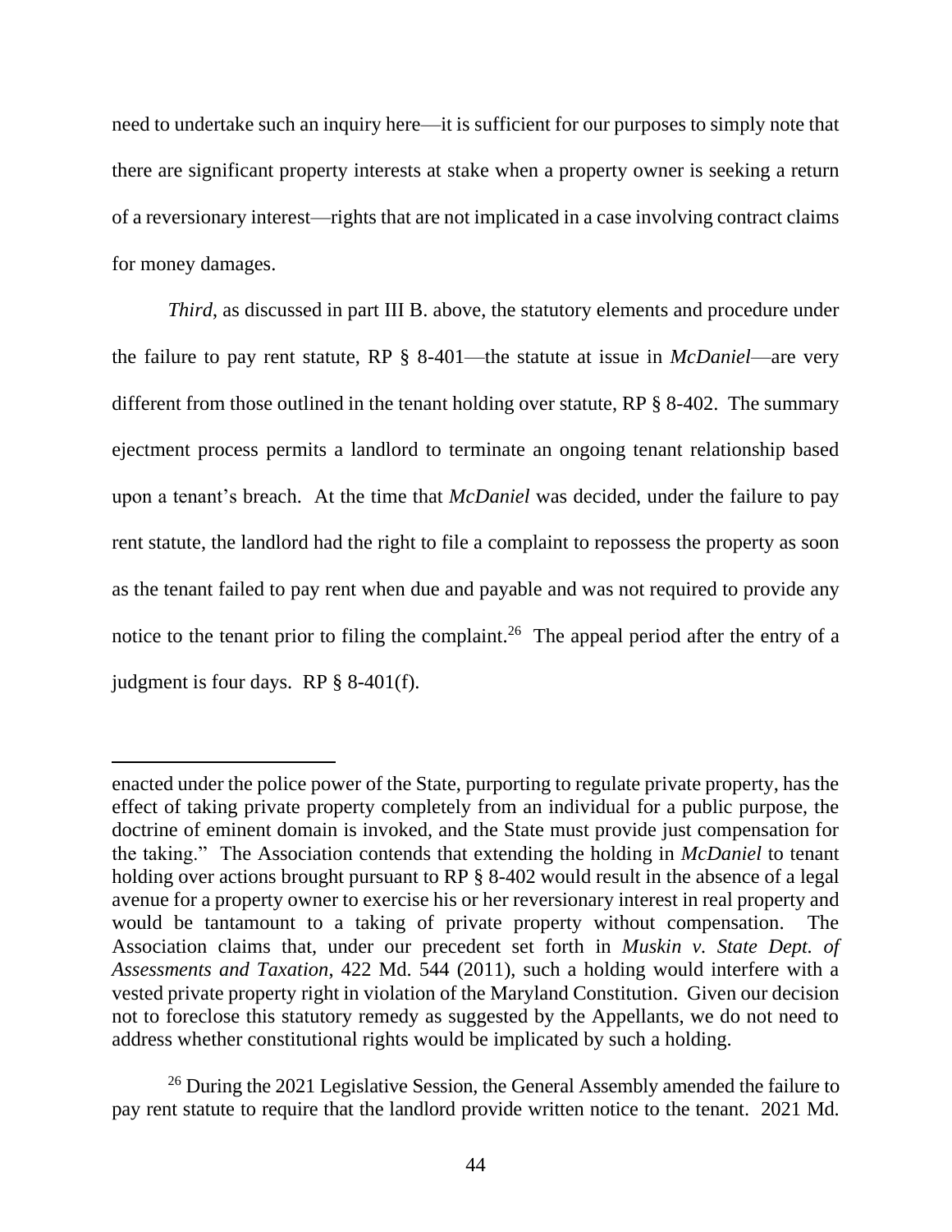need to undertake such an inquiry here—it is sufficient for our purposes to simply note that there are significant property interests at stake when a property owner is seeking a return of a reversionary interest—rights that are not implicated in a case involving contract claims for money damages.

*Third*, as discussed in part III B. above, the statutory elements and procedure under the failure to pay rent statute, RP § 8-401—the statute at issue in *McDaniel*—are very different from those outlined in the tenant holding over statute, RP § 8-402. The summary ejectment process permits a landlord to terminate an ongoing tenant relationship based upon a tenant's breach. At the time that *McDaniel* was decided, under the failure to pay rent statute, the landlord had the right to file a complaint to repossess the property as soon as the tenant failed to pay rent when due and payable and was not required to provide any notice to the tenant prior to filing the complaint.[26] The appeal period after the entry of a judgment is four days. RP § 8-401(f).

---

enacted under the police power of the State, purporting to regulate private property, has the effect of taking private property completely from an individual for a public purpose, the doctrine of eminent domain is invoked, and the State must provide just compensation for the taking." The Association contends that extending the holding in *McDaniel* to tenant holding over actions brought pursuant to RP § 8-402 would result in the absence of a legal avenue for a property owner to exercise his or her reversionary interest in real property and would be tantamount to a taking of private property without compensation. The Association claims that, under our precedent set forth in *Muskin v. State Dept. of Assessments and Taxation*, 422 Md. 544 (2011), such a holding would interfere with a vested private property right in violation of the Maryland Constitution. Given our decision not to foreclose this statutory remedy as suggested by the Appellants, we do not need to address whether constitutional rights would be implicated by such a holding.

[26] During the 2021 Legislative Session, the General Assembly amended the failure to pay rent statute to require that the landlord provide written notice to the tenant. 2021 Md.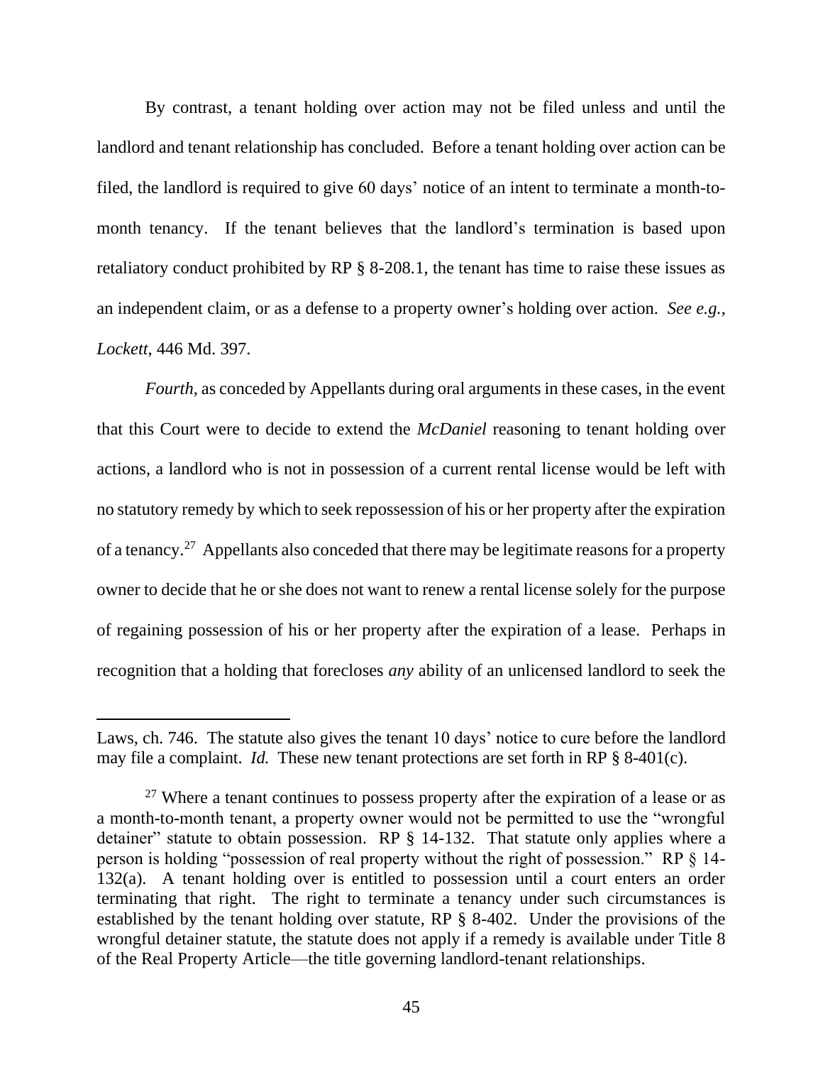By contrast, a tenant holding over action may not be filed unless and until the landlord and tenant relationship has concluded. Before a tenant holding over action can be filed, the landlord is required to give 60 days' notice of an intent to terminate a month-to-month tenancy. If the tenant believes that the landlord's termination is based upon retaliatory conduct prohibited by RP § 8-208.1, the tenant has time to raise these issues as an independent claim, or as a defense to a property owner's holding over action. *See e.g.*, *Lockett*, 446 Md. 397.

*Fourth*, as conceded by Appellants during oral arguments in these cases, in the event that this Court were to decide to extend the *McDaniel* reasoning to tenant holding over actions, a landlord who is not in possession of a current rental license would be left with no statutory remedy by which to seek repossession of his or her property after the expiration of a tenancy.[27] Appellants also conceded that there may be legitimate reasons for a property owner to decide that he or she does not want to renew a rental license solely for the purpose of regaining possession of his or her property after the expiration of a lease. Perhaps in recognition that a holding that forecloses *any* ability of an unlicensed landlord to seek the

---

Laws, ch. 746. The statute also gives the tenant 10 days' notice to cure before the landlord may file a complaint. *Id.* These new tenant protections are set forth in RP § 8-401(c).

[27] Where a tenant continues to possess property after the expiration of a lease or as a month-to-month tenant, a property owner would not be permitted to use the "wrongful detainer" statute to obtain possession. RP § 14-132. That statute only applies where a person is holding "possession of real property without the right of possession." RP § 14-132(a). A tenant holding over is entitled to possession until a court enters an order terminating that right. The right to terminate a tenancy under such circumstances is established by the tenant holding over statute, RP § 8-402. Under the provisions of the wrongful detainer statute, the statute does not apply if a remedy is available under Title 8 of the Real Property Article—the title governing landlord-tenant relationships.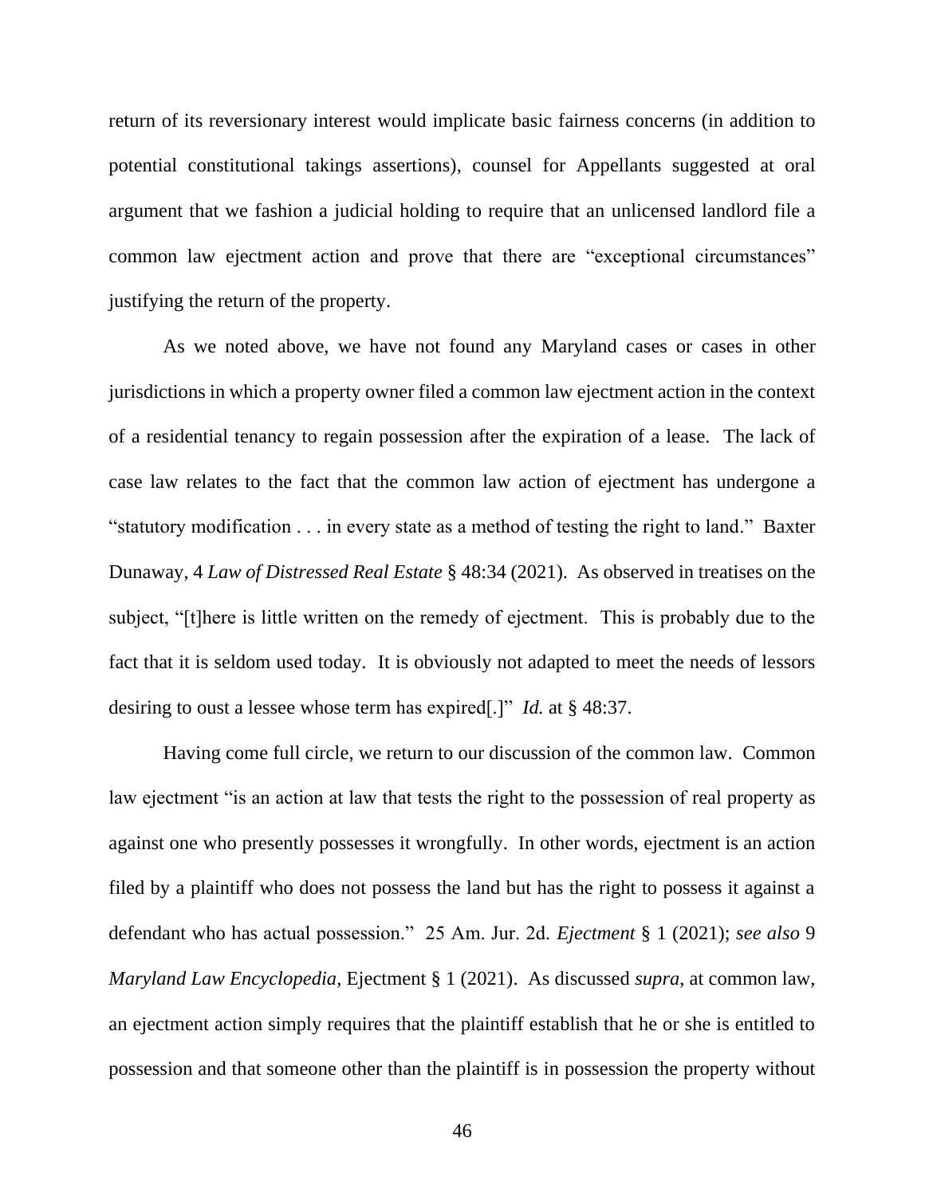return of its reversionary interest would implicate basic fairness concerns (in addition to potential constitutional takings assertions), counsel for Appellants suggested at oral argument that we fashion a judicial holding to require that an unlicensed landlord file a common law ejectment action and prove that there are "exceptional circumstances" justifying the return of the property.

As we noted above, we have not found any Maryland cases or cases in other jurisdictions in which a property owner filed a common law ejectment action in the context of a residential tenancy to regain possession after the expiration of a lease. The lack of case law relates to the fact that the common law action of ejectment has undergone a "statutory modification . . . in every state as a method of testing the right to land." Baxter Dunaway, 4 *Law of Distressed Real Estate* § 48:34 (2021). As observed in treatises on the subject, "[t]here is little written on the remedy of ejectment. This is probably due to the fact that it is seldom used today. It is obviously not adapted to meet the needs of lessors desiring to oust a lessee whose term has expired[.]" *Id.* at § 48:37.

Having come full circle, we return to our discussion of the common law. Common law ejectment "is an action at law that tests the right to the possession of real property as against one who presently possesses it wrongfully. In other words, ejectment is an action filed by a plaintiff who does not possess the land but has the right to possess it against a defendant who has actual possession." 25 Am. Jur. 2d. *Ejectment* § 1 (2021); *see also* 9 *Maryland Law Encyclopedia*, Ejectment § 1 (2021). As discussed *supra*, at common law, an ejectment action simply requires that the plaintiff establish that he or she is entitled to possession and that someone other than the plaintiff is in possession the property without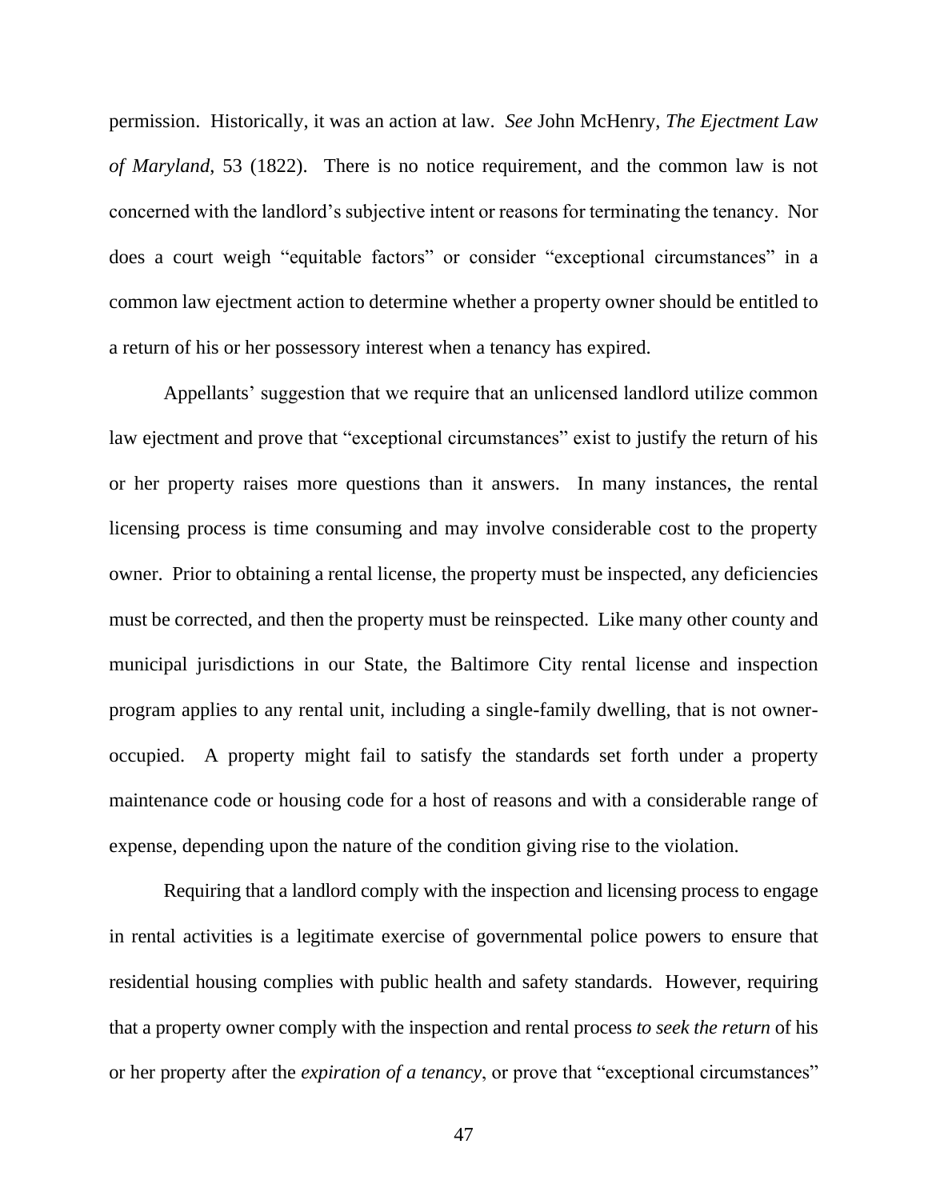permission. Historically, it was an action at law. *See* John McHenry, *The Ejectment Law of Maryland*, 53 (1822). There is no notice requirement, and the common law is not concerned with the landlord's subjective intent or reasons for terminating the tenancy. Nor does a court weigh "equitable factors" or consider "exceptional circumstances" in a common law ejectment action to determine whether a property owner should be entitled to a return of his or her possessory interest when a tenancy has expired.

Appellants' suggestion that we require that an unlicensed landlord utilize common law ejectment and prove that "exceptional circumstances" exist to justify the return of his or her property raises more questions than it answers. In many instances, the rental licensing process is time consuming and may involve considerable cost to the property owner. Prior to obtaining a rental license, the property must be inspected, any deficiencies must be corrected, and then the property must be reinspected. Like many other county and municipal jurisdictions in our State, the Baltimore City rental license and inspection program applies to any rental unit, including a single-family dwelling, that is not owner-occupied. A property might fail to satisfy the standards set forth under a property maintenance code or housing code for a host of reasons and with a considerable range of expense, depending upon the nature of the condition giving rise to the violation.

Requiring that a landlord comply with the inspection and licensing process to engage in rental activities is a legitimate exercise of governmental police powers to ensure that residential housing complies with public health and safety standards. However, requiring that a property owner comply with the inspection and rental process *to seek the return* of his or her property after the *expiration of a tenancy*, or prove that "exceptional circumstances"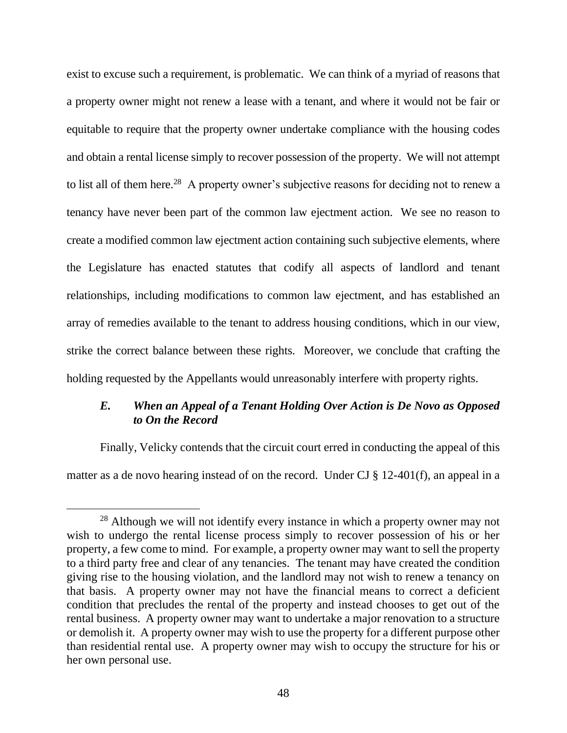exist to excuse such a requirement, is problematic. We can think of a myriad of reasons that a property owner might not renew a lease with a tenant, and where it would not be fair or equitable to require that the property owner undertake compliance with the housing codes and obtain a rental license simply to recover possession of the property. We will not attempt to list all of them here.[28] A property owner's subjective reasons for deciding not to renew a tenancy have never been part of the common law ejectment action. We see no reason to create a modified common law ejectment action containing such subjective elements, where the Legislature has enacted statutes that codify all aspects of landlord and tenant relationships, including modifications to common law ejectment, and has established an array of remedies available to the tenant to address housing conditions, which in our view, strike the correct balance between these rights. Moreover, we conclude that crafting the holding requested by the Appellants would unreasonably interfere with property rights.

### *E. When an Appeal of a Tenant Holding Over Action is De Novo as Opposed to On the Record*

Finally, Velicky contends that the circuit court erred in conducting the appeal of this matter as a de novo hearing instead of on the record. Under CJ § 12-401(f), an appeal in a

[28] Although we will not identify every instance in which a property owner may not wish to undergo the rental license process simply to recover possession of his or her property, a few come to mind. For example, a property owner may want to sell the property to a third party free and clear of any tenancies. The tenant may have created the condition giving rise to the housing violation, and the landlord may not wish to renew a tenancy on that basis. A property owner may not have the financial means to correct a deficient condition that precludes the rental of the property and instead chooses to get out of the rental business. A property owner may want to undertake a major renovation to a structure or demolish it. A property owner may wish to use the property for a different purpose other than residential rental use. A property owner may wish to occupy the structure for his or her own personal use.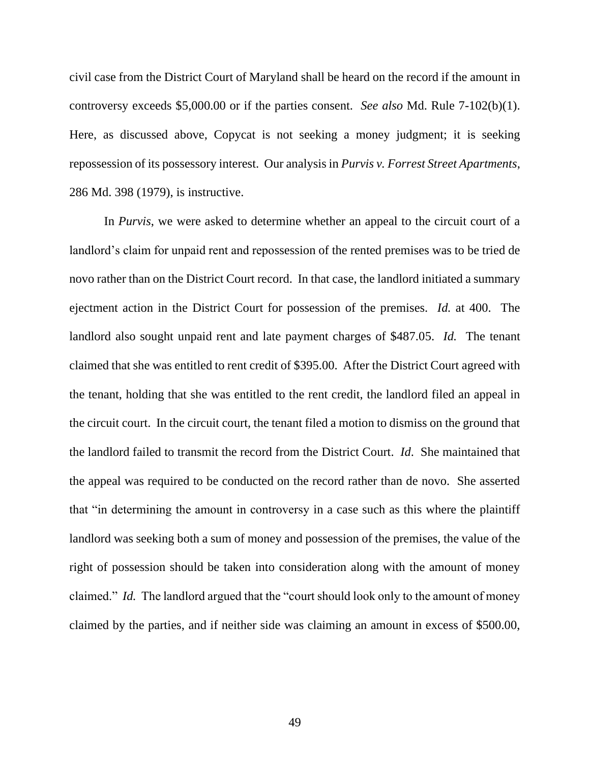civil case from the District Court of Maryland shall be heard on the record if the amount in controversy exceeds $5,000.00 or if the parties consent. *See also* Md. Rule 7-102(b)(1). Here, as discussed above, Copycat is not seeking a money judgment; it is seeking repossession of its possessory interest. Our analysis in *Purvis v. Forrest Street Apartments*, 286 Md. 398 (1979), is instructive.

In *Purvis*, we were asked to determine whether an appeal to the circuit court of a landlord's claim for unpaid rent and repossession of the rented premises was to be tried de novo rather than on the District Court record. In that case, the landlord initiated a summary ejectment action in the District Court for possession of the premises. *Id.* at 400. The landlord also sought unpaid rent and late payment charges of $487.05. *Id.* The tenant claimed that she was entitled to rent credit of $395.00. After the District Court agreed with the tenant, holding that she was entitled to the rent credit, the landlord filed an appeal in the circuit court. In the circuit court, the tenant filed a motion to dismiss on the ground that the landlord failed to transmit the record from the District Court. *Id*. She maintained that the appeal was required to be conducted on the record rather than de novo. She asserted that "in determining the amount in controversy in a case such as this where the plaintiff landlord was seeking both a sum of money and possession of the premises, the value of the right of possession should be taken into consideration along with the amount of money claimed." *Id.* The landlord argued that the "court should look only to the amount of money claimed by the parties, and if neither side was claiming an amount in excess of $500.00,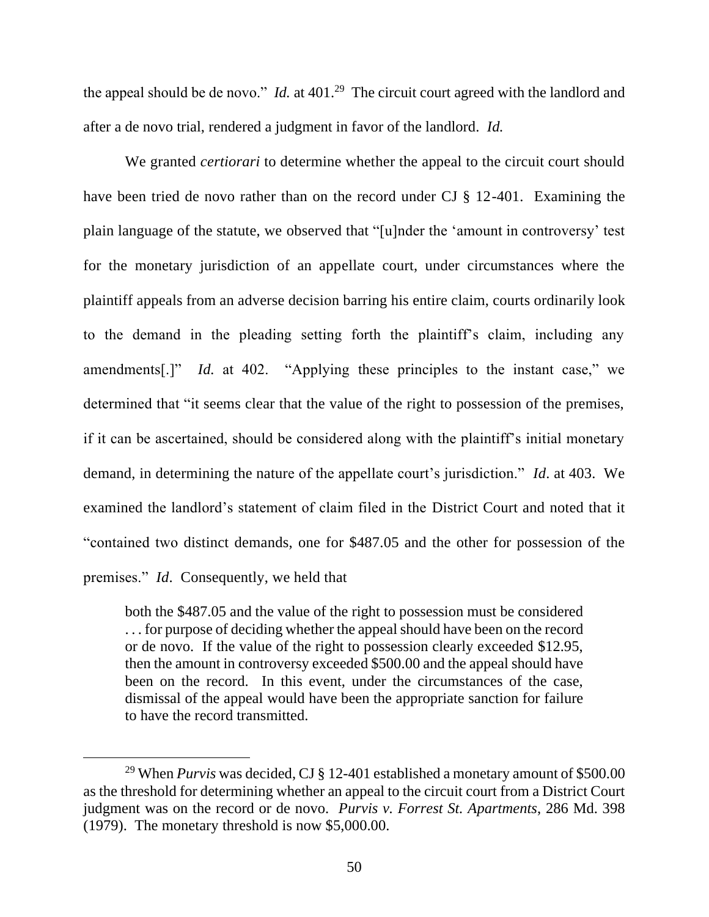the appeal should be de novo." *Id.* at 401.[29] The circuit court agreed with the landlord and after a de novo trial, rendered a judgment in favor of the landlord. *Id.*

We granted *certiorari* to determine whether the appeal to the circuit court should have been tried de novo rather than on the record under CJ § 12-401. Examining the plain language of the statute, we observed that "[u]nder the 'amount in controversy' test for the monetary jurisdiction of an appellate court, under circumstances where the plaintiff appeals from an adverse decision barring his entire claim, courts ordinarily look to the demand in the pleading setting forth the plaintiff's claim, including any amendments[.]" *Id.* at 402. "Applying these principles to the instant case," we determined that "it seems clear that the value of the right to possession of the premises, if it can be ascertained, should be considered along with the plaintiff's initial monetary demand, in determining the nature of the appellate court's jurisdiction." *Id*. at 403. We examined the landlord's statement of claim filed in the District Court and noted that it "contained two distinct demands, one for $487.05 and the other for possession of the premises." *Id*. Consequently, we held that

> both the $487.05 and the value of the right to possession must be considered . . . for purpose of deciding whether the appeal should have been on the record or de novo. If the value of the right to possession clearly exceeded $12.95, then the amount in controversy exceeded $500.00 and the appeal should have been on the record. In this event, under the circumstances of the case, dismissal of the appeal would have been the appropriate sanction for failure to have the record transmitted.

[29] When *Purvis* was decided, CJ § 12-401 established a monetary amount of $500.00 as the threshold for determining whether an appeal to the circuit court from a District Court judgment was on the record or de novo. *Purvis v. Forrest St. Apartments*, 286 Md. 398 (1979). The monetary threshold is now $5,000.00.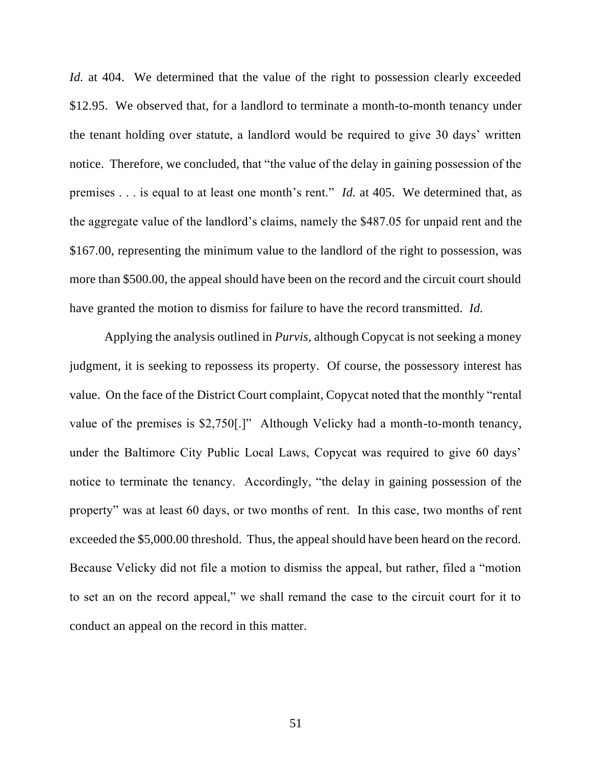*Id.* at 404. We determined that the value of the right to possession clearly exceeded $12.95. We observed that, for a landlord to terminate a month-to-month tenancy under the tenant holding over statute, a landlord would be required to give 30 days' written notice. Therefore, we concluded, that "the value of the delay in gaining possession of the premises . . . is equal to at least one month's rent." *Id.* at 405. We determined that, as the aggregate value of the landlord's claims, namely the $487.05 for unpaid rent and the $167.00, representing the minimum value to the landlord of the right to possession, was more than $500.00, the appeal should have been on the record and the circuit court should have granted the motion to dismiss for failure to have the record transmitted. *Id.*

Applying the analysis outlined in *Purvis*, although Copycat is not seeking a money judgment, it is seeking to repossess its property. Of course, the possessory interest has value. On the face of the District Court complaint, Copycat noted that the monthly "rental value of the premises is $2,750[.]" Although Velicky had a month-to-month tenancy, under the Baltimore City Public Local Laws, Copycat was required to give 60 days' notice to terminate the tenancy. Accordingly, "the delay in gaining possession of the property" was at least 60 days, or two months of rent. In this case, two months of rent exceeded the $5,000.00 threshold. Thus, the appeal should have been heard on the record. Because Velicky did not file a motion to dismiss the appeal, but rather, filed a "motion to set an on the record appeal," we shall remand the case to the circuit court for it to conduct an appeal on the record in this matter.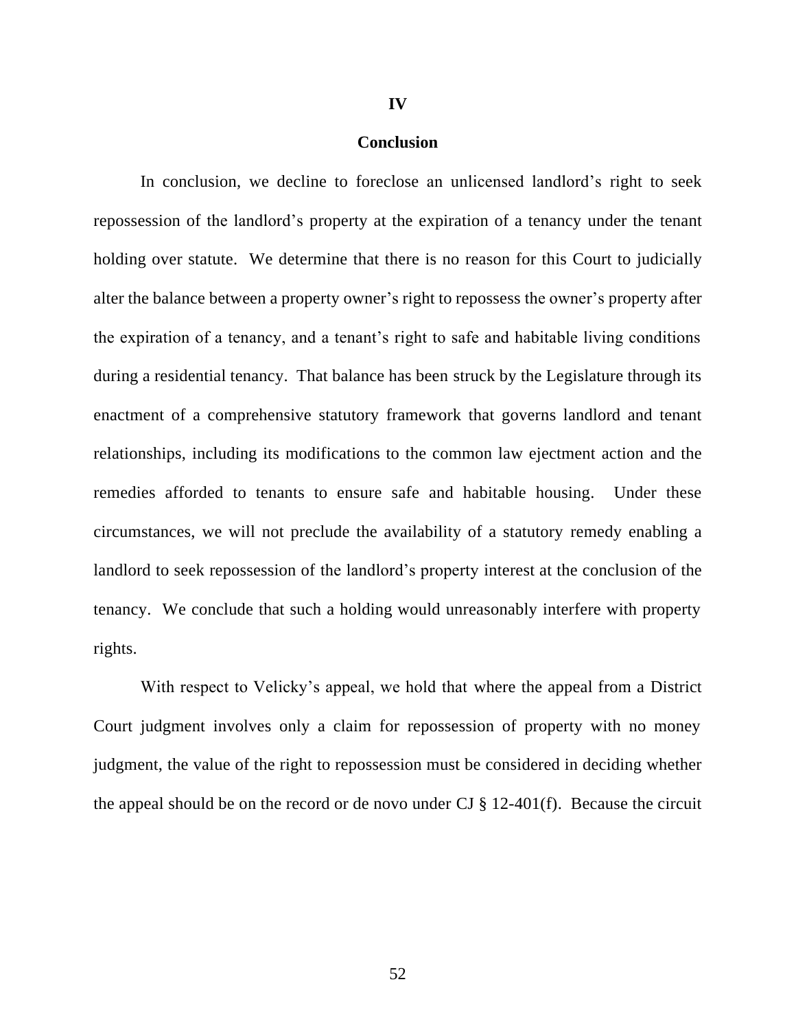## IV

## Conclusion

In conclusion, we decline to foreclose an unlicensed landlord's right to seek repossession of the landlord's property at the expiration of a tenancy under the tenant holding over statute. We determine that there is no reason for this Court to judicially alter the balance between a property owner's right to repossess the owner's property after the expiration of a tenancy, and a tenant's right to safe and habitable living conditions during a residential tenancy. That balance has been struck by the Legislature through its enactment of a comprehensive statutory framework that governs landlord and tenant relationships, including its modifications to the common law ejectment action and the remedies afforded to tenants to ensure safe and habitable housing. Under these circumstances, we will not preclude the availability of a statutory remedy enabling a landlord to seek repossession of the landlord's property interest at the conclusion of the tenancy. We conclude that such a holding would unreasonably interfere with property rights.

With respect to Velicky's appeal, we hold that where the appeal from a District Court judgment involves only a claim for repossession of property with no money judgment, the value of the right to repossession must be considered in deciding whether the appeal should be on the record or de novo under CJ § 12-401(f). Because the circuit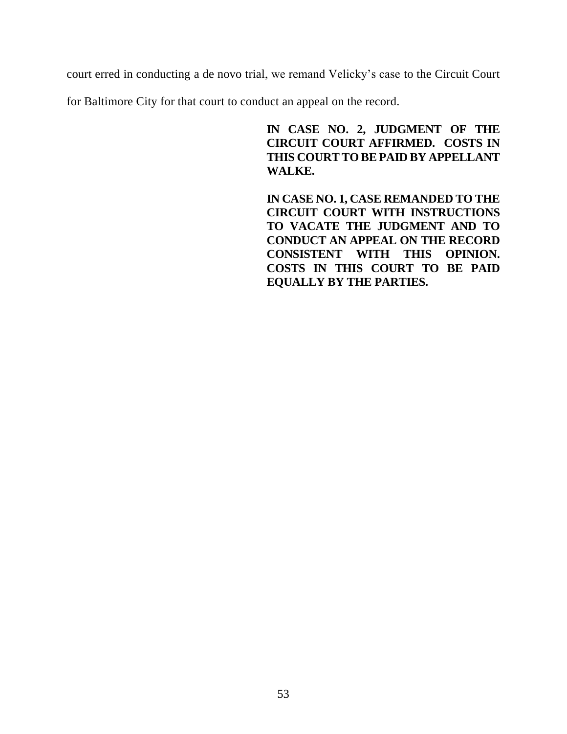court erred in conducting a de novo trial, we remand Velicky's case to the Circuit Court for Baltimore City for that court to conduct an appeal on the record.

**IN CASE NO. 2, JUDGMENT OF THE CIRCUIT COURT AFFIRMED. COSTS IN THIS COURT TO BE PAID BY APPELLANT WALKE.**

**IN CASE NO. 1, CASE REMANDED TO THE CIRCUIT COURT WITH INSTRUCTIONS TO VACATE THE JUDGMENT AND TO CONDUCT AN APPEAL ON THE RECORD CONSISTENT WITH THIS OPINION. COSTS IN THIS COURT TO BE PAID EQUALLY BY THE PARTIES.**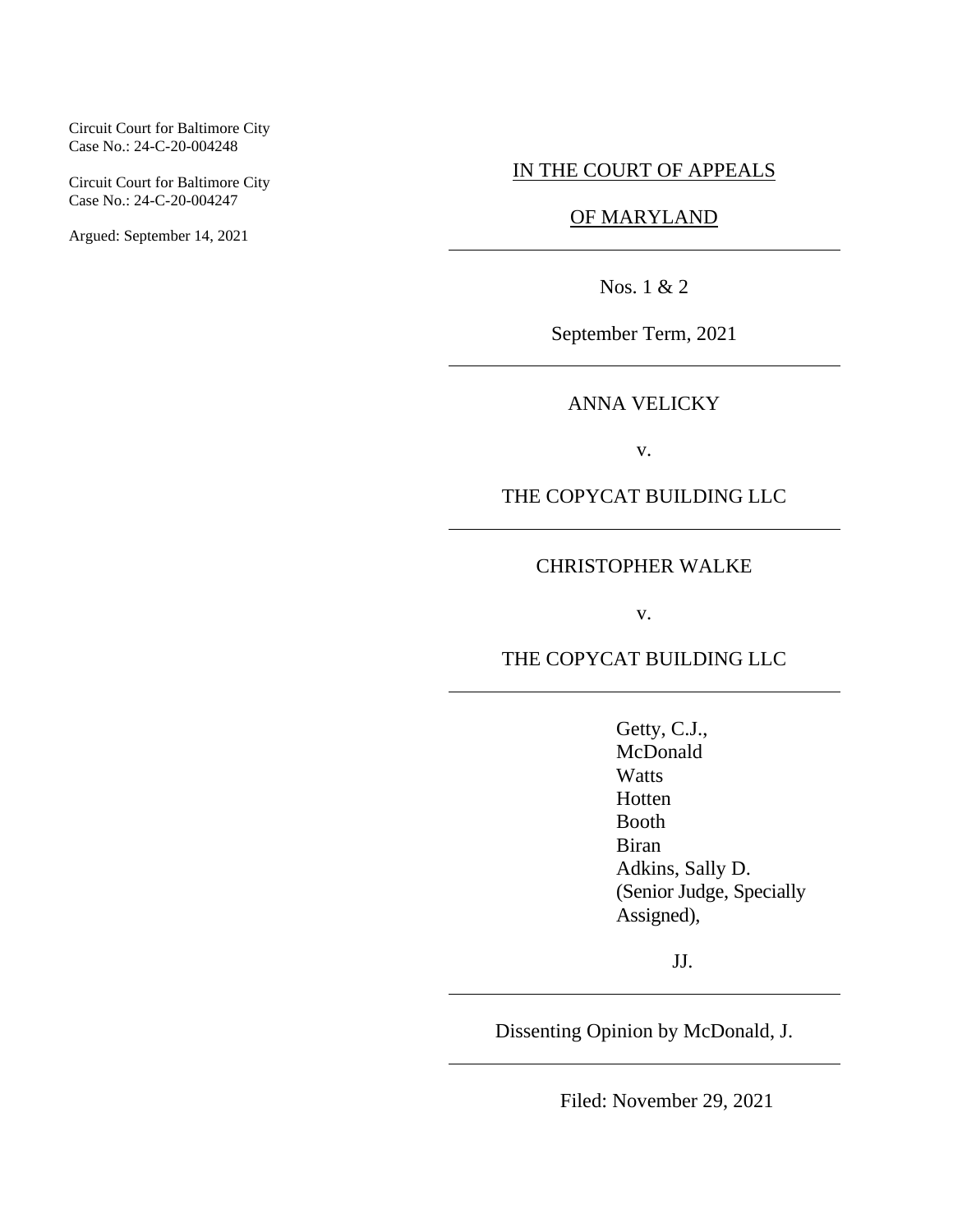Circuit Court for Baltimore City
Case No.: 24-C-20-004248

Circuit Court for Baltimore City
Case No.: 24-C-20-004247

Argued: September 14, 2021

IN THE COURT OF APPEALS

OF MARYLAND

---

Nos. 1 & 2

September Term, 2021

---

ANNA VELICKY

v.

THE COPYCAT BUILDING LLC

---

CHRISTOPHER WALKE

v.

THE COPYCAT BUILDING LLC

---

Getty, C.J.,
McDonald
Watts
Hotten
Booth
Biran
Adkins, Sally D.
(Senior Judge, Specially Assigned),

JJ.

---

Dissenting Opinion by McDonald, J.

---

Filed: November 29, 2021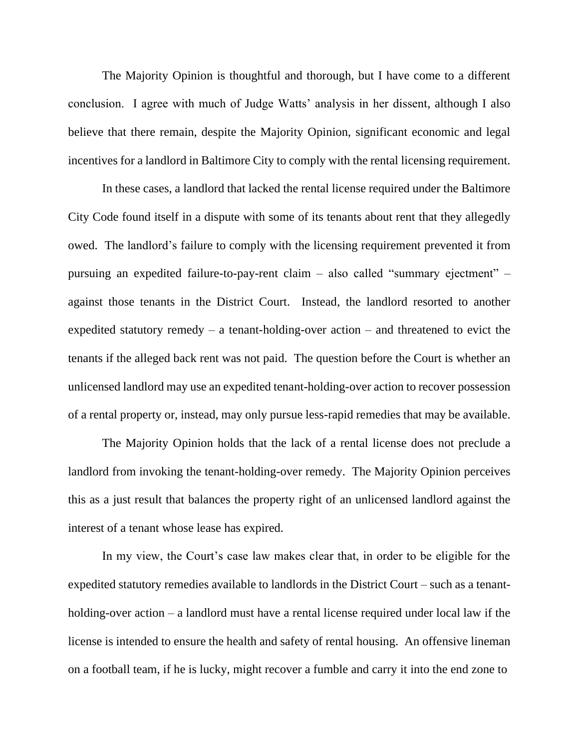The Majority Opinion is thoughtful and thorough, but I have come to a different conclusion. I agree with much of Judge Watts' analysis in her dissent, although I also believe that there remain, despite the Majority Opinion, significant economic and legal incentives for a landlord in Baltimore City to comply with the rental licensing requirement.

In these cases, a landlord that lacked the rental license required under the Baltimore City Code found itself in a dispute with some of its tenants about rent that they allegedly owed. The landlord's failure to comply with the licensing requirement prevented it from pursuing an expedited failure-to-pay-rent claim – also called "summary ejectment" – against those tenants in the District Court. Instead, the landlord resorted to another expedited statutory remedy – a tenant-holding-over action – and threatened to evict the tenants if the alleged back rent was not paid. The question before the Court is whether an unlicensed landlord may use an expedited tenant-holding-over action to recover possession of a rental property or, instead, may only pursue less-rapid remedies that may be available.

The Majority Opinion holds that the lack of a rental license does not preclude a landlord from invoking the tenant-holding-over remedy. The Majority Opinion perceives this as a just result that balances the property right of an unlicensed landlord against the interest of a tenant whose lease has expired.

In my view, the Court's case law makes clear that, in order to be eligible for the expedited statutory remedies available to landlords in the District Court – such as a tenant-holding-over action – a landlord must have a rental license required under local law if the license is intended to ensure the health and safety of rental housing. An offensive lineman on a football team, if he is lucky, might recover a fumble and carry it into the end zone to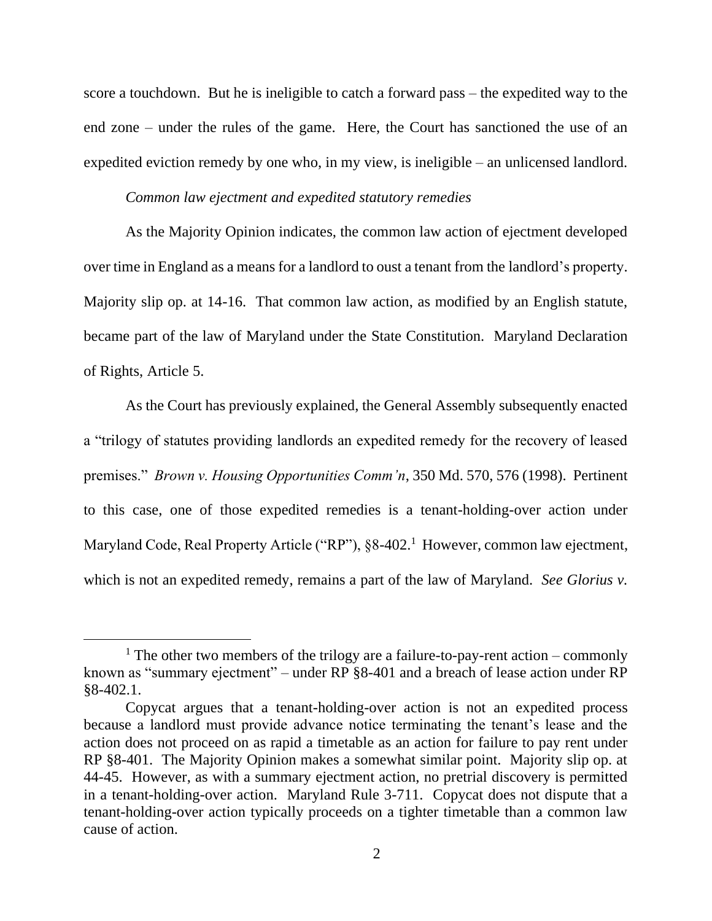score a touchdown. But he is ineligible to catch a forward pass – the expedited way to the end zone – under the rules of the game. Here, the Court has sanctioned the use of an expedited eviction remedy by one who, in my view, is ineligible – an unlicensed landlord.

*Common law ejectment and expedited statutory remedies*

As the Majority Opinion indicates, the common law action of ejectment developed over time in England as a means for a landlord to oust a tenant from the landlord's property. Majority slip op. at 14-16. That common law action, as modified by an English statute, became part of the law of Maryland under the State Constitution. Maryland Declaration of Rights, Article 5.

As the Court has previously explained, the General Assembly subsequently enacted a "trilogy of statutes providing landlords an expedited remedy for the recovery of leased premises." *Brown v. Housing Opportunities Comm'n*, 350 Md. 570, 576 (1998). Pertinent to this case, one of those expedited remedies is a tenant-holding-over action under Maryland Code, Real Property Article ("RP"), §8-402.[1] However, common law ejectment, which is not an expedited remedy, remains a part of the law of Maryland. *See Glorius v.*

[1] The other two members of the trilogy are a failure-to-pay-rent action – commonly known as "summary ejectment" – under RP §8-401 and a breach of lease action under RP §8-402.1.

Copycat argues that a tenant-holding-over action is not an expedited process because a landlord must provide advance notice terminating the tenant's lease and the action does not proceed on as rapid a timetable as an action for failure to pay rent under RP §8-401. The Majority Opinion makes a somewhat similar point. Majority slip op. at 44-45. However, as with a summary ejectment action, no pretrial discovery is permitted in a tenant-holding-over action. Maryland Rule 3-711. Copycat does not dispute that a tenant-holding-over action typically proceeds on a tighter timetable than a common law cause of action.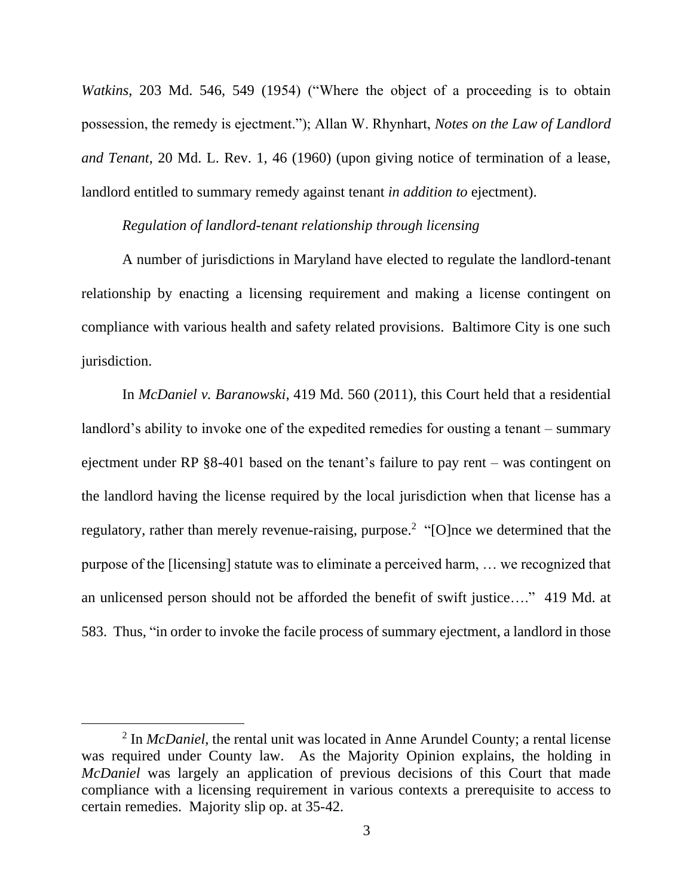*Watkins*, 203 Md. 546, 549 (1954) ("Where the object of a proceeding is to obtain possession, the remedy is ejectment."); Allan W. Rhynhart, *Notes on the Law of Landlord and Tenant*, 20 Md. L. Rev. 1, 46 (1960) (upon giving notice of termination of a lease, landlord entitled to summary remedy against tenant *in addition to* ejectment).

*Regulation of landlord-tenant relationship through licensing*

A number of jurisdictions in Maryland have elected to regulate the landlord-tenant relationship by enacting a licensing requirement and making a license contingent on compliance with various health and safety related provisions. Baltimore City is one such jurisdiction.

In *McDaniel v. Baranowski*, 419 Md. 560 (2011), this Court held that a residential landlord's ability to invoke one of the expedited remedies for ousting a tenant – summary ejectment under RP §8-401 based on the tenant's failure to pay rent – was contingent on the landlord having the license required by the local jurisdiction when that license has a regulatory, rather than merely revenue-raising, purpose.[2] "[O]nce we determined that the purpose of the [licensing] statute was to eliminate a perceived harm, … we recognized that an unlicensed person should not be afforded the benefit of swift justice…." 419 Md. at 583. Thus, "in order to invoke the facile process of summary ejectment, a landlord in those

[2] In *McDaniel*, the rental unit was located in Anne Arundel County; a rental license was required under County law. As the Majority Opinion explains, the holding in *McDaniel* was largely an application of previous decisions of this Court that made compliance with a licensing requirement in various contexts a prerequisite to access to certain remedies. Majority slip op. at 35-42.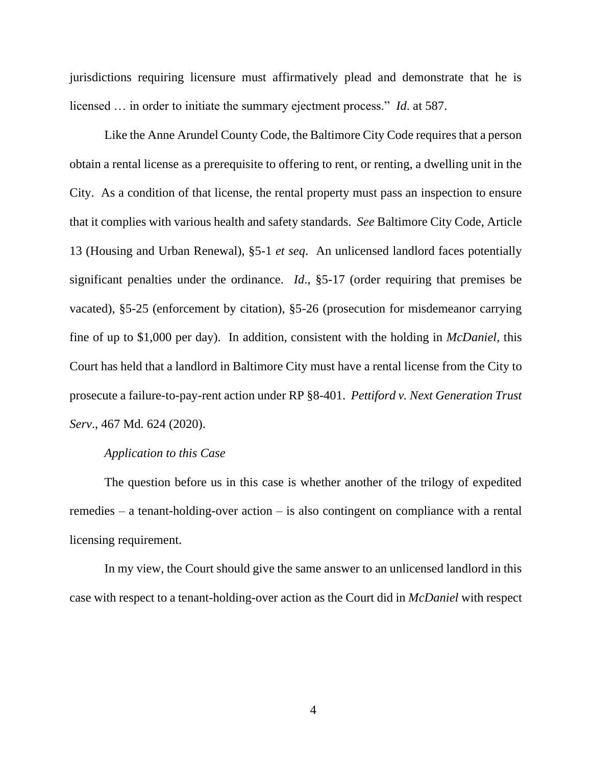jurisdictions requiring licensure must affirmatively plead and demonstrate that he is licensed … in order to initiate the summary ejectment process." *Id*. at 587.

Like the Anne Arundel County Code, the Baltimore City Code requires that a person obtain a rental license as a prerequisite to offering to rent, or renting, a dwelling unit in the City. As a condition of that license, the rental property must pass an inspection to ensure that it complies with various health and safety standards. *See* Baltimore City Code, Article 13 (Housing and Urban Renewal), §5-1 *et seq*. An unlicensed landlord faces potentially significant penalties under the ordinance. *Id*., §5-17 (order requiring that premises be vacated), §5-25 (enforcement by citation), §5-26 (prosecution for misdemeanor carrying fine of up to $1,000 per day). In addition, consistent with the holding in *McDaniel*, this Court has held that a landlord in Baltimore City must have a rental license from the City to prosecute a failure-to-pay-rent action under RP §8-401. *Pettiford v. Next Generation Trust Serv*., 467 Md. 624 (2020).

*Application to this Case*

The question before us in this case is whether another of the trilogy of expedited remedies – a tenant-holding-over action – is also contingent on compliance with a rental licensing requirement.

In my view, the Court should give the same answer to an unlicensed landlord in this case with respect to a tenant-holding-over action as the Court did in *McDaniel* with respect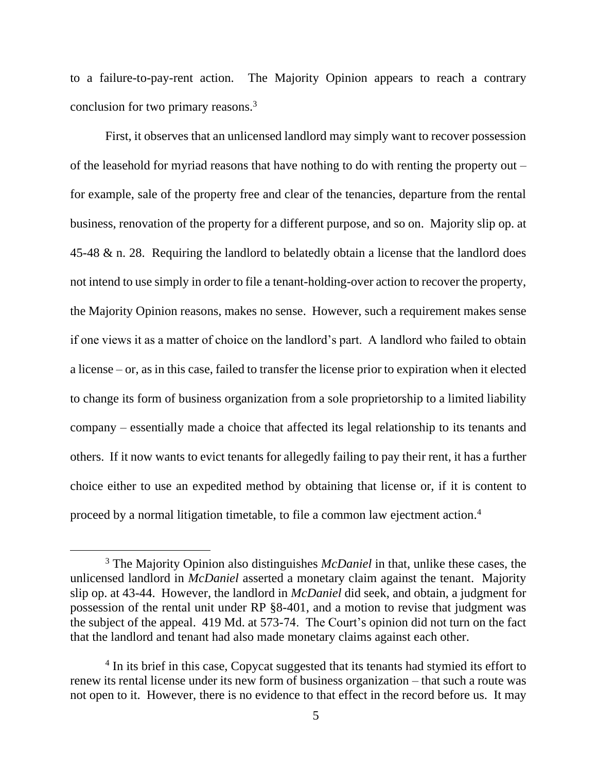to a failure-to-pay-rent action. The Majority Opinion appears to reach a contrary conclusion for two primary reasons.[3]

First, it observes that an unlicensed landlord may simply want to recover possession of the leasehold for myriad reasons that have nothing to do with renting the property out – for example, sale of the property free and clear of the tenancies, departure from the rental business, renovation of the property for a different purpose, and so on. Majority slip op. at 45-48 & n. 28. Requiring the landlord to belatedly obtain a license that the landlord does not intend to use simply in order to file a tenant-holding-over action to recover the property, the Majority Opinion reasons, makes no sense. However, such a requirement makes sense if one views it as a matter of choice on the landlord's part. A landlord who failed to obtain a license – or, as in this case, failed to transfer the license prior to expiration when it elected to change its form of business organization from a sole proprietorship to a limited liability company – essentially made a choice that affected its legal relationship to its tenants and others. If it now wants to evict tenants for allegedly failing to pay their rent, it has a further choice either to use an expedited method by obtaining that license or, if it is content to proceed by a normal litigation timetable, to file a common law ejectment action.[4]

---

[3] The Majority Opinion also distinguishes *McDaniel* in that, unlike these cases, the unlicensed landlord in *McDaniel* asserted a monetary claim against the tenant. Majority slip op. at 43-44. However, the landlord in *McDaniel* did seek, and obtain, a judgment for possession of the rental unit under RP §8-401, and a motion to revise that judgment was the subject of the appeal. 419 Md. at 573-74. The Court's opinion did not turn on the fact that the landlord and tenant had also made monetary claims against each other.

[4] In its brief in this case, Copycat suggested that its tenants had stymied its effort to renew its rental license under its new form of business organization – that such a route was not open to it. However, there is no evidence to that effect in the record before us. It may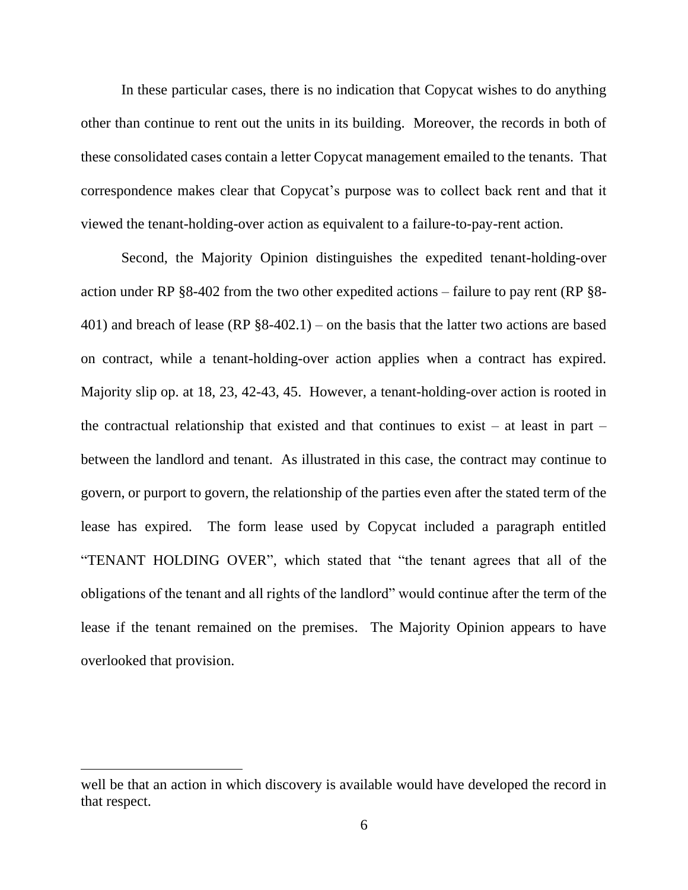In these particular cases, there is no indication that Copycat wishes to do anything other than continue to rent out the units in its building. Moreover, the records in both of these consolidated cases contain a letter Copycat management emailed to the tenants. That correspondence makes clear that Copycat's purpose was to collect back rent and that it viewed the tenant-holding-over action as equivalent to a failure-to-pay-rent action.

Second, the Majority Opinion distinguishes the expedited tenant-holding-over action under RP §8-402 from the two other expedited actions – failure to pay rent (RP §8-401) and breach of lease (RP §8-402.1) – on the basis that the latter two actions are based on contract, while a tenant-holding-over action applies when a contract has expired. Majority slip op. at 18, 23, 42-43, 45. However, a tenant-holding-over action is rooted in the contractual relationship that existed and that continues to exist – at least in part – between the landlord and tenant. As illustrated in this case, the contract may continue to govern, or purport to govern, the relationship of the parties even after the stated term of the lease has expired. The form lease used by Copycat included a paragraph entitled "TENANT HOLDING OVER", which stated that "the tenant agrees that all of the obligations of the tenant and all rights of the landlord" would continue after the term of the lease if the tenant remained on the premises. The Majority Opinion appears to have overlooked that provision.

---

well be that an action in which discovery is available would have developed the record in that respect.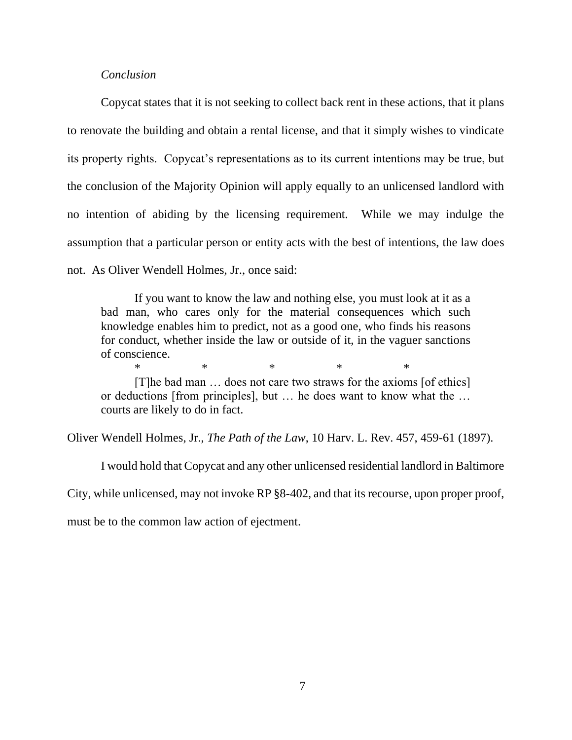*Conclusion*

Copycat states that it is not seeking to collect back rent in these actions, that it plans to renovate the building and obtain a rental license, and that it simply wishes to vindicate its property rights. Copycat's representations as to its current intentions may be true, but the conclusion of the Majority Opinion will apply equally to an unlicensed landlord with no intention of abiding by the licensing requirement. While we may indulge the assumption that a particular person or entity acts with the best of intentions, the law does not. As Oliver Wendell Holmes, Jr., once said:

> If you want to know the law and nothing else, you must look at it as a bad man, who cares only for the material consequences which such knowledge enables him to predict, not as a good one, who finds his reasons for conduct, whether inside the law or outside of it, in the vaguer sanctions of conscience.
>
> \* \* \* \* \*
>
> [T]he bad man … does not care two straws for the axioms [of ethics] or deductions [from principles], but … he does want to know what the … courts are likely to do in fact.

Oliver Wendell Holmes, Jr., *The Path of the Law*, 10 Harv. L. Rev. 457, 459-61 (1897).

I would hold that Copycat and any other unlicensed residential landlord in Baltimore City, while unlicensed, may not invoke RP §8-402, and that its recourse, upon proper proof, must be to the common law action of ejectment.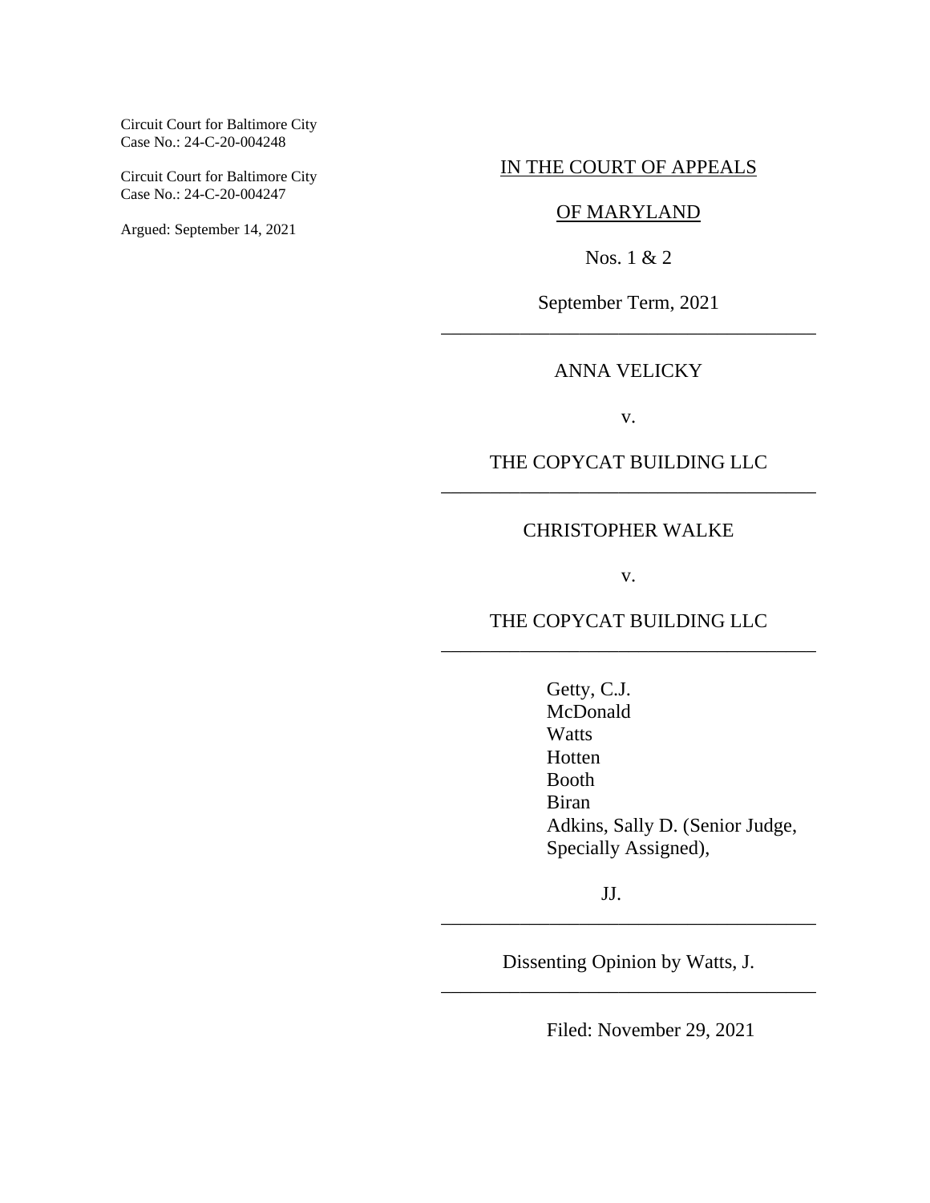Circuit Court for Baltimore City
Case No.: 24-C-20-004248

Circuit Court for Baltimore City
Case No.: 24-C-20-004247

Argued: September 14, 2021

IN THE COURT OF APPEALS

OF MARYLAND

Nos. 1 & 2

September Term, 2021

---

ANNA VELICKY

v.

THE COPYCAT BUILDING LLC

---

CHRISTOPHER WALKE

v.

THE COPYCAT BUILDING LLC

---

Getty, C.J.
McDonald
Watts
Hotten
Booth
Biran
Adkins, Sally D. (Senior Judge, Specially Assigned),

JJ.

---

Dissenting Opinion by Watts, J.

---

Filed: November 29, 2021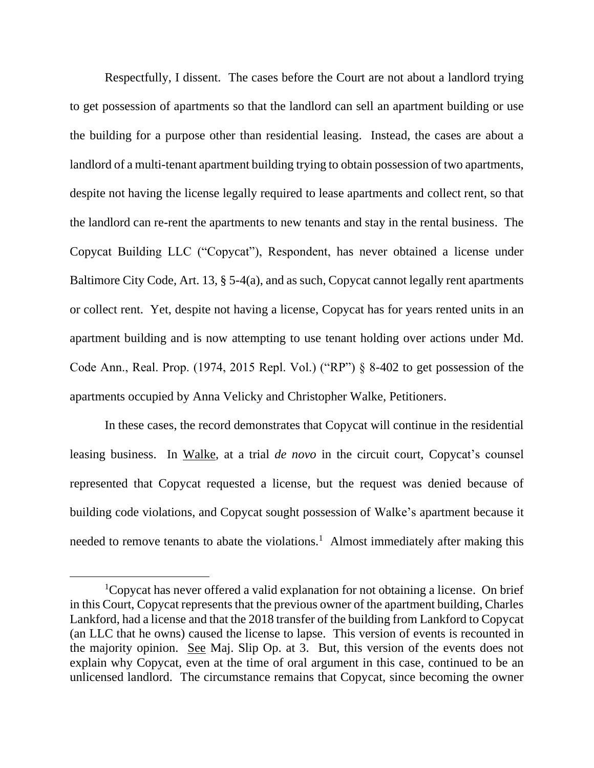Respectfully, I dissent. The cases before the Court are not about a landlord trying to get possession of apartments so that the landlord can sell an apartment building or use the building for a purpose other than residential leasing. Instead, the cases are about a landlord of a multi-tenant apartment building trying to obtain possession of two apartments, despite not having the license legally required to lease apartments and collect rent, so that the landlord can re-rent the apartments to new tenants and stay in the rental business. The Copycat Building LLC ("Copycat"), Respondent, has never obtained a license under Baltimore City Code, Art. 13, § 5-4(a), and as such, Copycat cannot legally rent apartments or collect rent. Yet, despite not having a license, Copycat has for years rented units in an apartment building and is now attempting to use tenant holding over actions under Md. Code Ann., Real. Prop. (1974, 2015 Repl. Vol.) ("RP") § 8-402 to get possession of the apartments occupied by Anna Velicky and Christopher Walke, Petitioners.

In these cases, the record demonstrates that Copycat will continue in the residential leasing business. In Walke, at a trial *de novo* in the circuit court, Copycat's counsel represented that Copycat requested a license, but the request was denied because of building code violations, and Copycat sought possession of Walke's apartment because it needed to remove tenants to abate the violations.[1] Almost immediately after making this

[1] Copycat has never offered a valid explanation for not obtaining a license. On brief in this Court, Copycat represents that the previous owner of the apartment building, Charles Lankford, had a license and that the 2018 transfer of the building from Lankford to Copycat (an LLC that he owns) caused the license to lapse. This version of events is recounted in the majority opinion. See Maj. Slip Op. at 3. But, this version of the events does not explain why Copycat, even at the time of oral argument in this case, continued to be an unlicensed landlord. The circumstance remains that Copycat, since becoming the owner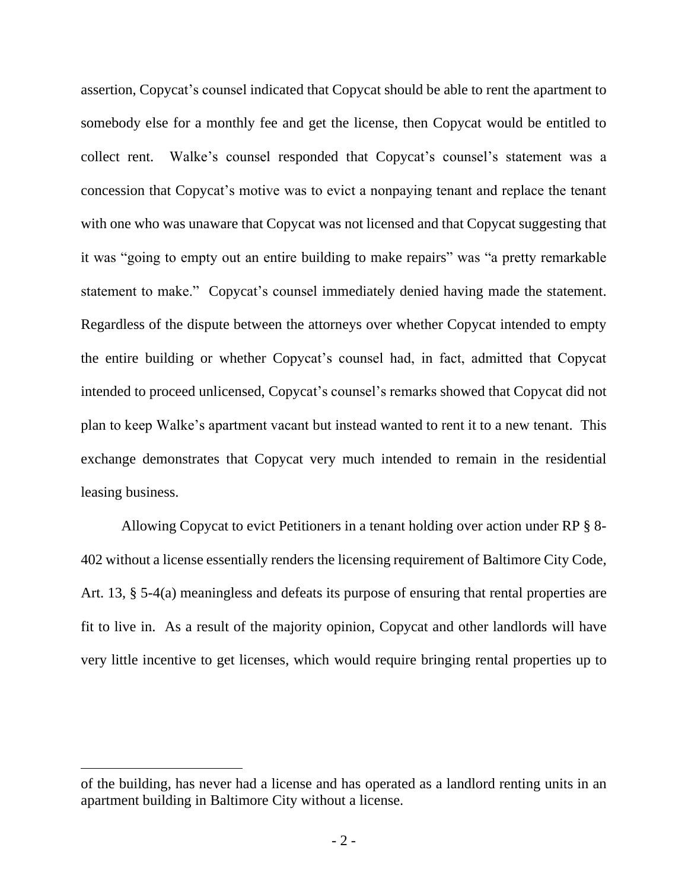assertion, Copycat's counsel indicated that Copycat should be able to rent the apartment to somebody else for a monthly fee and get the license, then Copycat would be entitled to collect rent. Walke's counsel responded that Copycat's counsel's statement was a concession that Copycat's motive was to evict a nonpaying tenant and replace the tenant with one who was unaware that Copycat was not licensed and that Copycat suggesting that it was "going to empty out an entire building to make repairs" was "a pretty remarkable statement to make." Copycat's counsel immediately denied having made the statement. Regardless of the dispute between the attorneys over whether Copycat intended to empty the entire building or whether Copycat's counsel had, in fact, admitted that Copycat intended to proceed unlicensed, Copycat's counsel's remarks showed that Copycat did not plan to keep Walke's apartment vacant but instead wanted to rent it to a new tenant. This exchange demonstrates that Copycat very much intended to remain in the residential leasing business.

Allowing Copycat to evict Petitioners in a tenant holding over action under RP § 8-402 without a license essentially renders the licensing requirement of Baltimore City Code, Art. 13, § 5-4(a) meaningless and defeats its purpose of ensuring that rental properties are fit to live in. As a result of the majority opinion, Copycat and other landlords will have very little incentive to get licenses, which would require bringing rental properties up to

---

of the building, has never had a license and has operated as a landlord renting units in an apartment building in Baltimore City without a license.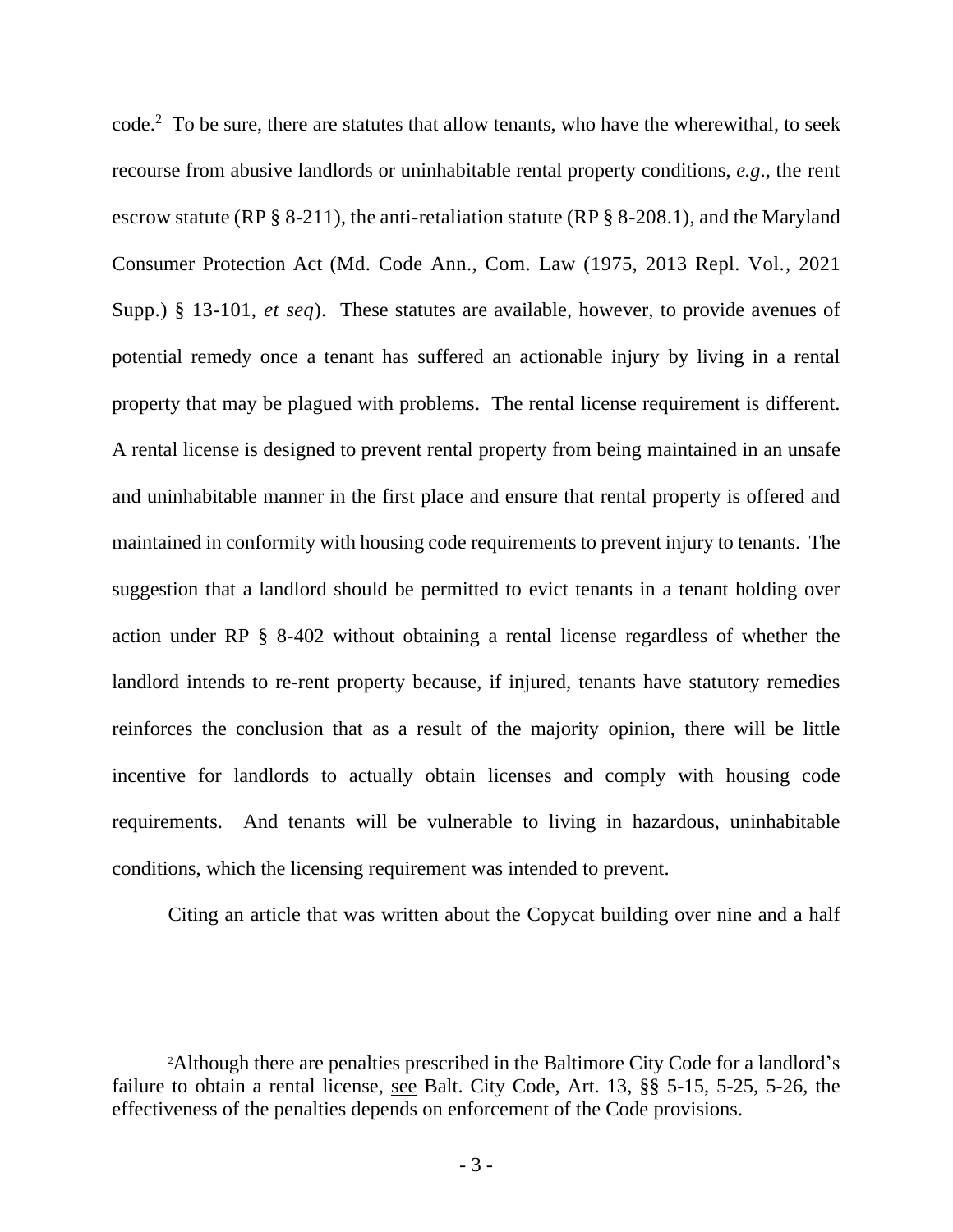code.[2] To be sure, there are statutes that allow tenants, who have the wherewithal, to seek recourse from abusive landlords or uninhabitable rental property conditions, *e.g*., the rent escrow statute (RP § 8-211), the anti-retaliation statute (RP § 8-208.1), and the Maryland Consumer Protection Act (Md. Code Ann., Com. Law (1975, 2013 Repl. Vol., 2021 Supp.) § 13-101, *et seq*). These statutes are available, however, to provide avenues of potential remedy once a tenant has suffered an actionable injury by living in a rental property that may be plagued with problems. The rental license requirement is different. A rental license is designed to prevent rental property from being maintained in an unsafe and uninhabitable manner in the first place and ensure that rental property is offered and maintained in conformity with housing code requirements to prevent injury to tenants. The suggestion that a landlord should be permitted to evict tenants in a tenant holding over action under RP § 8-402 without obtaining a rental license regardless of whether the landlord intends to re-rent property because, if injured, tenants have statutory remedies reinforces the conclusion that as a result of the majority opinion, there will be little incentive for landlords to actually obtain licenses and comply with housing code requirements. And tenants will be vulnerable to living in hazardous, uninhabitable conditions, which the licensing requirement was intended to prevent.

Citing an article that was written about the Copycat building over nine and a half

[2] Although there are penalties prescribed in the Baltimore City Code for a landlord's failure to obtain a rental license, see Balt. City Code, Art. 13, §§ 5-15, 5-25, 5-26, the effectiveness of the penalties depends on enforcement of the Code provisions.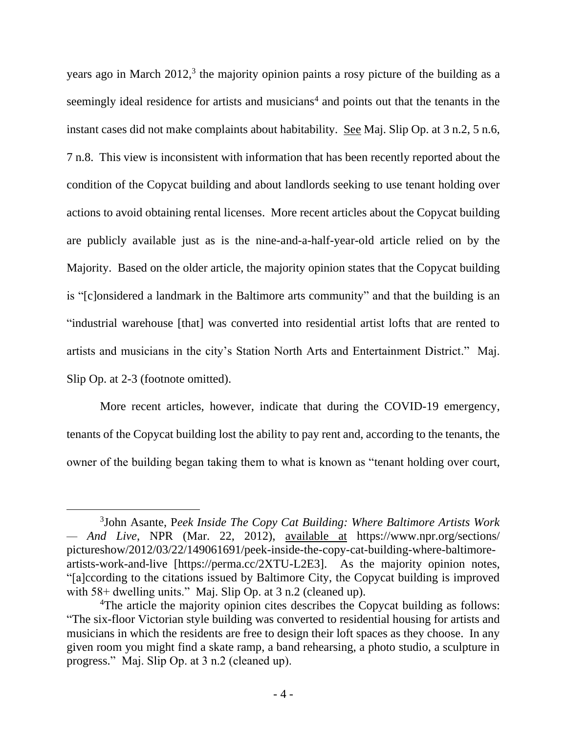years ago in March 2012,[3] the majority opinion paints a rosy picture of the building as a seemingly ideal residence for artists and musicians[4] and points out that the tenants in the instant cases did not make complaints about habitability. See Maj. Slip Op. at 3 n.2, 5 n.6, 7 n.8. This view is inconsistent with information that has been recently reported about the condition of the Copycat building and about landlords seeking to use tenant holding over actions to avoid obtaining rental licenses. More recent articles about the Copycat building are publicly available just as is the nine-and-a-half-year-old article relied on by the Majority. Based on the older article, the majority opinion states that the Copycat building is "[c]onsidered a landmark in the Baltimore arts community" and that the building is an "industrial warehouse [that] was converted into residential artist lofts that are rented to artists and musicians in the city's Station North Arts and Entertainment District." Maj. Slip Op. at 2-3 (footnote omitted).

More recent articles, however, indicate that during the COVID-19 emergency, tenants of the Copycat building lost the ability to pay rent and, according to the tenants, the owner of the building began taking them to what is known as "tenant holding over court,

---

[3]John Asante, *Peek Inside The Copy Cat Building: Where Baltimore Artists Work — And Live*, NPR (Mar. 22, 2012), available at https://www.npr.org/sections/pictureshow/2012/03/22/149061691/peek-inside-the-copy-cat-building-where-baltimore-artists-work-and-live [https://perma.cc/2XTU-L2E3]. As the majority opinion notes, "[a]ccording to the citations issued by Baltimore City, the Copycat building is improved with 58+ dwelling units." Maj. Slip Op. at 3 n.2 (cleaned up).

[4]The article the majority opinion cites describes the Copycat building as follows: "The six-floor Victorian style building was converted to residential housing for artists and musicians in which the residents are free to design their loft spaces as they choose. In any given room you might find a skate ramp, a band rehearsing, a photo studio, a sculpture in progress." Maj. Slip Op. at 3 n.2 (cleaned up).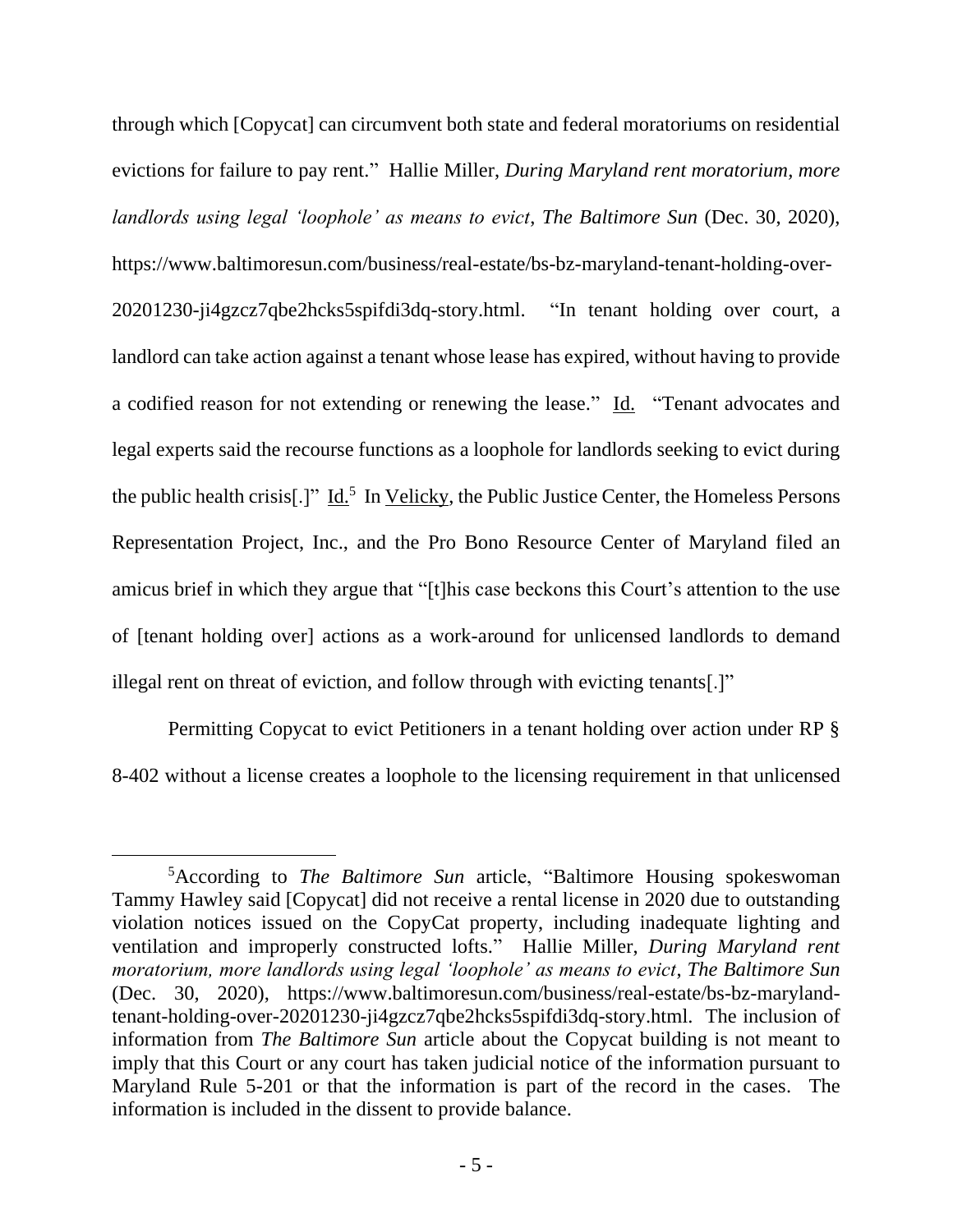through which [Copycat] can circumvent both state and federal moratoriums on residential evictions for failure to pay rent." Hallie Miller, *During Maryland rent moratorium, more landlords using legal 'loophole' as means to evict*, *The Baltimore Sun* (Dec. 30, 2020), https://www.baltimoresun.com/business/real-estate/bs-bz-maryland-tenant-holding-over-20201230-ji4gzcz7qbe2hcks5spifdi3dq-story.html. "In tenant holding over court, a landlord can take action against a tenant whose lease has expired, without having to provide a codified reason for not extending or renewing the lease." Id. "Tenant advocates and legal experts said the recourse functions as a loophole for landlords seeking to evict during the public health crisis[.]" Id.[5] In Velicky, the Public Justice Center, the Homeless Persons Representation Project, Inc., and the Pro Bono Resource Center of Maryland filed an amicus brief in which they argue that "[t]his case beckons this Court's attention to the use of [tenant holding over] actions as a work-around for unlicensed landlords to demand illegal rent on threat of eviction, and follow through with evicting tenants[.]"

Permitting Copycat to evict Petitioners in a tenant holding over action under RP § 8-402 without a license creates a loophole to the licensing requirement in that unlicensed

---

[5]According to *The Baltimore Sun* article, "Baltimore Housing spokeswoman Tammy Hawley said [Copycat] did not receive a rental license in 2020 due to outstanding violation notices issued on the CopyCat property, including inadequate lighting and ventilation and improperly constructed lofts." Hallie Miller, *During Maryland rent moratorium, more landlords using legal 'loophole' as means to evict*, *The Baltimore Sun* (Dec. 30, 2020), https://www.baltimoresun.com/business/real-estate/bs-bz-maryland-tenant-holding-over-20201230-ji4gzcz7qbe2hcks5spifdi3dq-story.html. The inclusion of information from *The Baltimore Sun* article about the Copycat building is not meant to imply that this Court or any court has taken judicial notice of the information pursuant to Maryland Rule 5-201 or that the information is part of the record in the cases. The information is included in the dissent to provide balance.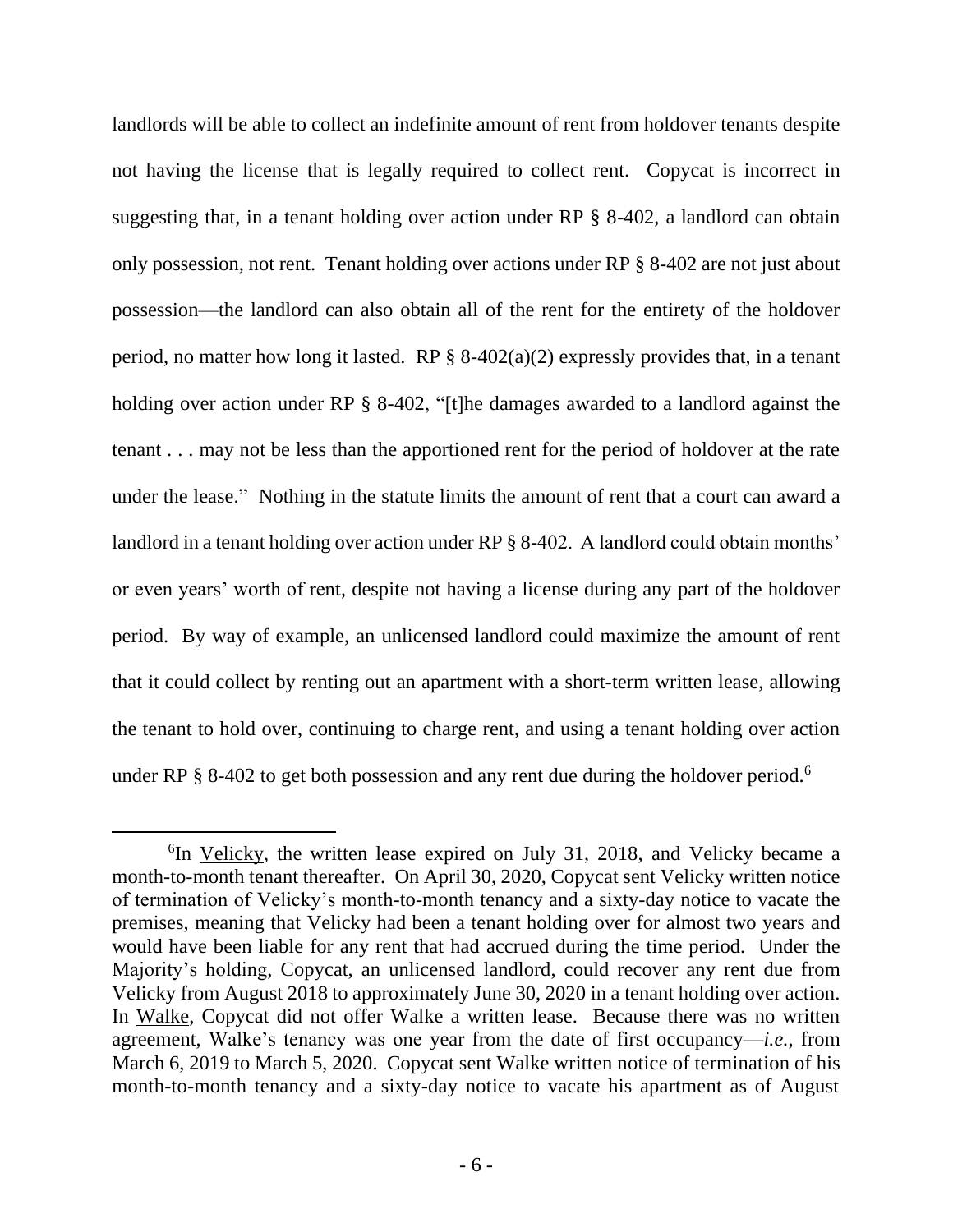landlords will be able to collect an indefinite amount of rent from holdover tenants despite not having the license that is legally required to collect rent. Copycat is incorrect in suggesting that, in a tenant holding over action under RP § 8-402, a landlord can obtain only possession, not rent. Tenant holding over actions under RP § 8-402 are not just about possession—the landlord can also obtain all of the rent for the entirety of the holdover period, no matter how long it lasted. RP § 8-402(a)(2) expressly provides that, in a tenant holding over action under RP § 8-402, "[t]he damages awarded to a landlord against the tenant . . . may not be less than the apportioned rent for the period of holdover at the rate under the lease." Nothing in the statute limits the amount of rent that a court can award a landlord in a tenant holding over action under RP § 8-402. A landlord could obtain months' or even years' worth of rent, despite not having a license during any part of the holdover period. By way of example, an unlicensed landlord could maximize the amount of rent that it could collect by renting out an apartment with a short-term written lease, allowing the tenant to hold over, continuing to charge rent, and using a tenant holding over action under RP § 8-402 to get both possession and any rent due during the holdover period.[6]

---

[6]In Velicky, the written lease expired on July 31, 2018, and Velicky became a month-to-month tenant thereafter. On April 30, 2020, Copycat sent Velicky written notice of termination of Velicky's month-to-month tenancy and a sixty-day notice to vacate the premises, meaning that Velicky had been a tenant holding over for almost two years and would have been liable for any rent that had accrued during the time period. Under the Majority's holding, Copycat, an unlicensed landlord, could recover any rent due from Velicky from August 2018 to approximately June 30, 2020 in a tenant holding over action. In Walke, Copycat did not offer Walke a written lease. Because there was no written agreement, Walke's tenancy was one year from the date of first occupancy—*i.e.*, from March 6, 2019 to March 5, 2020. Copycat sent Walke written notice of termination of his month-to-month tenancy and a sixty-day notice to vacate his apartment as of August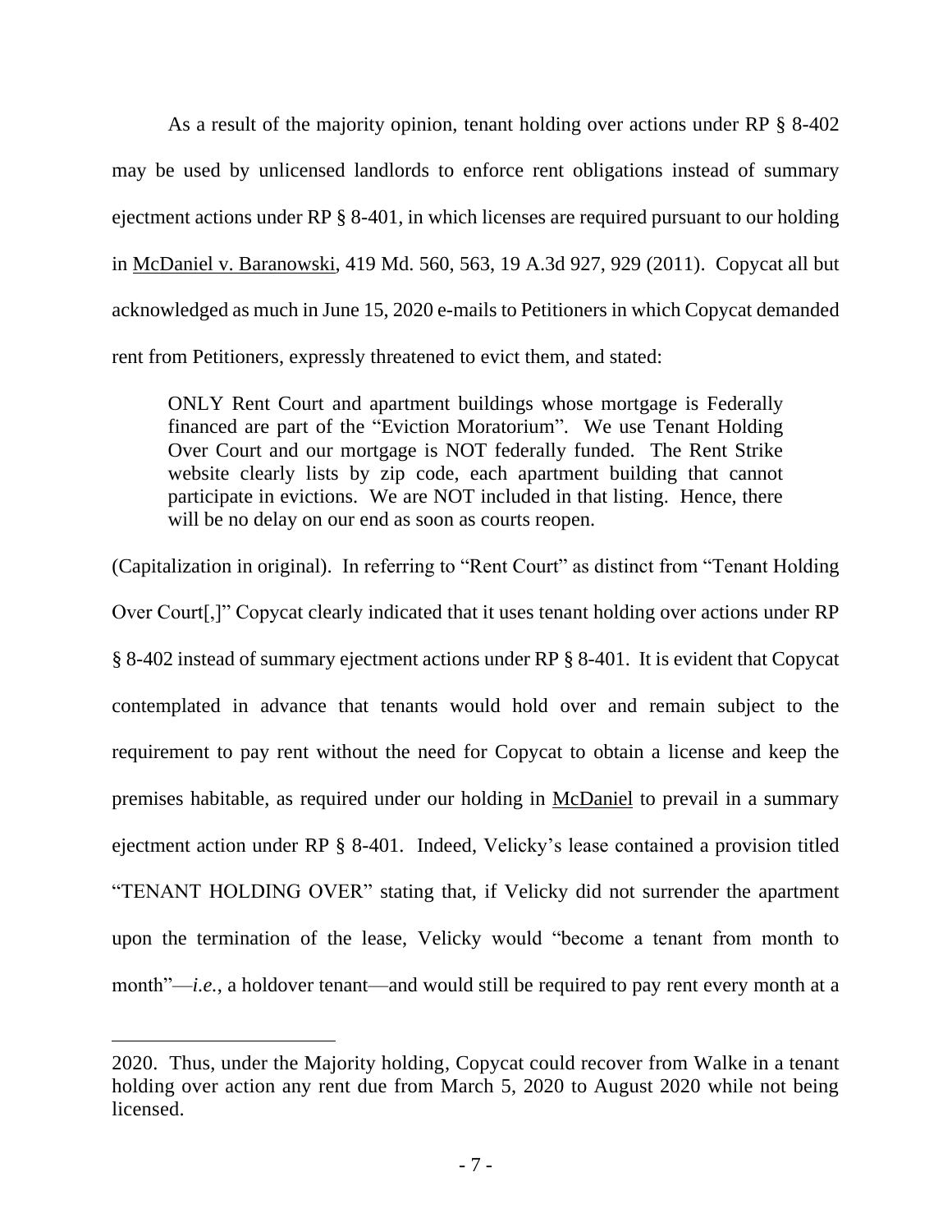As a result of the majority opinion, tenant holding over actions under RP § 8-402 may be used by unlicensed landlords to enforce rent obligations instead of summary ejectment actions under RP § 8-401, in which licenses are required pursuant to our holding in McDaniel v. Baranowski, 419 Md. 560, 563, 19 A.3d 927, 929 (2011). Copycat all but acknowledged as much in June 15, 2020 e-mails to Petitioners in which Copycat demanded rent from Petitioners, expressly threatened to evict them, and stated:

> ONLY Rent Court and apartment buildings whose mortgage is Federally financed are part of the "Eviction Moratorium". We use Tenant Holding Over Court and our mortgage is NOT federally funded. The Rent Strike website clearly lists by zip code, each apartment building that cannot participate in evictions. We are NOT included in that listing. Hence, there will be no delay on our end as soon as courts reopen.

(Capitalization in original). In referring to "Rent Court" as distinct from "Tenant Holding Over Court[,]" Copycat clearly indicated that it uses tenant holding over actions under RP § 8-402 instead of summary ejectment actions under RP § 8-401. It is evident that Copycat contemplated in advance that tenants would hold over and remain subject to the requirement to pay rent without the need for Copycat to obtain a license and keep the premises habitable, as required under our holding in McDaniel to prevail in a summary ejectment action under RP § 8-401. Indeed, Velicky's lease contained a provision titled "TENANT HOLDING OVER" stating that, if Velicky did not surrender the apartment upon the termination of the lease, Velicky would "become a tenant from month to month"—*i.e.*, a holdover tenant—and would still be required to pay rent every month at a

---

2020. Thus, under the Majority holding, Copycat could recover from Walke in a tenant holding over action any rent due from March 5, 2020 to August 2020 while not being licensed.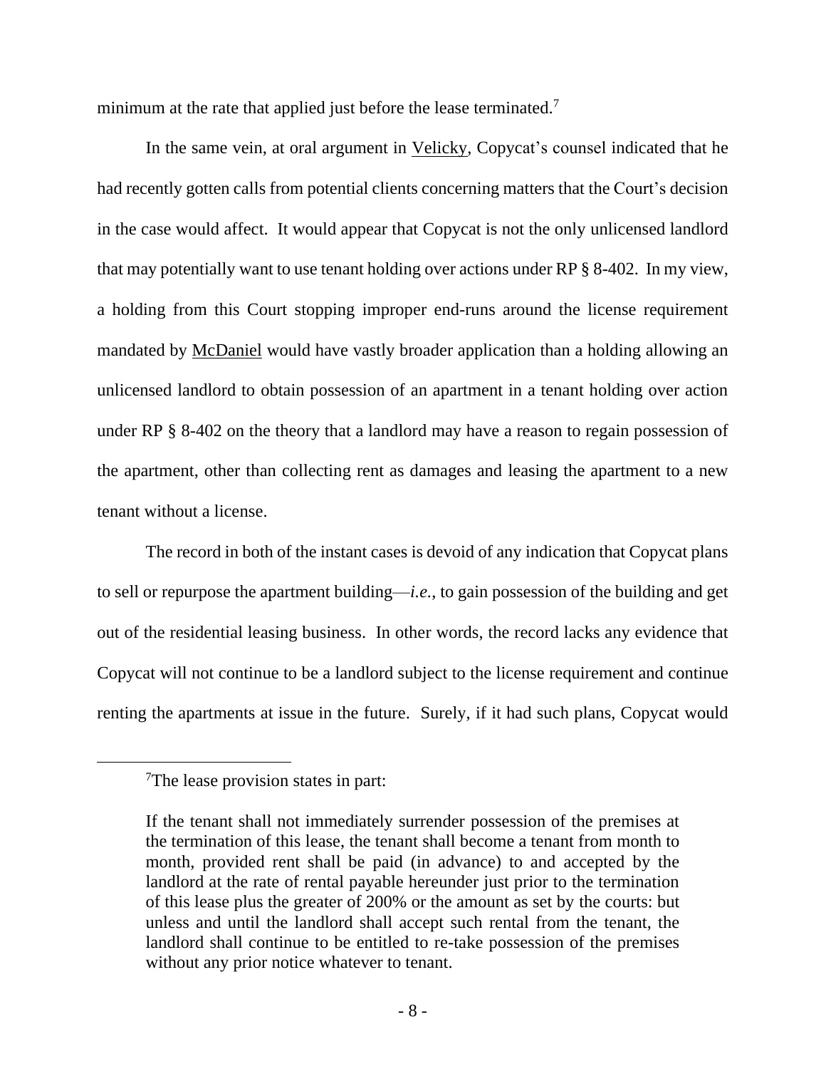minimum at the rate that applied just before the lease terminated.[7]

In the same vein, at oral argument in Velicky, Copycat's counsel indicated that he had recently gotten calls from potential clients concerning matters that the Court's decision in the case would affect. It would appear that Copycat is not the only unlicensed landlord that may potentially want to use tenant holding over actions under RP § 8-402. In my view, a holding from this Court stopping improper end-runs around the license requirement mandated by McDaniel would have vastly broader application than a holding allowing an unlicensed landlord to obtain possession of an apartment in a tenant holding over action under RP § 8-402 on the theory that a landlord may have a reason to regain possession of the apartment, other than collecting rent as damages and leasing the apartment to a new tenant without a license.

The record in both of the instant cases is devoid of any indication that Copycat plans to sell or repurpose the apartment building—*i.e.*, to gain possession of the building and get out of the residential leasing business. In other words, the record lacks any evidence that Copycat will not continue to be a landlord subject to the license requirement and continue renting the apartments at issue in the future. Surely, if it had such plans, Copycat would

---

[7]The lease provision states in part:

> If the tenant shall not immediately surrender possession of the premises at the termination of this lease, the tenant shall become a tenant from month to month, provided rent shall be paid (in advance) to and accepted by the landlord at the rate of rental payable hereunder just prior to the termination of this lease plus the greater of 200% or the amount as set by the courts: but unless and until the landlord shall accept such rental from the tenant, the landlord shall continue to be entitled to re-take possession of the premises without any prior notice whatever to tenant.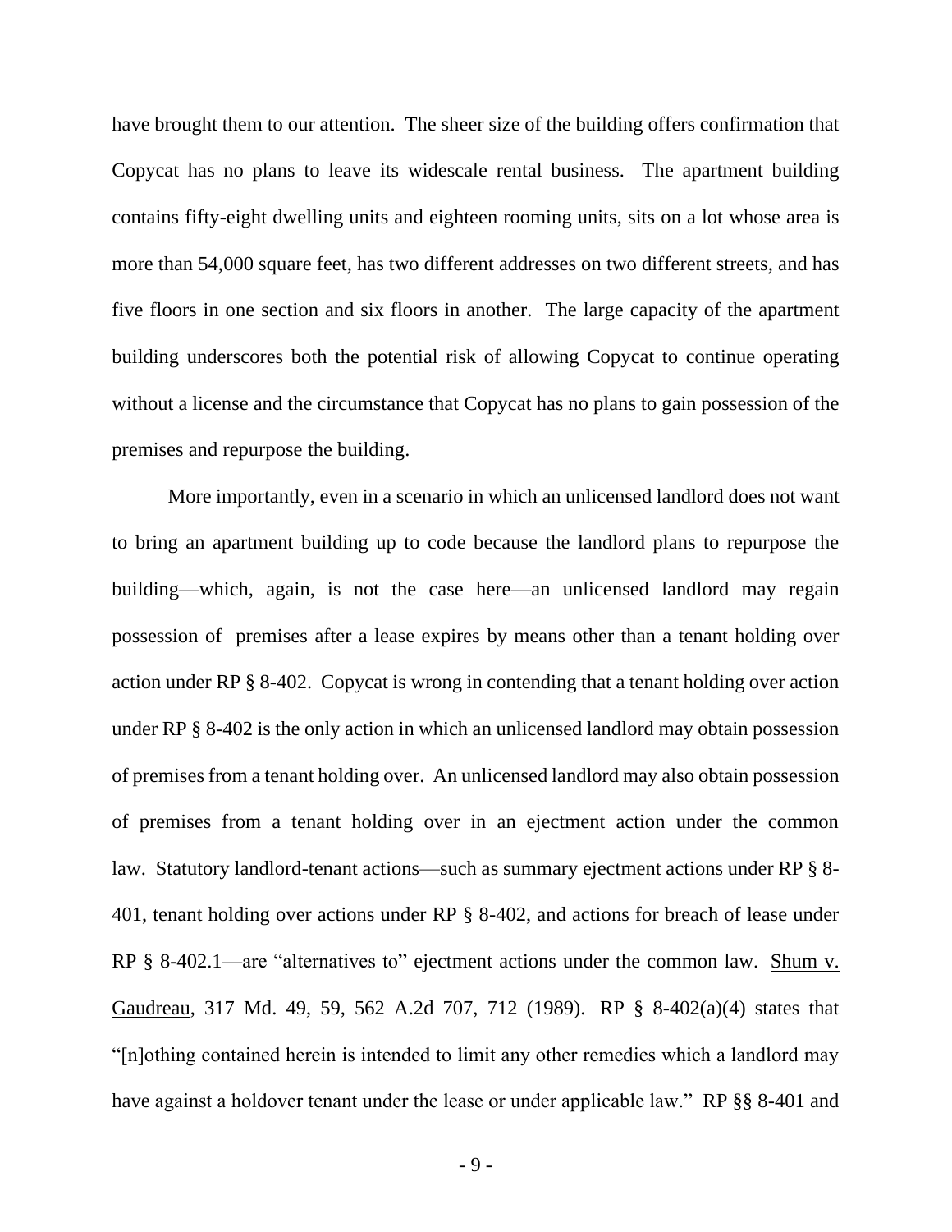have brought them to our attention. The sheer size of the building offers confirmation that Copycat has no plans to leave its widescale rental business. The apartment building contains fifty-eight dwelling units and eighteen rooming units, sits on a lot whose area is more than 54,000 square feet, has two different addresses on two different streets, and has five floors in one section and six floors in another. The large capacity of the apartment building underscores both the potential risk of allowing Copycat to continue operating without a license and the circumstance that Copycat has no plans to gain possession of the premises and repurpose the building.

More importantly, even in a scenario in which an unlicensed landlord does not want to bring an apartment building up to code because the landlord plans to repurpose the building—which, again, is not the case here—an unlicensed landlord may regain possession of premises after a lease expires by means other than a tenant holding over action under RP § 8-402. Copycat is wrong in contending that a tenant holding over action under RP § 8-402 is the only action in which an unlicensed landlord may obtain possession of premises from a tenant holding over. An unlicensed landlord may also obtain possession of premises from a tenant holding over in an ejectment action under the common law. Statutory landlord-tenant actions—such as summary ejectment actions under RP § 8-401, tenant holding over actions under RP § 8-402, and actions for breach of lease under RP § 8-402.1—are "alternatives to" ejectment actions under the common law. Shum v. Gaudreau, 317 Md. 49, 59, 562 A.2d 707, 712 (1989). RP § 8-402(a)(4) states that "[n]othing contained herein is intended to limit any other remedies which a landlord may have against a holdover tenant under the lease or under applicable law." RP §§ 8-401 and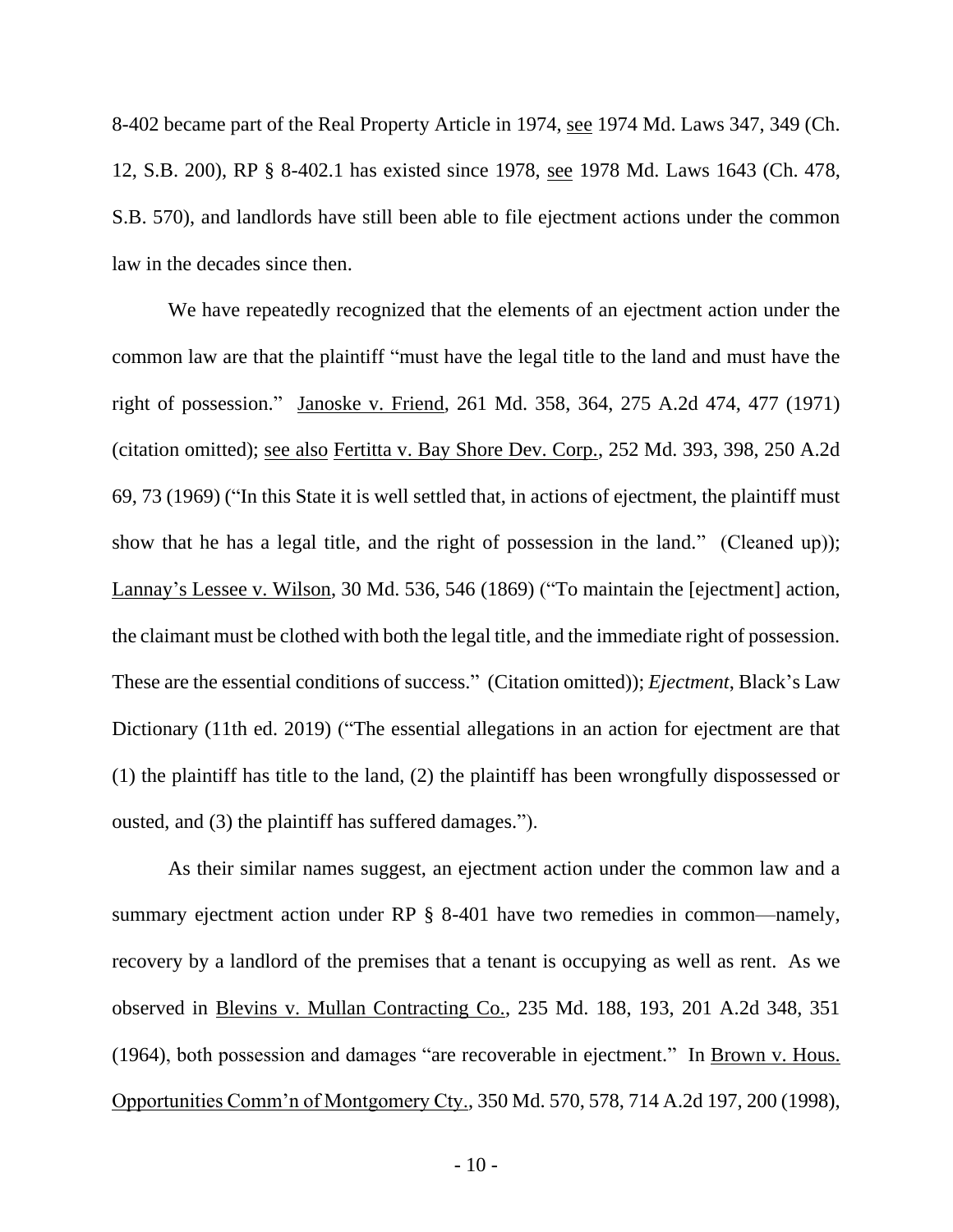8-402 became part of the Real Property Article in 1974, see 1974 Md. Laws 347, 349 (Ch. 12, S.B. 200), RP § 8-402.1 has existed since 1978, see 1978 Md. Laws 1643 (Ch. 478, S.B. 570), and landlords have still been able to file ejectment actions under the common law in the decades since then.

We have repeatedly recognized that the elements of an ejectment action under the common law are that the plaintiff "must have the legal title to the land and must have the right of possession." Janoske v. Friend, 261 Md. 358, 364, 275 A.2d 474, 477 (1971) (citation omitted); see also Fertitta v. Bay Shore Dev. Corp., 252 Md. 393, 398, 250 A.2d 69, 73 (1969) ("In this State it is well settled that, in actions of ejectment, the plaintiff must show that he has a legal title, and the right of possession in the land." (Cleaned up)); Lannay's Lessee v. Wilson, 30 Md. 536, 546 (1869) ("To maintain the [ejectment] action, the claimant must be clothed with both the legal title, and the immediate right of possession. These are the essential conditions of success." (Citation omitted)); *Ejectment*, Black's Law Dictionary (11th ed. 2019) ("The essential allegations in an action for ejectment are that (1) the plaintiff has title to the land, (2) the plaintiff has been wrongfully dispossessed or ousted, and (3) the plaintiff has suffered damages.").

As their similar names suggest, an ejectment action under the common law and a summary ejectment action under RP § 8-401 have two remedies in common—namely, recovery by a landlord of the premises that a tenant is occupying as well as rent. As we observed in Blevins v. Mullan Contracting Co., 235 Md. 188, 193, 201 A.2d 348, 351 (1964), both possession and damages "are recoverable in ejectment." In Brown v. Hous. Opportunities Comm'n of Montgomery Cty., 350 Md. 570, 578, 714 A.2d 197, 200 (1998),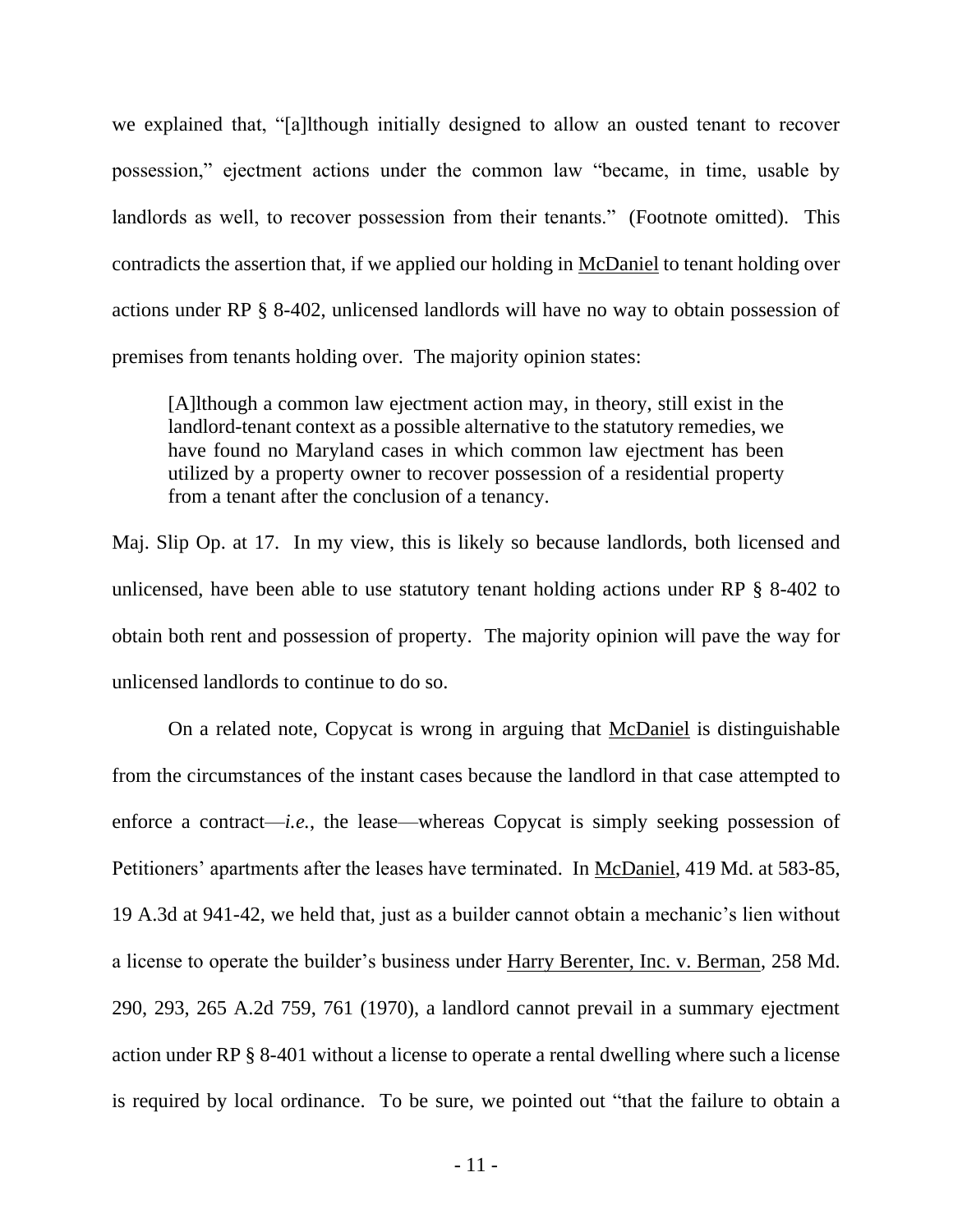we explained that, "[a]lthough initially designed to allow an ousted tenant to recover possession," ejectment actions under the common law "became, in time, usable by landlords as well, to recover possession from their tenants." (Footnote omitted). This contradicts the assertion that, if we applied our holding in McDaniel to tenant holding over actions under RP § 8-402, unlicensed landlords will have no way to obtain possession of premises from tenants holding over. The majority opinion states:

> [A]lthough a common law ejectment action may, in theory, still exist in the landlord-tenant context as a possible alternative to the statutory remedies, we have found no Maryland cases in which common law ejectment has been utilized by a property owner to recover possession of a residential property from a tenant after the conclusion of a tenancy.

Maj. Slip Op. at 17. In my view, this is likely so because landlords, both licensed and unlicensed, have been able to use statutory tenant holding actions under RP § 8-402 to obtain both rent and possession of property. The majority opinion will pave the way for unlicensed landlords to continue to do so.

On a related note, Copycat is wrong in arguing that McDaniel is distinguishable from the circumstances of the instant cases because the landlord in that case attempted to enforce a contract—*i.e.*, the lease—whereas Copycat is simply seeking possession of Petitioners' apartments after the leases have terminated. In McDaniel, 419 Md. at 583-85, 19 A.3d at 941-42, we held that, just as a builder cannot obtain a mechanic's lien without a license to operate the builder's business under Harry Berenter, Inc. v. Berman, 258 Md. 290, 293, 265 A.2d 759, 761 (1970), a landlord cannot prevail in a summary ejectment action under RP § 8-401 without a license to operate a rental dwelling where such a license is required by local ordinance. To be sure, we pointed out "that the failure to obtain a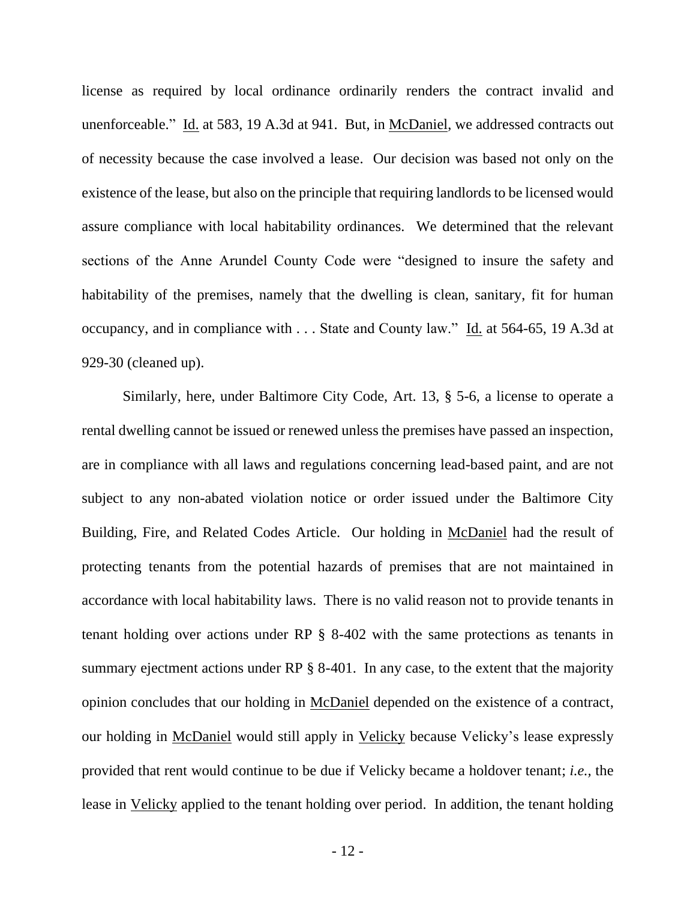license as required by local ordinance ordinarily renders the contract invalid and unenforceable." Id. at 583, 19 A.3d at 941. But, in McDaniel, we addressed contracts out of necessity because the case involved a lease. Our decision was based not only on the existence of the lease, but also on the principle that requiring landlords to be licensed would assure compliance with local habitability ordinances. We determined that the relevant sections of the Anne Arundel County Code were "designed to insure the safety and habitability of the premises, namely that the dwelling is clean, sanitary, fit for human occupancy, and in compliance with . . . State and County law." Id. at 564-65, 19 A.3d at 929-30 (cleaned up).

Similarly, here, under Baltimore City Code, Art. 13, § 5-6, a license to operate a rental dwelling cannot be issued or renewed unless the premises have passed an inspection, are in compliance with all laws and regulations concerning lead-based paint, and are not subject to any non-abated violation notice or order issued under the Baltimore City Building, Fire, and Related Codes Article. Our holding in McDaniel had the result of protecting tenants from the potential hazards of premises that are not maintained in accordance with local habitability laws. There is no valid reason not to provide tenants in tenant holding over actions under RP § 8-402 with the same protections as tenants in summary ejectment actions under RP § 8-401. In any case, to the extent that the majority opinion concludes that our holding in McDaniel depended on the existence of a contract, our holding in McDaniel would still apply in Velicky because Velicky's lease expressly provided that rent would continue to be due if Velicky became a holdover tenant; *i.e.*, the lease in Velicky applied to the tenant holding over period. In addition, the tenant holding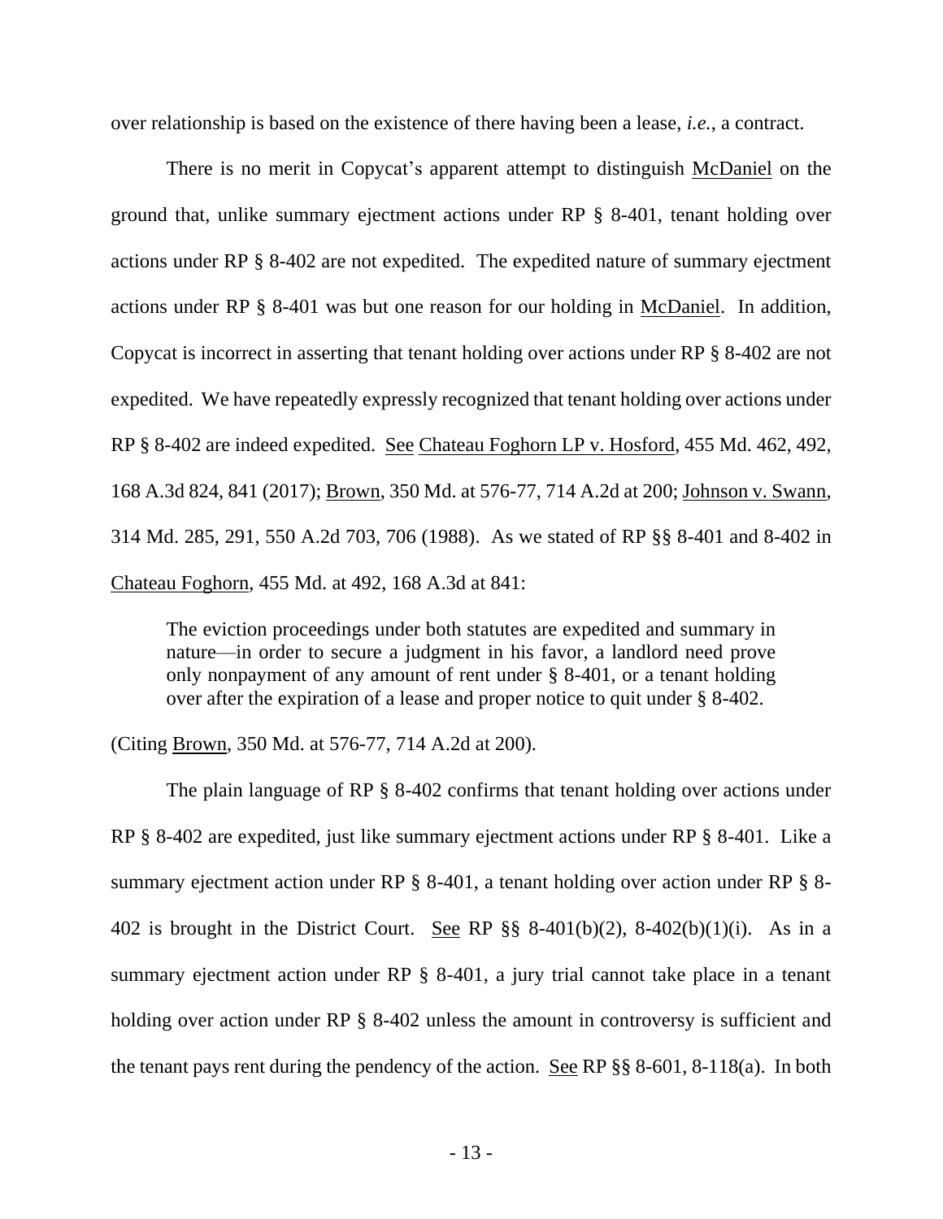over relationship is based on the existence of there having been a lease, *i.e.*, a contract.

There is no merit in Copycat's apparent attempt to distinguish McDaniel on the ground that, unlike summary ejectment actions under RP § 8-401, tenant holding over actions under RP § 8-402 are not expedited. The expedited nature of summary ejectment actions under RP § 8-401 was but one reason for our holding in McDaniel. In addition, Copycat is incorrect in asserting that tenant holding over actions under RP § 8-402 are not expedited. We have repeatedly expressly recognized that tenant holding over actions under RP § 8-402 are indeed expedited. See Chateau Foghorn LP v. Hosford, 455 Md. 462, 492, 168 A.3d 824, 841 (2017); Brown, 350 Md. at 576-77, 714 A.2d at 200; Johnson v. Swann, 314 Md. 285, 291, 550 A.2d 703, 706 (1988). As we stated of RP §§ 8-401 and 8-402 in Chateau Foghorn, 455 Md. at 492, 168 A.3d at 841:

> The eviction proceedings under both statutes are expedited and summary in nature—in order to secure a judgment in his favor, a landlord need prove only nonpayment of any amount of rent under § 8-401, or a tenant holding over after the expiration of a lease and proper notice to quit under § 8-402.

(Citing Brown, 350 Md. at 576-77, 714 A.2d at 200).

The plain language of RP § 8-402 confirms that tenant holding over actions under RP § 8-402 are expedited, just like summary ejectment actions under RP § 8-401. Like a summary ejectment action under RP § 8-401, a tenant holding over action under RP § 8-402 is brought in the District Court. See RP §§ 8-401(b)(2), 8-402(b)(1)(i). As in a summary ejectment action under RP § 8-401, a jury trial cannot take place in a tenant holding over action under RP § 8-402 unless the amount in controversy is sufficient and the tenant pays rent during the pendency of the action. See RP §§ 8-601, 8-118(a). In both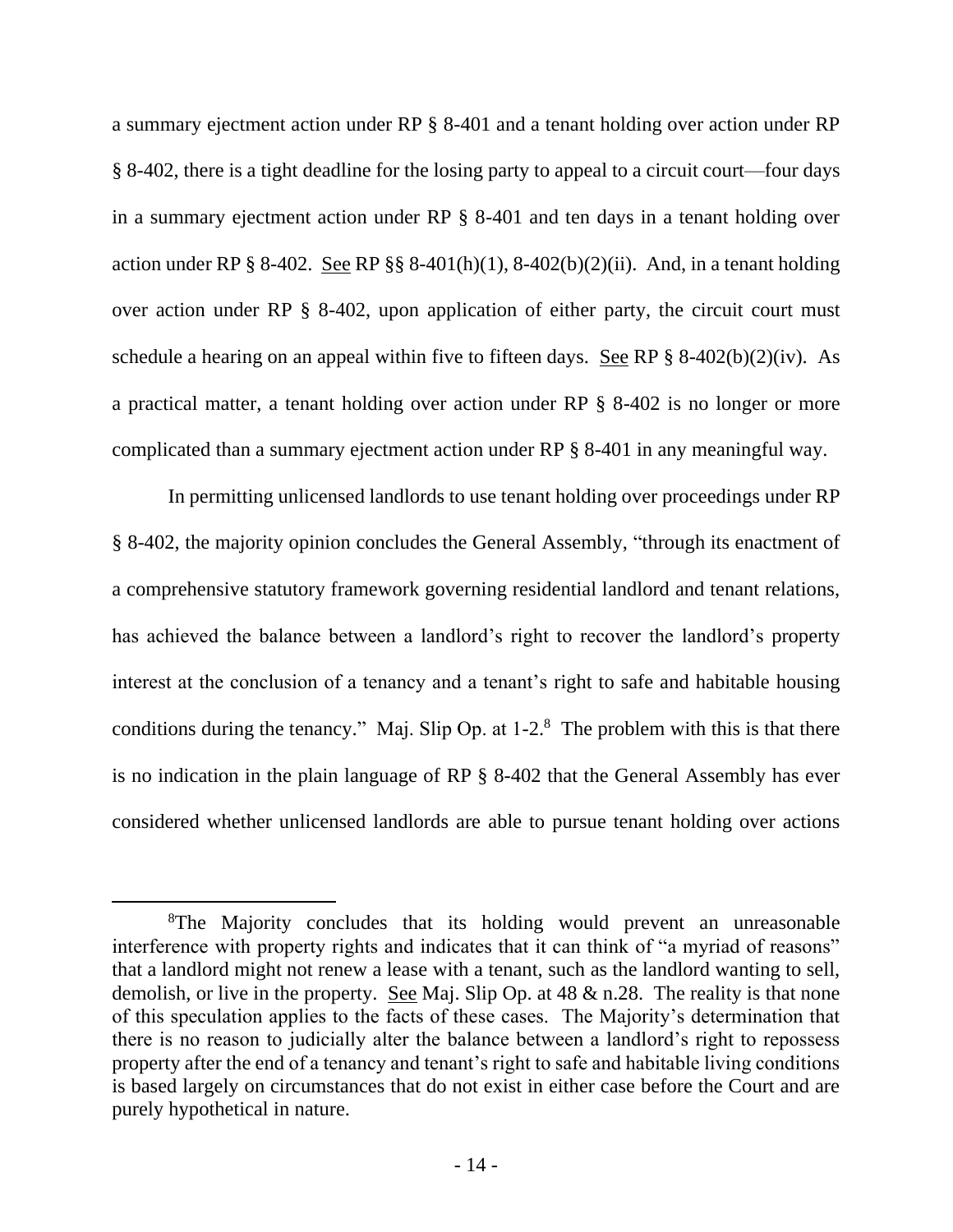a summary ejectment action under RP § 8-401 and a tenant holding over action under RP § 8-402, there is a tight deadline for the losing party to appeal to a circuit court—four days in a summary ejectment action under RP § 8-401 and ten days in a tenant holding over action under RP § 8-402. See RP §§ 8-401(h)(1), 8-402(b)(2)(ii). And, in a tenant holding over action under RP § 8-402, upon application of either party, the circuit court must schedule a hearing on an appeal within five to fifteen days. See RP § 8-402(b)(2)(iv). As a practical matter, a tenant holding over action under RP § 8-402 is no longer or more complicated than a summary ejectment action under RP § 8-401 in any meaningful way.

In permitting unlicensed landlords to use tenant holding over proceedings under RP § 8-402, the majority opinion concludes the General Assembly, "through its enactment of a comprehensive statutory framework governing residential landlord and tenant relations, has achieved the balance between a landlord's right to recover the landlord's property interest at the conclusion of a tenancy and a tenant's right to safe and habitable housing conditions during the tenancy." Maj. Slip Op. at 1-2.[8] The problem with this is that there is no indication in the plain language of RP § 8-402 that the General Assembly has ever considered whether unlicensed landlords are able to pursue tenant holding over actions

[8]The Majority concludes that its holding would prevent an unreasonable interference with property rights and indicates that it can think of "a myriad of reasons" that a landlord might not renew a lease with a tenant, such as the landlord wanting to sell, demolish, or live in the property. See Maj. Slip Op. at 48 & n.28. The reality is that none of this speculation applies to the facts of these cases. The Majority's determination that there is no reason to judicially alter the balance between a landlord's right to repossess property after the end of a tenancy and tenant's right to safe and habitable living conditions is based largely on circumstances that do not exist in either case before the Court and are purely hypothetical in nature.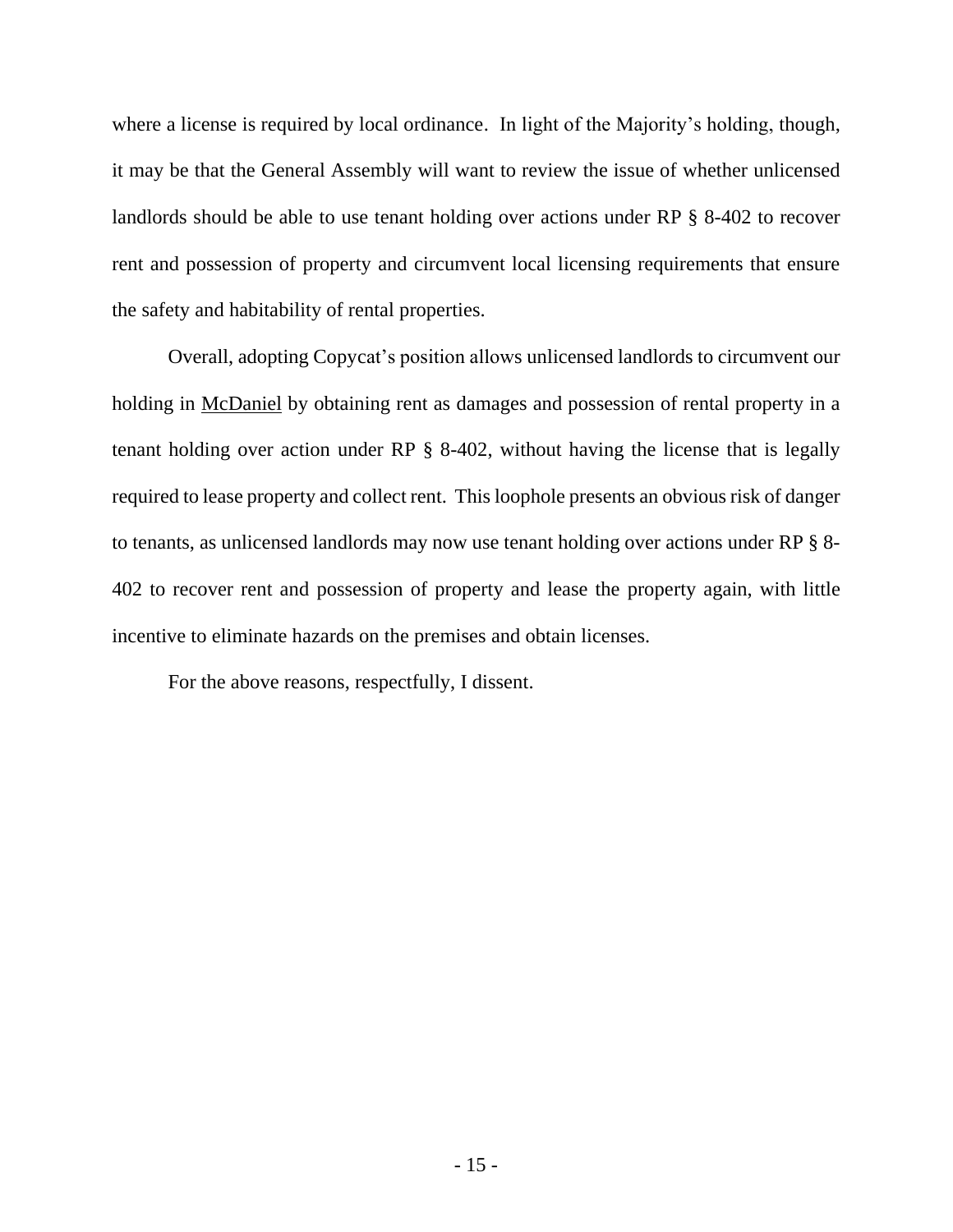where a license is required by local ordinance. In light of the Majority's holding, though, it may be that the General Assembly will want to review the issue of whether unlicensed landlords should be able to use tenant holding over actions under RP § 8-402 to recover rent and possession of property and circumvent local licensing requirements that ensure the safety and habitability of rental properties.

Overall, adopting Copycat's position allows unlicensed landlords to circumvent our holding in McDaniel by obtaining rent as damages and possession of rental property in a tenant holding over action under RP § 8-402, without having the license that is legally required to lease property and collect rent. This loophole presents an obvious risk of danger to tenants, as unlicensed landlords may now use tenant holding over actions under RP § 8-402 to recover rent and possession of property and lease the property again, with little incentive to eliminate hazards on the premises and obtain licenses.

For the above reasons, respectfully, I dissent.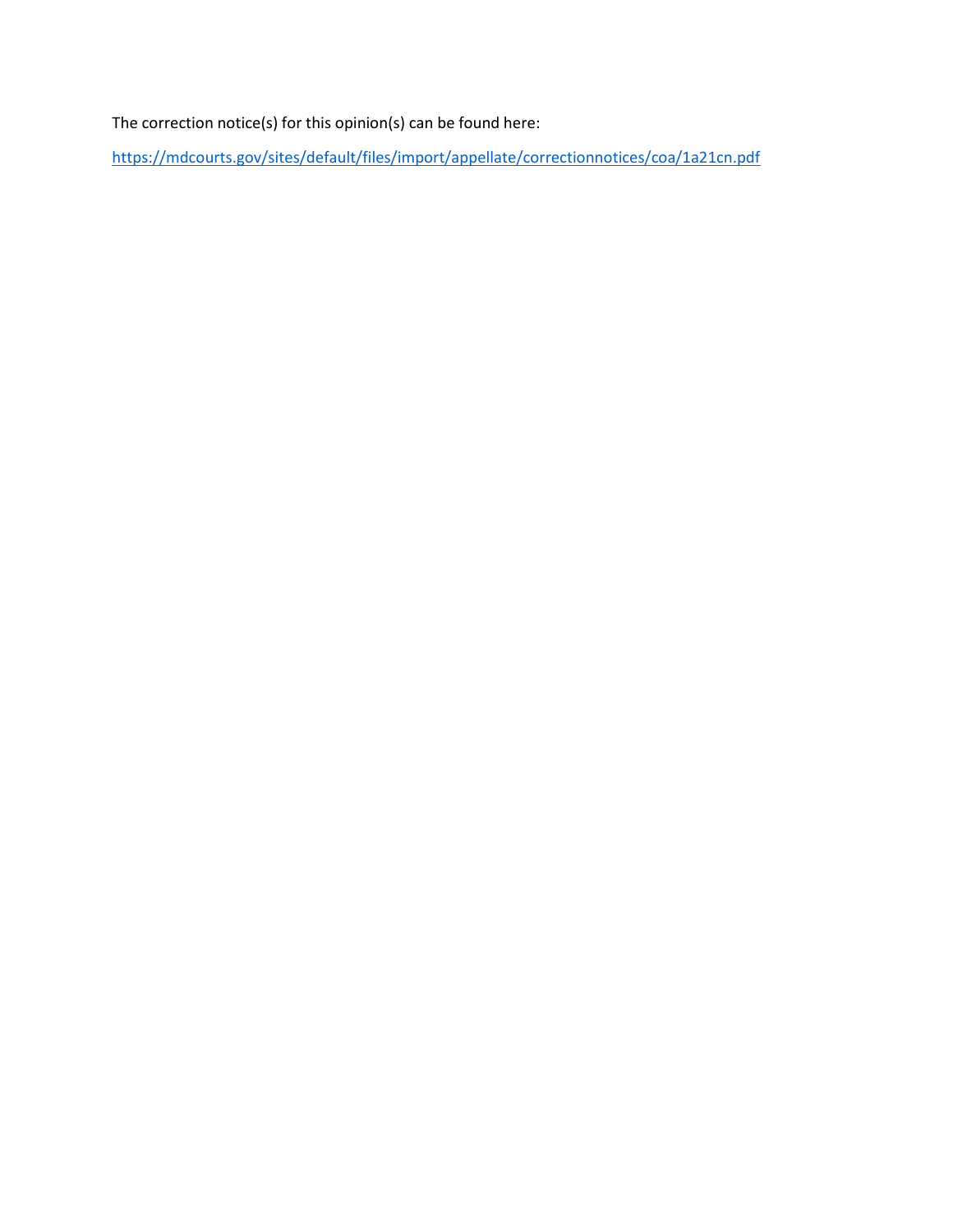The correction notice(s) for this opinion(s) can be found here:

https://mdcourts.gov/sites/default/files/import/appellate/correctionnotices/coa/1a21cn.pdf